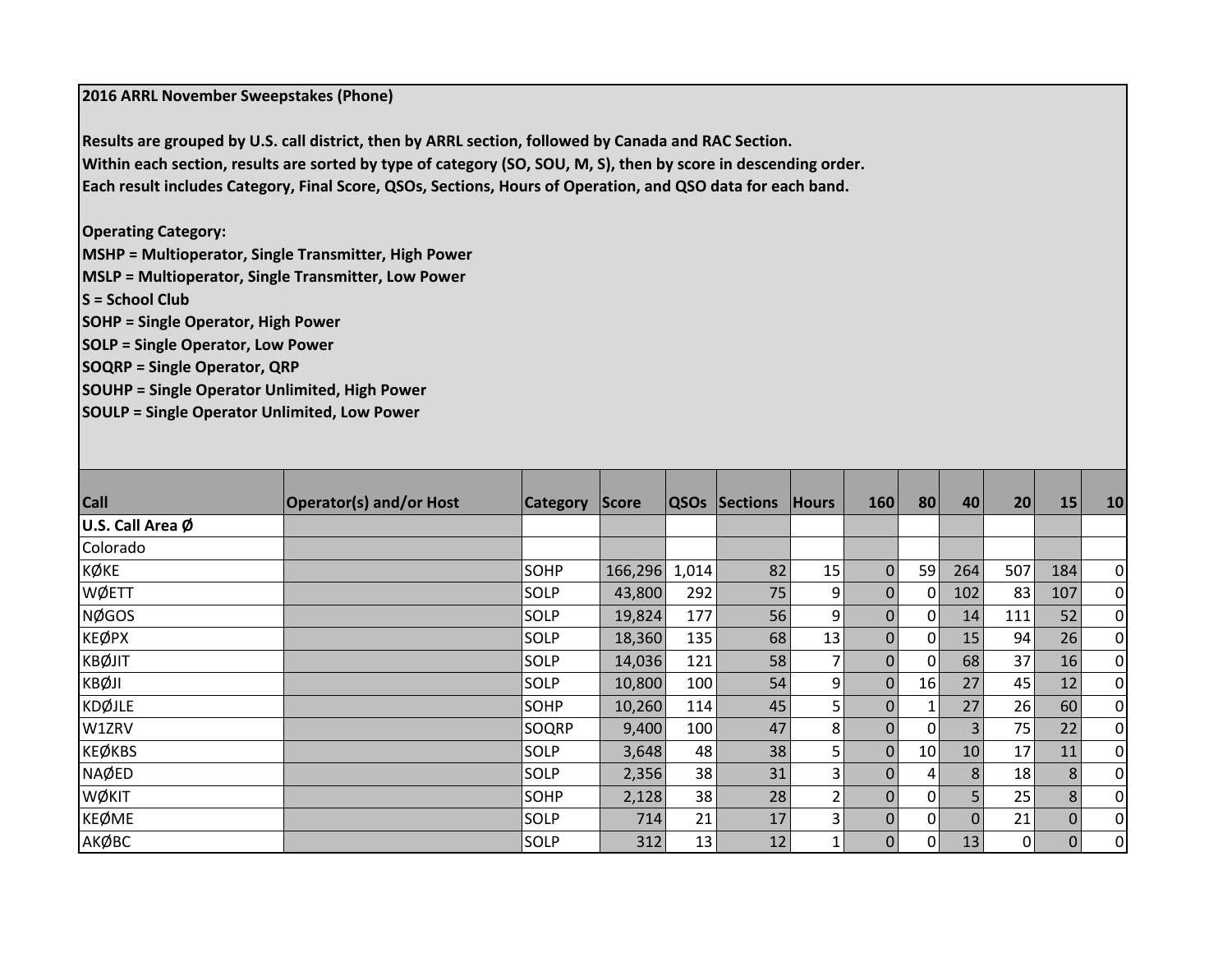**2016 ARRL November Sweepstakes (Phone)**

**Results are grouped by U.S. call district, then by ARRL section, followed by Canada and RAC Section.**
**Within each section, results are sorted by type of category (SO, SOU, M, S), then by score in descending order.**
**Each result includes Category, Final Score, QSOs, Sections, Hours of Operation, and QSO data for each band.**

**Operating Category:**
**MSHP = Multioperator, Single Transmitter, High Power**
**MSLP = Multioperator, Single Transmitter, Low Power**
**S = School Club**
**SOHP = Single Operator, High Power**
**SOLP = Single Operator, Low Power**
**SOQRP = Single Operator, QRP**
**SOUHP = Single Operator Unlimited, High Power**
**SOULP = Single Operator Unlimited, Low Power**

| Call | Operator(s) and/or Host | Category | Score | QSOs | Sections | Hours | 160 | 80 | 40 | 20 | 15 | 10 |
|---|---|---|---|---|---|---|---|---|---|---|---|---|
| **U.S. Call Area Ø** | | | | | | | | | | | | |
| Colorado | | | | | | | | | | | | |
| KØKE | | SOHP | 166,296 | 1,014 | 82 | 15 | 0 | 59 | 264 | 507 | 184 | 0 |
| WØETT | | SOLP | 43,800 | 292 | 75 | 9 | 0 | 0 | 102 | 83 | 107 | 0 |
| NØGOS | | SOLP | 19,824 | 177 | 56 | 9 | 0 | 0 | 14 | 111 | 52 | 0 |
| KEØPX | | SOLP | 18,360 | 135 | 68 | 13 | 0 | 0 | 15 | 94 | 26 | 0 |
| KBØJIT | | SOLP | 14,036 | 121 | 58 | 7 | 0 | 0 | 68 | 37 | 16 | 0 |
| KBØJI | | SOLP | 10,800 | 100 | 54 | 9 | 0 | 16 | 27 | 45 | 12 | 0 |
| KDØJLE | | SOHP | 10,260 | 114 | 45 | 5 | 0 | 1 | 27 | 26 | 60 | 0 |
| W1ZRV | | SOQRP | 9,400 | 100 | 47 | 8 | 0 | 0 | 3 | 75 | 22 | 0 |
| KEØKBS | | SOLP | 3,648 | 48 | 38 | 5 | 0 | 10 | 10 | 17 | 11 | 0 |
| NAØED | | SOLP | 2,356 | 38 | 31 | 3 | 0 | 4 | 8 | 18 | 8 | 0 |
| WØKIT | | SOHP | 2,128 | 38 | 28 | 2 | 0 | 0 | 5 | 25 | 8 | 0 |
| KEØME | | SOLP | 714 | 21 | 17 | 3 | 0 | 0 | 0 | 21 | 0 | 0 |
| AKØBC | | SOLP | 312 | 13 | 12 | 1 | 0 | 0 | 13 | 0 | 0 | 0 |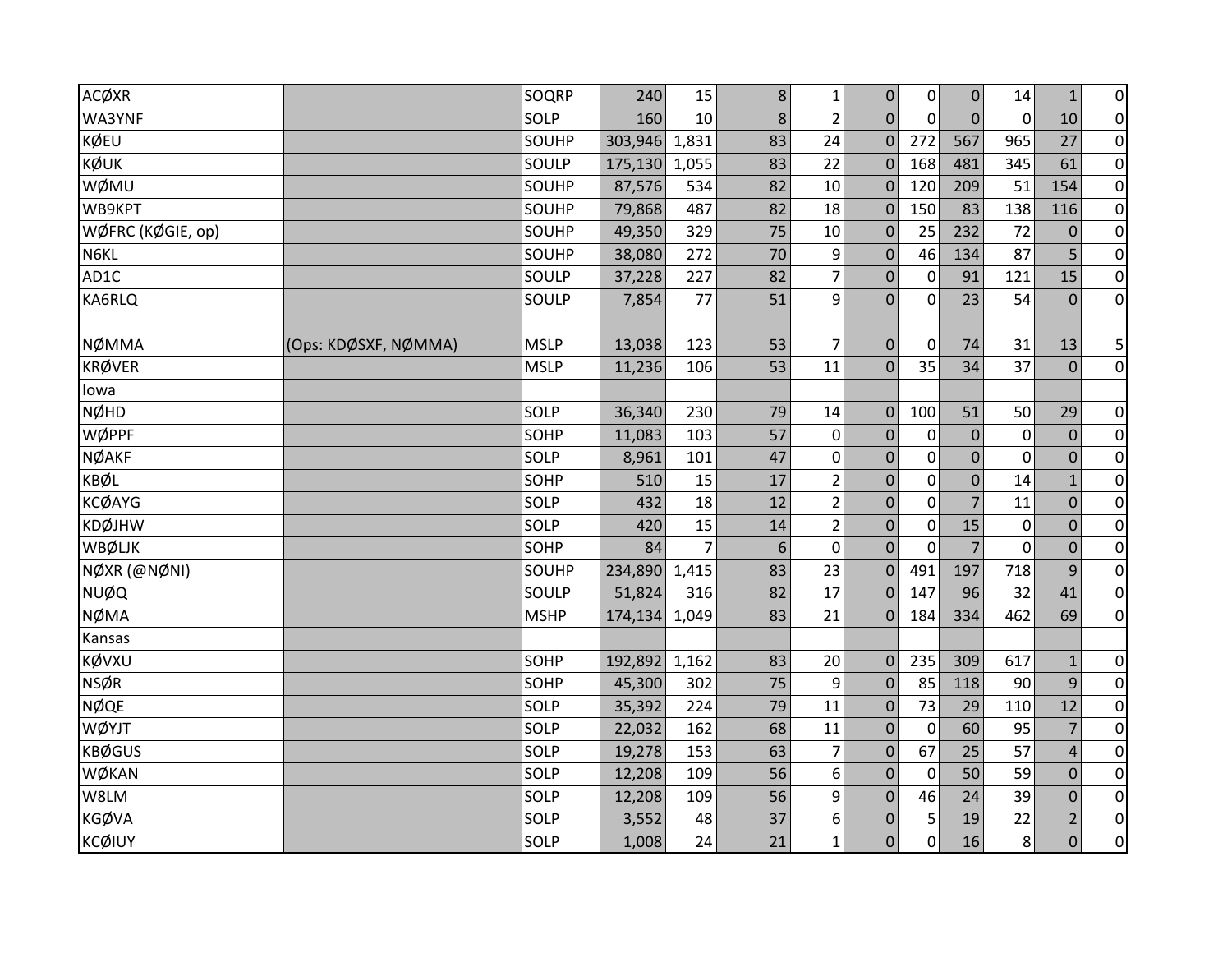| | | | | | | | | | | | | |
|---|---|---|---|---|---|---|---|---|---|---|---|---|
| ACØXR | | SOQRP | 240 | 15 | 8 | 1 | 0 | 0 | 0 | 14 | 1 | 0 |
| WA3YNF | | SOLP | 160 | 10 | 8 | 2 | 0 | 0 | 0 | 0 | 10 | 0 |
| KØEU | | SOUHP | 303,946 | 1,831 | 83 | 24 | 0 | 272 | 567 | 965 | 27 | 0 |
| KØUK | | SOULP | 175,130 | 1,055 | 83 | 22 | 0 | 168 | 481 | 345 | 61 | 0 |
| WØMU | | SOUHP | 87,576 | 534 | 82 | 10 | 0 | 120 | 209 | 51 | 154 | 0 |
| WB9KPT | | SOUHP | 79,868 | 487 | 82 | 18 | 0 | 150 | 83 | 138 | 116 | 0 |
| WØFRC (KØGIE, op) | | SOUHP | 49,350 | 329 | 75 | 10 | 0 | 25 | 232 | 72 | 0 | 0 |
| N6KL | | SOUHP | 38,080 | 272 | 70 | 9 | 0 | 46 | 134 | 87 | 5 | 0 |
| AD1C | | SOULP | 37,228 | 227 | 82 | 7 | 0 | 0 | 91 | 121 | 15 | 0 |
| KA6RLQ | | SOULP | 7,854 | 77 | 51 | 9 | 0 | 0 | 23 | 54 | 0 | 0 |
| NØMMA | (Ops: KDØSXF, NØMMA) | MSLP | 13,038 | 123 | 53 | 7 | 0 | 0 | 74 | 31 | 13 | 5 |
| KRØVER | | MSLP | 11,236 | 106 | 53 | 11 | 0 | 35 | 34 | 37 | 0 | 0 |
| Iowa | | | | | | | | | | | | |
| NØHD | | SOLP | 36,340 | 230 | 79 | 14 | 0 | 100 | 51 | 50 | 29 | 0 |
| WØPPF | | SOHP | 11,083 | 103 | 57 | 0 | 0 | 0 | 0 | 0 | 0 | 0 |
| NØAKF | | SOLP | 8,961 | 101 | 47 | 0 | 0 | 0 | 0 | 0 | 0 | 0 |
| KBØL | | SOHP | 510 | 15 | 17 | 2 | 0 | 0 | 0 | 14 | 1 | 0 |
| KCØAYG | | SOLP | 432 | 18 | 12 | 2 | 0 | 0 | 7 | 11 | 0 | 0 |
| KDØJHW | | SOLP | 420 | 15 | 14 | 2 | 0 | 0 | 15 | 0 | 0 | 0 |
| WBØLJK | | SOHP | 84 | 7 | 6 | 0 | 0 | 0 | 7 | 0 | 0 | 0 |
| NØXR (@NØNI) | | SOUHP | 234,890 | 1,415 | 83 | 23 | 0 | 491 | 197 | 718 | 9 | 0 |
| NUØQ | | SOULP | 51,824 | 316 | 82 | 17 | 0 | 147 | 96 | 32 | 41 | 0 |
| NØMA | | MSHP | 174,134 | 1,049 | 83 | 21 | 0 | 184 | 334 | 462 | 69 | 0 |
| Kansas | | | | | | | | | | | | |
| KØVXU | | SOHP | 192,892 | 1,162 | 83 | 20 | 0 | 235 | 309 | 617 | 1 | 0 |
| NSØR | | SOHP | 45,300 | 302 | 75 | 9 | 0 | 85 | 118 | 90 | 9 | 0 |
| NØQE | | SOLP | 35,392 | 224 | 79 | 11 | 0 | 73 | 29 | 110 | 12 | 0 |
| WØYJT | | SOLP | 22,032 | 162 | 68 | 11 | 0 | 0 | 60 | 95 | 7 | 0 |
| KBØGUS | | SOLP | 19,278 | 153 | 63 | 7 | 0 | 67 | 25 | 57 | 4 | 0 |
| WØKAN | | SOLP | 12,208 | 109 | 56 | 6 | 0 | 0 | 50 | 59 | 0 | 0 |
| W8LM | | SOLP | 12,208 | 109 | 56 | 9 | 0 | 46 | 24 | 39 | 0 | 0 |
| KGØVA | | SOLP | 3,552 | 48 | 37 | 6 | 0 | 5 | 19 | 22 | 2 | 0 |
| KCØIUY | | SOLP | 1,008 | 24 | 21 | 1 | 0 | 0 | 16 | 8 | 0 | 0 |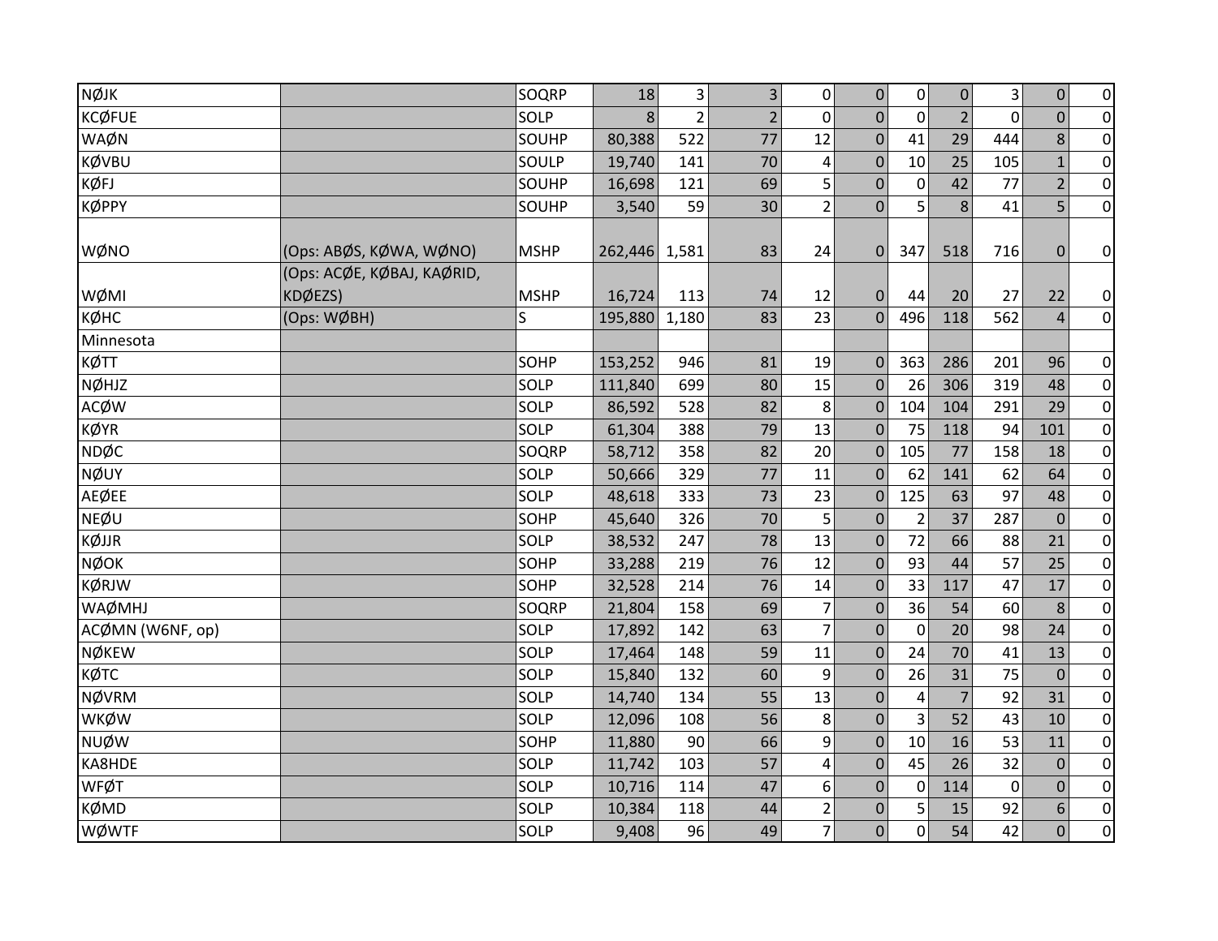| | | | | | | | | | | | | |
|---|---|---|---|---|---|---|---|---|---|---|---|---|
| NØJK | | SOQRP | 18 | 3 | 3 | 0 | 0 | 0 | 0 | 3 | 0 | 0 |
| KCØFUE | | SOLP | 8 | 2 | 2 | 0 | 0 | 0 | 2 | 0 | 0 | 0 |
| WAØN | | SOUHP | 80,388 | 522 | 77 | 12 | 0 | 41 | 29 | 444 | 8 | 0 |
| KØVBU | | SOULP | 19,740 | 141 | 70 | 4 | 0 | 10 | 25 | 105 | 1 | 0 |
| KØFJ | | SOUHP | 16,698 | 121 | 69 | 5 | 0 | 0 | 42 | 77 | 2 | 0 |
| KØPPY | | SOUHP | 3,540 | 59 | 30 | 2 | 0 | 5 | 8 | 41 | 5 | 0 |
| WØNO | (Ops: ABØS, KØWA, WØNO) | MSHP | 262,446 | 1,581 | 83 | 24 | 0 | 347 | 518 | 716 | 0 | 0 |
| WØMI | (Ops: ACØE, KØBAJ, KAØRID, KDØEZS) | MSHP | 16,724 | 113 | 74 | 12 | 0 | 44 | 20 | 27 | 22 | 0 |
| KØHC | (Ops: WØBH) | S | 195,880 | 1,180 | 83 | 23 | 0 | 496 | 118 | 562 | 4 | 0 |
| Minnesota | | | | | | | | | | | | |
| KØTT | | SOHP | 153,252 | 946 | 81 | 19 | 0 | 363 | 286 | 201 | 96 | 0 |
| NØHJZ | | SOLP | 111,840 | 699 | 80 | 15 | 0 | 26 | 306 | 319 | 48 | 0 |
| ACØW | | SOLP | 86,592 | 528 | 82 | 8 | 0 | 104 | 104 | 291 | 29 | 0 |
| KØYR | | SOLP | 61,304 | 388 | 79 | 13 | 0 | 75 | 118 | 94 | 101 | 0 |
| NDØC | | SOQRP | 58,712 | 358 | 82 | 20 | 0 | 105 | 77 | 158 | 18 | 0 |
| NØUY | | SOLP | 50,666 | 329 | 77 | 11 | 0 | 62 | 141 | 62 | 64 | 0 |
| AEØEE | | SOLP | 48,618 | 333 | 73 | 23 | 0 | 125 | 63 | 97 | 48 | 0 |
| NEØU | | SOHP | 45,640 | 326 | 70 | 5 | 0 | 2 | 37 | 287 | 0 | 0 |
| KØJJR | | SOLP | 38,532 | 247 | 78 | 13 | 0 | 72 | 66 | 88 | 21 | 0 |
| NØOK | | SOHP | 33,288 | 219 | 76 | 12 | 0 | 93 | 44 | 57 | 25 | 0 |
| KØRJW | | SOHP | 32,528 | 214 | 76 | 14 | 0 | 33 | 117 | 47 | 17 | 0 |
| WAØMHJ | | SOQRP | 21,804 | 158 | 69 | 7 | 0 | 36 | 54 | 60 | 8 | 0 |
| ACØMN (W6NF, op) | | SOLP | 17,892 | 142 | 63 | 7 | 0 | 0 | 20 | 98 | 24 | 0 |
| NØKEW | | SOLP | 17,464 | 148 | 59 | 11 | 0 | 24 | 70 | 41 | 13 | 0 |
| KØTC | | SOLP | 15,840 | 132 | 60 | 9 | 0 | 26 | 31 | 75 | 0 | 0 |
| NØVRM | | SOLP | 14,740 | 134 | 55 | 13 | 0 | 4 | 7 | 92 | 31 | 0 |
| WKØW | | SOLP | 12,096 | 108 | 56 | 8 | 0 | 3 | 52 | 43 | 10 | 0 |
| NUØW | | SOHP | 11,880 | 90 | 66 | 9 | 0 | 10 | 16 | 53 | 11 | 0 |
| KA8HDE | | SOLP | 11,742 | 103 | 57 | 4 | 0 | 45 | 26 | 32 | 0 | 0 |
| WFØT | | SOLP | 10,716 | 114 | 47 | 6 | 0 | 0 | 114 | 0 | 0 | 0 |
| KØMD | | SOLP | 10,384 | 118 | 44 | 2 | 0 | 5 | 15 | 92 | 6 | 0 |
| WØWTF | | SOLP | 9,408 | 96 | 49 | 7 | 0 | 0 | 54 | 42 | 0 | 0 |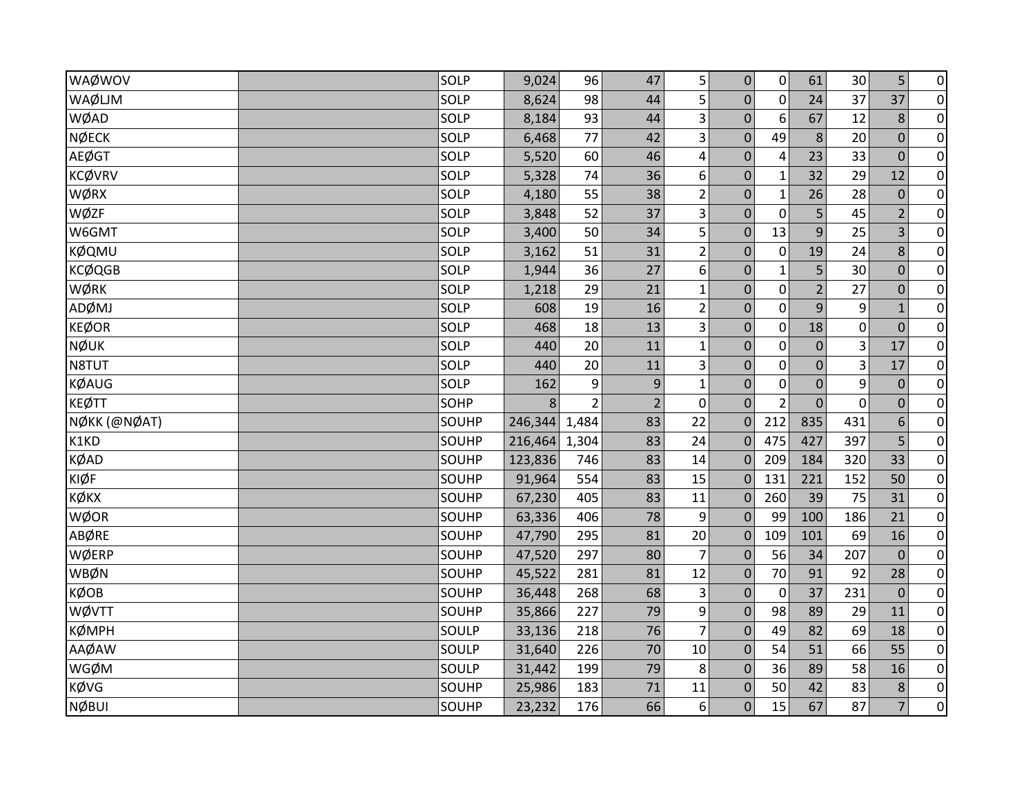| | | | | | | | | | | | | |
|---|---|---|---|---|---|---|---|---|---|---|---|---|
| WAØWOV | | SOLP | 9,024 | 96 | 47 | 5 | 0 | 0 | 61 | 30 | 5 | 0 |
| WAØLJM | | SOLP | 8,624 | 98 | 44 | 5 | 0 | 0 | 24 | 37 | 37 | 0 |
| WØAD | | SOLP | 8,184 | 93 | 44 | 3 | 0 | 6 | 67 | 12 | 8 | 0 |
| NØECK | | SOLP | 6,468 | 77 | 42 | 3 | 0 | 49 | 8 | 20 | 0 | 0 |
| AEØGT | | SOLP | 5,520 | 60 | 46 | 4 | 0 | 4 | 23 | 33 | 0 | 0 |
| KCØVRV | | SOLP | 5,328 | 74 | 36 | 6 | 0 | 1 | 32 | 29 | 12 | 0 |
| WØRX | | SOLP | 4,180 | 55 | 38 | 2 | 0 | 1 | 26 | 28 | 0 | 0 |
| WØZF | | SOLP | 3,848 | 52 | 37 | 3 | 0 | 0 | 5 | 45 | 2 | 0 |
| W6GMT | | SOLP | 3,400 | 50 | 34 | 5 | 0 | 13 | 9 | 25 | 3 | 0 |
| KØQMU | | SOLP | 3,162 | 51 | 31 | 2 | 0 | 0 | 19 | 24 | 8 | 0 |
| KCØQGB | | SOLP | 1,944 | 36 | 27 | 6 | 0 | 1 | 5 | 30 | 0 | 0 |
| WØRK | | SOLP | 1,218 | 29 | 21 | 1 | 0 | 0 | 2 | 27 | 0 | 0 |
| ADØMJ | | SOLP | 608 | 19 | 16 | 2 | 0 | 0 | 9 | 9 | 1 | 0 |
| KEØOR | | SOLP | 468 | 18 | 13 | 3 | 0 | 0 | 18 | 0 | 0 | 0 |
| NØUK | | SOLP | 440 | 20 | 11 | 1 | 0 | 0 | 0 | 3 | 17 | 0 |
| N8TUT | | SOLP | 440 | 20 | 11 | 3 | 0 | 0 | 0 | 3 | 17 | 0 |
| KØAUG | | SOLP | 162 | 9 | 9 | 1 | 0 | 0 | 0 | 9 | 0 | 0 |
| KEØTT | | SOHP | 8 | 2 | 2 | 0 | 0 | 2 | 0 | 0 | 0 | 0 |
| NØKK (@NØAT) | | SOUHP | 246,344 | 1,484 | 83 | 22 | 0 | 212 | 835 | 431 | 6 | 0 |
| K1KD | | SOUHP | 216,464 | 1,304 | 83 | 24 | 0 | 475 | 427 | 397 | 5 | 0 |
| KØAD | | SOUHP | 123,836 | 746 | 83 | 14 | 0 | 209 | 184 | 320 | 33 | 0 |
| KIØF | | SOUHP | 91,964 | 554 | 83 | 15 | 0 | 131 | 221 | 152 | 50 | 0 |
| KØKX | | SOUHP | 67,230 | 405 | 83 | 11 | 0 | 260 | 39 | 75 | 31 | 0 |
| WØOR | | SOUHP | 63,336 | 406 | 78 | 9 | 0 | 99 | 100 | 186 | 21 | 0 |
| ABØRE | | SOUHP | 47,790 | 295 | 81 | 20 | 0 | 109 | 101 | 69 | 16 | 0 |
| WØERP | | SOUHP | 47,520 | 297 | 80 | 7 | 0 | 56 | 34 | 207 | 0 | 0 |
| WBØN | | SOUHP | 45,522 | 281 | 81 | 12 | 0 | 70 | 91 | 92 | 28 | 0 |
| KØOB | | SOUHP | 36,448 | 268 | 68 | 3 | 0 | 0 | 37 | 231 | 0 | 0 |
| WØVTT | | SOUHP | 35,866 | 227 | 79 | 9 | 0 | 98 | 89 | 29 | 11 | 0 |
| KØMPH | | SOULP | 33,136 | 218 | 76 | 7 | 0 | 49 | 82 | 69 | 18 | 0 |
| AAØAW | | SOULP | 31,640 | 226 | 70 | 10 | 0 | 54 | 51 | 66 | 55 | 0 |
| WGØM | | SOULP | 31,442 | 199 | 79 | 8 | 0 | 36 | 89 | 58 | 16 | 0 |
| KØVG | | SOUHP | 25,986 | 183 | 71 | 11 | 0 | 50 | 42 | 83 | 8 | 0 |
| NØBUI | | SOUHP | 23,232 | 176 | 66 | 6 | 0 | 15 | 67 | 87 | 7 | 0 |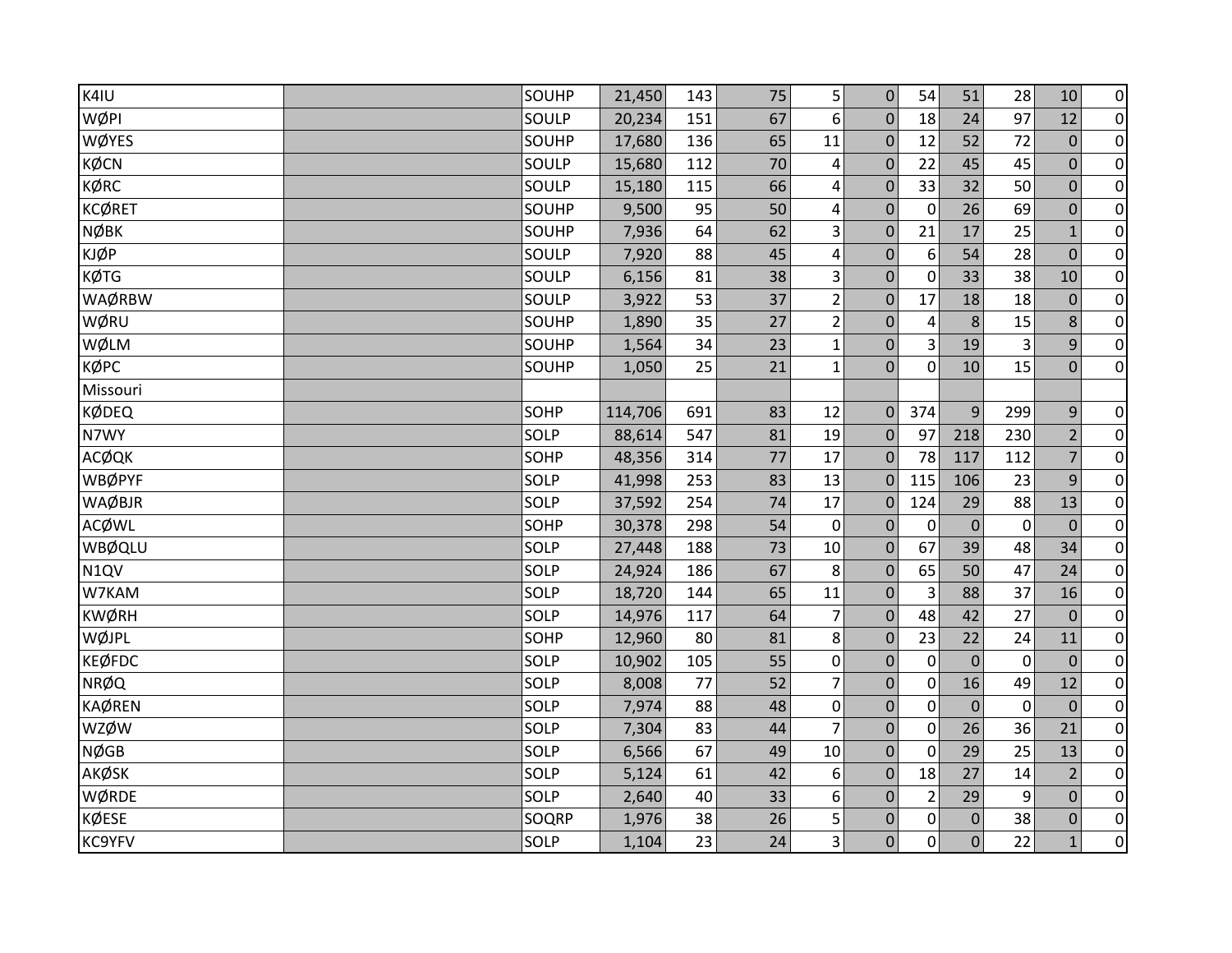| | | | | | | | | | | | | |
|---|---|---|---|---|---|---|---|---|---|---|---|---|
| K4IU | | SOUHP | 21,450 | 143 | 75 | 5 | 0 | 54 | 51 | 28 | 10 | 0 |
| WØPI | | SOULP | 20,234 | 151 | 67 | 6 | 0 | 18 | 24 | 97 | 12 | 0 |
| WØYES | | SOUHP | 17,680 | 136 | 65 | 11 | 0 | 12 | 52 | 72 | 0 | 0 |
| KØCN | | SOULP | 15,680 | 112 | 70 | 4 | 0 | 22 | 45 | 45 | 0 | 0 |
| KØRC | | SOULP | 15,180 | 115 | 66 | 4 | 0 | 33 | 32 | 50 | 0 | 0 |
| KCØRET | | SOUHP | 9,500 | 95 | 50 | 4 | 0 | 0 | 26 | 69 | 0 | 0 |
| NØBK | | SOUHP | 7,936 | 64 | 62 | 3 | 0 | 21 | 17 | 25 | 1 | 0 |
| KJØP | | SOULP | 7,920 | 88 | 45 | 4 | 0 | 6 | 54 | 28 | 0 | 0 |
| KØTG | | SOULP | 6,156 | 81 | 38 | 3 | 0 | 0 | 33 | 38 | 10 | 0 |
| WAØRBW | | SOULP | 3,922 | 53 | 37 | 2 | 0 | 17 | 18 | 18 | 0 | 0 |
| WØRU | | SOUHP | 1,890 | 35 | 27 | 2 | 0 | 4 | 8 | 15 | 8 | 0 |
| WØLM | | SOUHP | 1,564 | 34 | 23 | 1 | 0 | 3 | 19 | 3 | 9 | 0 |
| KØPC | | SOUHP | 1,050 | 25 | 21 | 1 | 0 | 0 | 10 | 15 | 0 | 0 |
| Missouri | | | | | | | | | | | | |
| KØDEQ | | SOHP | 114,706 | 691 | 83 | 12 | 0 | 374 | 9 | 299 | 9 | 0 |
| N7WY | | SOLP | 88,614 | 547 | 81 | 19 | 0 | 97 | 218 | 230 | 2 | 0 |
| ACØQK | | SOHP | 48,356 | 314 | 77 | 17 | 0 | 78 | 117 | 112 | 7 | 0 |
| WBØPYF | | SOLP | 41,998 | 253 | 83 | 13 | 0 | 115 | 106 | 23 | 9 | 0 |
| WAØBJR | | SOLP | 37,592 | 254 | 74 | 17 | 0 | 124 | 29 | 88 | 13 | 0 |
| ACØWL | | SOHP | 30,378 | 298 | 54 | 0 | 0 | 0 | 0 | 0 | 0 | 0 |
| WBØQLU | | SOLP | 27,448 | 188 | 73 | 10 | 0 | 67 | 39 | 48 | 34 | 0 |
| N1QV | | SOLP | 24,924 | 186 | 67 | 8 | 0 | 65 | 50 | 47 | 24 | 0 |
| W7KAM | | SOLP | 18,720 | 144 | 65 | 11 | 0 | 3 | 88 | 37 | 16 | 0 |
| KWØRH | | SOLP | 14,976 | 117 | 64 | 7 | 0 | 48 | 42 | 27 | 0 | 0 |
| WØJPL | | SOHP | 12,960 | 80 | 81 | 8 | 0 | 23 | 22 | 24 | 11 | 0 |
| KEØFDC | | SOLP | 10,902 | 105 | 55 | 0 | 0 | 0 | 0 | 0 | 0 | 0 |
| NRØQ | | SOLP | 8,008 | 77 | 52 | 7 | 0 | 0 | 16 | 49 | 12 | 0 |
| KAØREN | | SOLP | 7,974 | 88 | 48 | 0 | 0 | 0 | 0 | 0 | 0 | 0 |
| WZØW | | SOLP | 7,304 | 83 | 44 | 7 | 0 | 0 | 26 | 36 | 21 | 0 |
| NØGB | | SOLP | 6,566 | 67 | 49 | 10 | 0 | 0 | 29 | 25 | 13 | 0 |
| AKØSK | | SOLP | 5,124 | 61 | 42 | 6 | 0 | 18 | 27 | 14 | 2 | 0 |
| WØRDE | | SOLP | 2,640 | 40 | 33 | 6 | 0 | 2 | 29 | 9 | 0 | 0 |
| KØESE | | SOQRP | 1,976 | 38 | 26 | 5 | 0 | 0 | 0 | 38 | 0 | 0 |
| KC9YFV | | SOLP | 1,104 | 23 | 24 | 3 | 0 | 0 | 0 | 22 | 1 | 0 |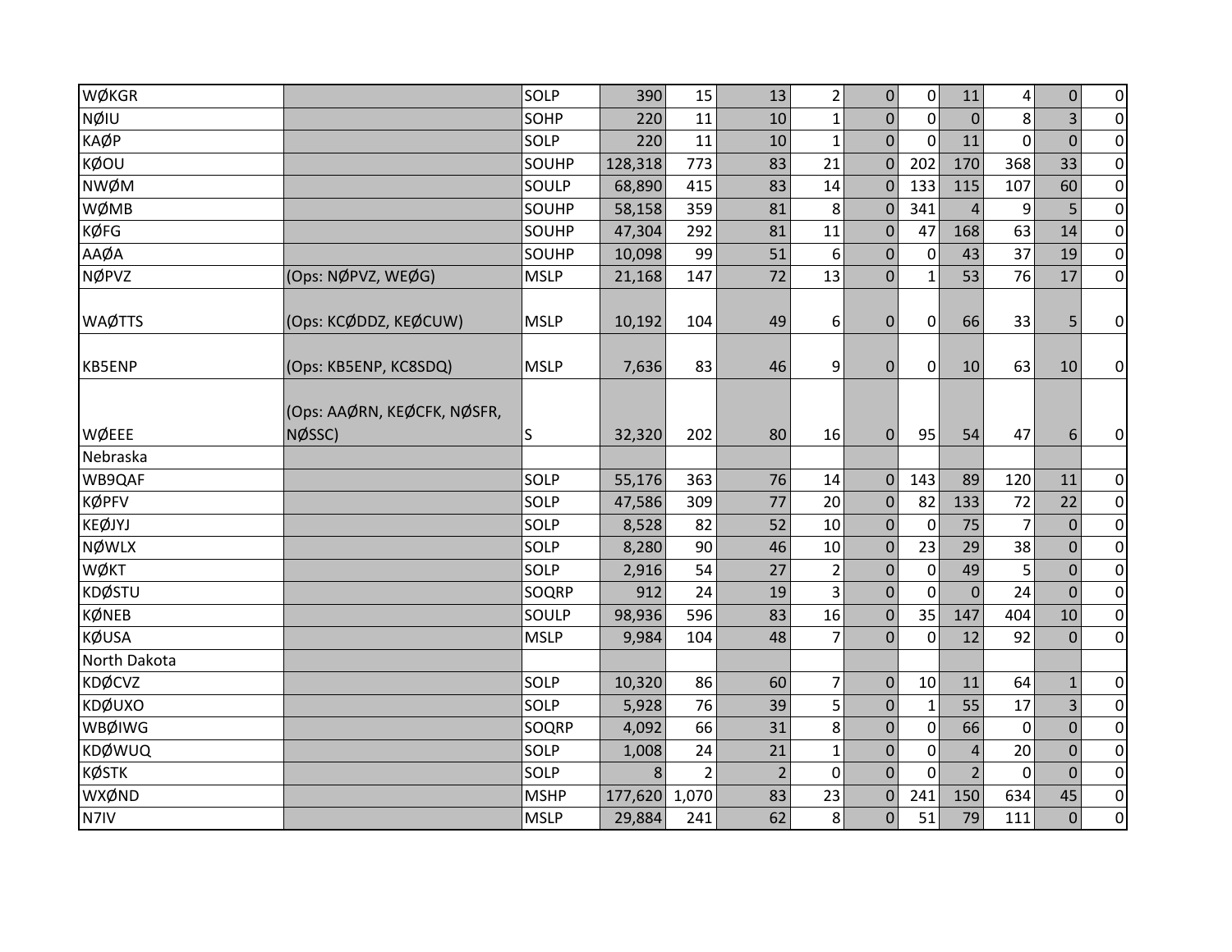| | | | | | | | | | | | | |
|---|---|---|---|---|---|---|---|---|---|---|---|---|
| WØKGR | | SOLP | 390 | 15 | 13 | 2 | 0 | 0 | 11 | 4 | 0 | 0 |
| NØIU | | SOHP | 220 | 11 | 10 | 1 | 0 | 0 | 0 | 8 | 3 | 0 |
| KAØP | | SOLP | 220 | 11 | 10 | 1 | 0 | 0 | 11 | 0 | 0 | 0 |
| KØOU | | SOUHP | 128,318 | 773 | 83 | 21 | 0 | 202 | 170 | 368 | 33 | 0 |
| NWØM | | SOULP | 68,890 | 415 | 83 | 14 | 0 | 133 | 115 | 107 | 60 | 0 |
| WØMB | | SOUHP | 58,158 | 359 | 81 | 8 | 0 | 341 | 4 | 9 | 5 | 0 |
| KØFG | | SOUHP | 47,304 | 292 | 81 | 11 | 0 | 47 | 168 | 63 | 14 | 0 |
| AAØA | | SOUHP | 10,098 | 99 | 51 | 6 | 0 | 0 | 43 | 37 | 19 | 0 |
| NØPVZ | (Ops: NØPVZ, WEØG) | MSLP | 21,168 | 147 | 72 | 13 | 0 | 1 | 53 | 76 | 17 | 0 |
| WAØTTS | (Ops: KCØDDZ, KEØCUW) | MSLP | 10,192 | 104 | 49 | 6 | 0 | 0 | 66 | 33 | 5 | 0 |
| KB5ENP | (Ops: KB5ENP, KC8SDQ) | MSLP | 7,636 | 83 | 46 | 9 | 0 | 0 | 10 | 63 | 10 | 0 |
| WØEEE | (Ops: AAØRN, KEØCFK, NØSFR, NØSSC) | S | 32,320 | 202 | 80 | 16 | 0 | 95 | 54 | 47 | 6 | 0 |
| Nebraska | | | | | | | | | | | | |
| WB9QAF | | SOLP | 55,176 | 363 | 76 | 14 | 0 | 143 | 89 | 120 | 11 | 0 |
| KØPFV | | SOLP | 47,586 | 309 | 77 | 20 | 0 | 82 | 133 | 72 | 22 | 0 |
| KEØJYJ | | SOLP | 8,528 | 82 | 52 | 10 | 0 | 0 | 75 | 7 | 0 | 0 |
| NØWLX | | SOLP | 8,280 | 90 | 46 | 10 | 0 | 23 | 29 | 38 | 0 | 0 |
| WØKT | | SOLP | 2,916 | 54 | 27 | 2 | 0 | 0 | 49 | 5 | 0 | 0 |
| KDØSTU | | SOQRP | 912 | 24 | 19 | 3 | 0 | 0 | 0 | 24 | 0 | 0 |
| KØNEB | | SOULP | 98,936 | 596 | 83 | 16 | 0 | 35 | 147 | 404 | 10 | 0 |
| KØUSA | | MSLP | 9,984 | 104 | 48 | 7 | 0 | 0 | 12 | 92 | 0 | 0 |
| North Dakota | | | | | | | | | | | | |
| KDØCVZ | | SOLP | 10,320 | 86 | 60 | 7 | 0 | 10 | 11 | 64 | 1 | 0 |
| KDØUXO | | SOLP | 5,928 | 76 | 39 | 5 | 0 | 1 | 55 | 17 | 3 | 0 |
| WBØIWG | | SOQRP | 4,092 | 66 | 31 | 8 | 0 | 0 | 66 | 0 | 0 | 0 |
| KDØWUQ | | SOLP | 1,008 | 24 | 21 | 1 | 0 | 0 | 4 | 20 | 0 | 0 |
| KØSTK | | SOLP | 8 | 2 | 2 | 0 | 0 | 0 | 2 | 0 | 0 | 0 |
| WXØND | | MSHP | 177,620 | 1,070 | 83 | 23 | 0 | 241 | 150 | 634 | 45 | 0 |
| N7IV | | MSLP | 29,884 | 241 | 62 | 8 | 0 | 51 | 79 | 111 | 0 | 0 |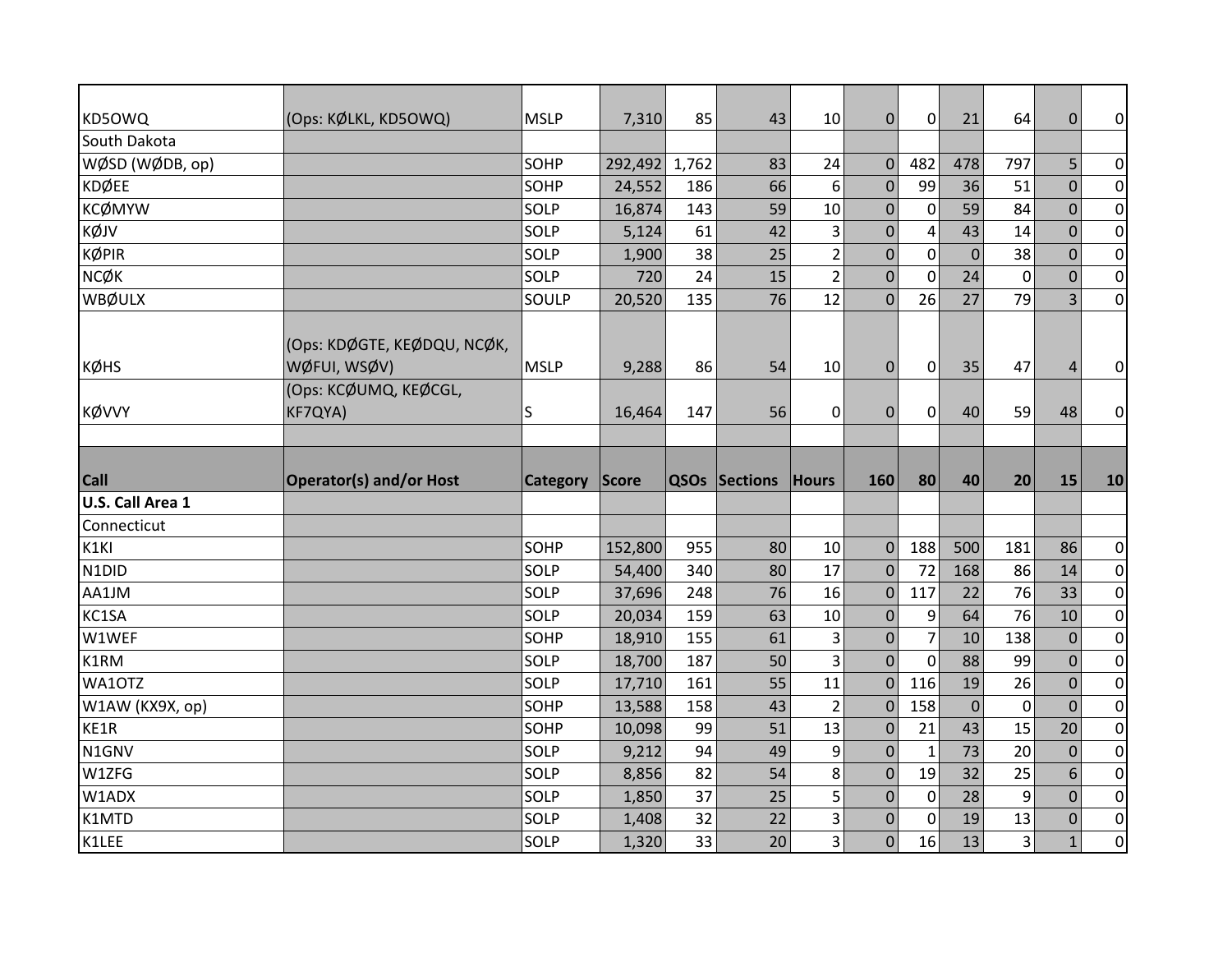| | | | | | | | | | | | | |
|---|---|---|---|---|---|---|---|---|---|---|---|---|
| KD5OWQ | (Ops: KØLKL, KD5OWQ) | MSLP | 7,310 | 85 | 43 | 10 | 0 | 0 | 21 | 64 | 0 | 0 |
| South Dakota | | | | | | | | | | | | |
| WØSD (WØDB, op) | | SOHP | 292,492 | 1,762 | 83 | 24 | 0 | 482 | 478 | 797 | 5 | 0 |
| KDØEE | | SOHP | 24,552 | 186 | 66 | 6 | 0 | 99 | 36 | 51 | 0 | 0 |
| KCØMYW | | SOLP | 16,874 | 143 | 59 | 10 | 0 | 0 | 59 | 84 | 0 | 0 |
| KØJV | | SOLP | 5,124 | 61 | 42 | 3 | 0 | 4 | 43 | 14 | 0 | 0 |
| KØPIR | | SOLP | 1,900 | 38 | 25 | 2 | 0 | 0 | 0 | 38 | 0 | 0 |
| NCØK | | SOLP | 720 | 24 | 15 | 2 | 0 | 0 | 24 | 0 | 0 | 0 |
| WBØULX | | SOULP | 20,520 | 135 | 76 | 12 | 0 | 26 | 27 | 79 | 3 | 0 |
| KØHS | (Ops: KDØGTE, KEØDQU, NCØK, WØFUI, WSØV) | MSLP | 9,288 | 86 | 54 | 10 | 0 | 0 | 35 | 47 | 4 | 0 |
| KØVVY | (Ops: KCØUMQ, KEØCGL, KF7QYA) | S | 16,464 | 147 | 56 | 0 | 0 | 0 | 40 | 59 | 48 | 0 |

| Call | Operator(s) and/or Host | Category | Score | QSOs | Sections | Hours | 160 | 80 | 40 | 20 | 15 | 10 |
|---|---|---|---|---|---|---|---|---|---|---|---|---|
| **U.S. Call Area 1** | | | | | | | | | | | | |
| Connecticut | | | | | | | | | | | | |
| K1KI | | SOHP | 152,800 | 955 | 80 | 10 | 0 | 188 | 500 | 181 | 86 | 0 |
| N1DID | | SOLP | 54,400 | 340 | 80 | 17 | 0 | 72 | 168 | 86 | 14 | 0 |
| AA1JM | | SOLP | 37,696 | 248 | 76 | 16 | 0 | 117 | 22 | 76 | 33 | 0 |
| KC1SA | | SOLP | 20,034 | 159 | 63 | 10 | 0 | 9 | 64 | 76 | 10 | 0 |
| W1WEF | | SOHP | 18,910 | 155 | 61 | 3 | 0 | 7 | 10 | 138 | 0 | 0 |
| K1RM | | SOLP | 18,700 | 187 | 50 | 3 | 0 | 0 | 88 | 99 | 0 | 0 |
| WA1OTZ | | SOLP | 17,710 | 161 | 55 | 11 | 0 | 116 | 19 | 26 | 0 | 0 |
| W1AW (KX9X, op) | | SOHP | 13,588 | 158 | 43 | 2 | 0 | 158 | 0 | 0 | 0 | 0 |
| KE1R | | SOHP | 10,098 | 99 | 51 | 13 | 0 | 21 | 43 | 15 | 20 | 0 |
| N1GNV | | SOLP | 9,212 | 94 | 49 | 9 | 0 | 1 | 73 | 20 | 0 | 0 |
| W1ZFG | | SOLP | 8,856 | 82 | 54 | 8 | 0 | 19 | 32 | 25 | 6 | 0 |
| W1ADX | | SOLP | 1,850 | 37 | 25 | 5 | 0 | 0 | 28 | 9 | 0 | 0 |
| K1MTD | | SOLP | 1,408 | 32 | 22 | 3 | 0 | 0 | 19 | 13 | 0 | 0 |
| K1LEE | | SOLP | 1,320 | 33 | 20 | 3 | 0 | 16 | 13 | 3 | 1 | 0 |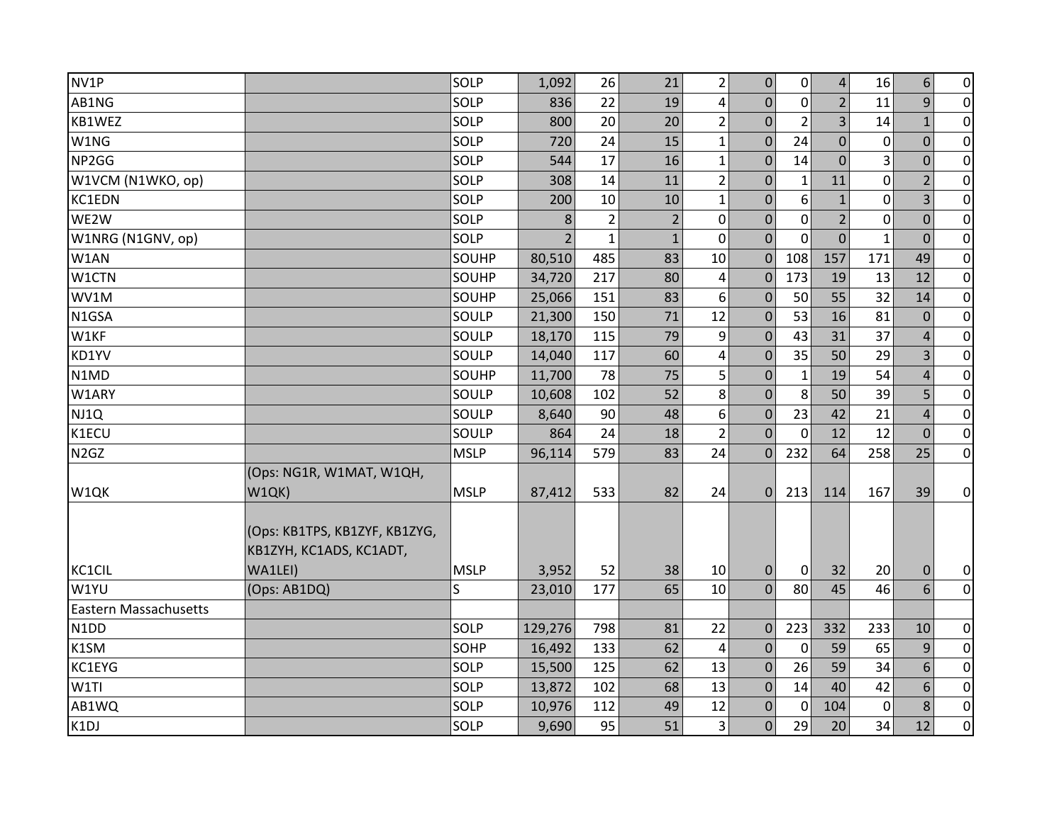| | | | | | | | | | | | | |
|---|---|---|---|---|---|---|---|---|---|---|---|---|
| NV1P | | SOLP | 1,092 | 26 | 21 | 2 | 0 | 0 | 4 | 16 | 6 | 0 |
| AB1NG | | SOLP | 836 | 22 | 19 | 4 | 0 | 0 | 2 | 11 | 9 | 0 |
| KB1WEZ | | SOLP | 800 | 20 | 20 | 2 | 0 | 2 | 3 | 14 | 1 | 0 |
| W1NG | | SOLP | 720 | 24 | 15 | 1 | 0 | 24 | 0 | 0 | 0 | 0 |
| NP2GG | | SOLP | 544 | 17 | 16 | 1 | 0 | 14 | 0 | 3 | 0 | 0 |
| W1VCM (N1WKO, op) | | SOLP | 308 | 14 | 11 | 2 | 0 | 1 | 11 | 0 | 2 | 0 |
| KC1EDN | | SOLP | 200 | 10 | 10 | 1 | 0 | 6 | 1 | 0 | 3 | 0 |
| WE2W | | SOLP | 8 | 2 | 2 | 0 | 0 | 0 | 2 | 0 | 0 | 0 |
| W1NRG (N1GNV, op) | | SOLP | 2 | 1 | 1 | 0 | 0 | 0 | 0 | 1 | 0 | 0 |
| W1AN | | SOUHP | 80,510 | 485 | 83 | 10 | 0 | 108 | 157 | 171 | 49 | 0 |
| W1CTN | | SOUHP | 34,720 | 217 | 80 | 4 | 0 | 173 | 19 | 13 | 12 | 0 |
| WV1M | | SOUHP | 25,066 | 151 | 83 | 6 | 0 | 50 | 55 | 32 | 14 | 0 |
| N1GSA | | SOULP | 21,300 | 150 | 71 | 12 | 0 | 53 | 16 | 81 | 0 | 0 |
| W1KF | | SOULP | 18,170 | 115 | 79 | 9 | 0 | 43 | 31 | 37 | 4 | 0 |
| KD1YV | | SOULP | 14,040 | 117 | 60 | 4 | 0 | 35 | 50 | 29 | 3 | 0 |
| N1MD | | SOUHP | 11,700 | 78 | 75 | 5 | 0 | 1 | 19 | 54 | 4 | 0 |
| W1ARY | | SOULP | 10,608 | 102 | 52 | 8 | 0 | 8 | 50 | 39 | 5 | 0 |
| NJ1Q | | SOULP | 8,640 | 90 | 48 | 6 | 0 | 23 | 42 | 21 | 4 | 0 |
| K1ECU | | SOULP | 864 | 24 | 18 | 2 | 0 | 0 | 12 | 12 | 0 | 0 |
| N2GZ | | MSLP | 96,114 | 579 | 83 | 24 | 0 | 232 | 64 | 258 | 25 | 0 |
| W1QK | (Ops: NG1R, W1MAT, W1QH, W1QK) | MSLP | 87,412 | 533 | 82 | 24 | 0 | 213 | 114 | 167 | 39 | 0 |
| KC1CIL | (Ops: KB1TPS, KB1ZYF, KB1ZYG, KB1ZYH, KC1ADS, KC1ADT, WA1LEI) | MSLP | 3,952 | 52 | 38 | 10 | 0 | 0 | 32 | 20 | 0 | 0 |
| W1YU | (Ops: AB1DQ) | S | 23,010 | 177 | 65 | 10 | 0 | 80 | 45 | 46 | 6 | 0 |
| Eastern Massachusetts | | | | | | | | | | | | |
| N1DD | | SOLP | 129,276 | 798 | 81 | 22 | 0 | 223 | 332 | 233 | 10 | 0 |
| K1SM | | SOHP | 16,492 | 133 | 62 | 4 | 0 | 0 | 59 | 65 | 9 | 0 |
| KC1EYG | | SOLP | 15,500 | 125 | 62 | 13 | 0 | 26 | 59 | 34 | 6 | 0 |
| W1TI | | SOLP | 13,872 | 102 | 68 | 13 | 0 | 14 | 40 | 42 | 6 | 0 |
| AB1WQ | | SOLP | 10,976 | 112 | 49 | 12 | 0 | 0 | 104 | 0 | 8 | 0 |
| K1DJ | | SOLP | 9,690 | 95 | 51 | 3 | 0 | 29 | 20 | 34 | 12 | 0 |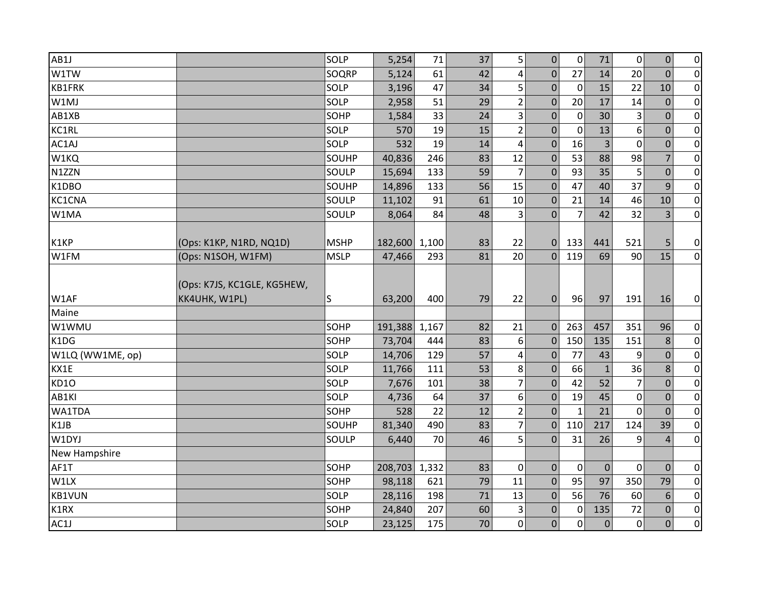| | | | | | | | | | | | | |
|---|---|---|---|---|---|---|---|---|---|---|---|---|
| AB1J | | SOLP | 5,254 | 71 | 37 | 5 | 0 | 0 | 71 | 0 | 0 | 0 |
| W1TW | | SOQRP | 5,124 | 61 | 42 | 4 | 0 | 27 | 14 | 20 | 0 | 0 |
| KB1FRK | | SOLP | 3,196 | 47 | 34 | 5 | 0 | 0 | 15 | 22 | 10 | 0 |
| W1MJ | | SOLP | 2,958 | 51 | 29 | 2 | 0 | 20 | 17 | 14 | 0 | 0 |
| AB1XB | | SOHP | 1,584 | 33 | 24 | 3 | 0 | 0 | 30 | 3 | 0 | 0 |
| KC1RL | | SOLP | 570 | 19 | 15 | 2 | 0 | 0 | 13 | 6 | 0 | 0 |
| AC1AJ | | SOLP | 532 | 19 | 14 | 4 | 0 | 16 | 3 | 0 | 0 | 0 |
| W1KQ | | SOUHP | 40,836 | 246 | 83 | 12 | 0 | 53 | 88 | 98 | 7 | 0 |
| N1ZZN | | SOULP | 15,694 | 133 | 59 | 7 | 0 | 93 | 35 | 5 | 0 | 0 |
| K1DBO | | SOUHP | 14,896 | 133 | 56 | 15 | 0 | 47 | 40 | 37 | 9 | 0 |
| KC1CNA | | SOULP | 11,102 | 91 | 61 | 10 | 0 | 21 | 14 | 46 | 10 | 0 |
| W1MA | | SOULP | 8,064 | 84 | 48 | 3 | 0 | 7 | 42 | 32 | 3 | 0 |
| K1KP | (Ops: K1KP, N1RD, NQ1D) | MSHP | 182,600 | 1,100 | 83 | 22 | 0 | 133 | 441 | 521 | 5 | 0 |
| W1FM | (Ops: N1SOH, W1FM) | MSLP | 47,466 | 293 | 81 | 20 | 0 | 119 | 69 | 90 | 15 | 0 |
| W1AF | (Ops: K7JS, KC1GLE, KG5HEW, KK4UHK, W1PL) | S | 63,200 | 400 | 79 | 22 | 0 | 96 | 97 | 191 | 16 | 0 |
| Maine | | | | | | | | | | | | |
| W1WMU | | SOHP | 191,388 | 1,167 | 82 | 21 | 0 | 263 | 457 | 351 | 96 | 0 |
| K1DG | | SOHP | 73,704 | 444 | 83 | 6 | 0 | 150 | 135 | 151 | 8 | 0 |
| W1LQ (WW1ME, op) | | SOLP | 14,706 | 129 | 57 | 4 | 0 | 77 | 43 | 9 | 0 | 0 |
| KX1E | | SOLP | 11,766 | 111 | 53 | 8 | 0 | 66 | 1 | 36 | 8 | 0 |
| KD1O | | SOLP | 7,676 | 101 | 38 | 7 | 0 | 42 | 52 | 7 | 0 | 0 |
| AB1KI | | SOLP | 4,736 | 64 | 37 | 6 | 0 | 19 | 45 | 0 | 0 | 0 |
| WA1TDA | | SOHP | 528 | 22 | 12 | 2 | 0 | 1 | 21 | 0 | 0 | 0 |
| K1JB | | SOUHP | 81,340 | 490 | 83 | 7 | 0 | 110 | 217 | 124 | 39 | 0 |
| W1DYJ | | SOULP | 6,440 | 70 | 46 | 5 | 0 | 31 | 26 | 9 | 4 | 0 |
| New Hampshire | | | | | | | | | | | | |
| AF1T | | SOHP | 208,703 | 1,332 | 83 | 0 | 0 | 0 | 0 | 0 | 0 | 0 |
| W1LX | | SOHP | 98,118 | 621 | 79 | 11 | 0 | 95 | 97 | 350 | 79 | 0 |
| KB1VUN | | SOLP | 28,116 | 198 | 71 | 13 | 0 | 56 | 76 | 60 | 6 | 0 |
| K1RX | | SOHP | 24,840 | 207 | 60 | 3 | 0 | 0 | 135 | 72 | 0 | 0 |
| AC1J | | SOLP | 23,125 | 175 | 70 | 0 | 0 | 0 | 0 | 0 | 0 | 0 |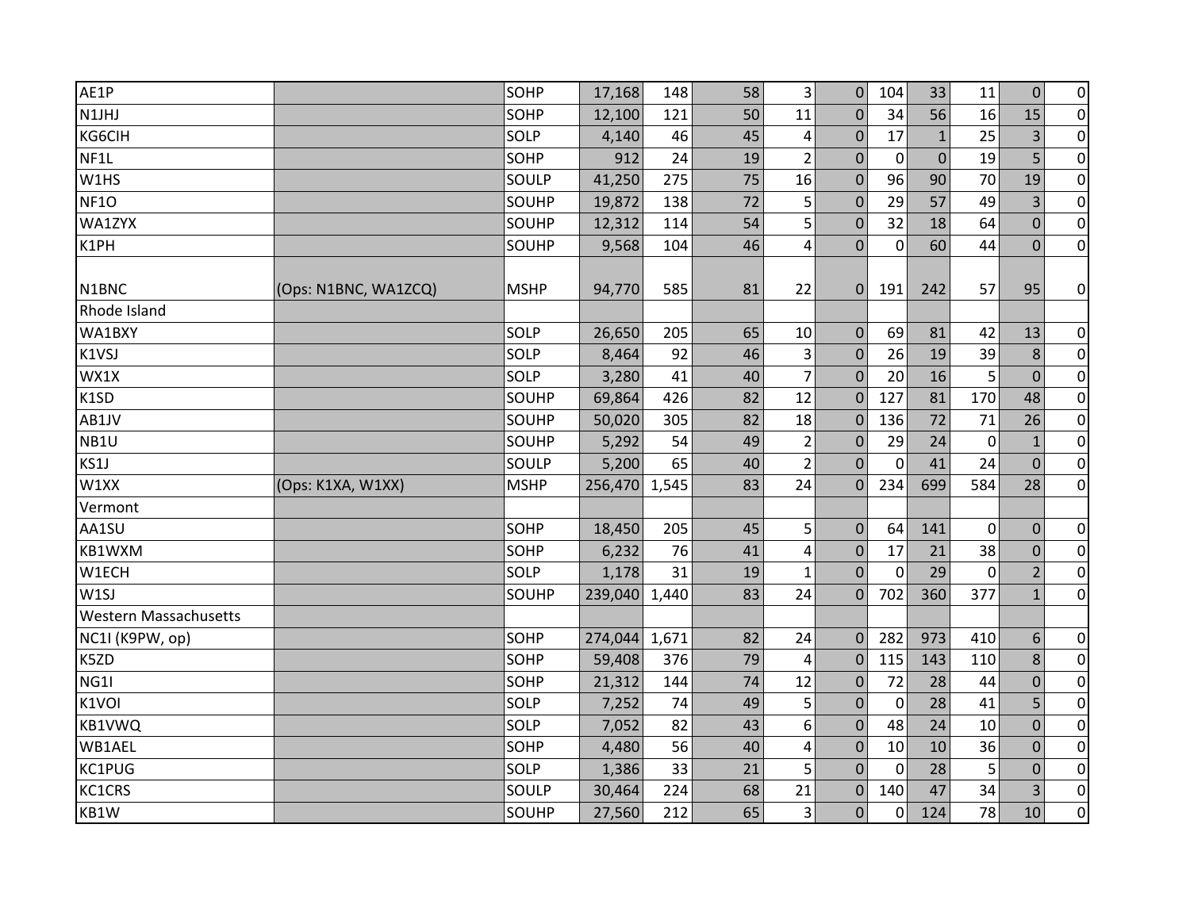| | | | | | | | | | | | | |
|---|---|---|---|---|---|---|---|---|---|---|---|---|
| AE1P | | SOHP | 17,168 | 148 | 58 | 3 | 0 | 104 | 33 | 11 | 0 | 0 |
| N1JHJ | | SOHP | 12,100 | 121 | 50 | 11 | 0 | 34 | 56 | 16 | 15 | 0 |
| KG6CIH | | SOLP | 4,140 | 46 | 45 | 4 | 0 | 17 | 1 | 25 | 3 | 0 |
| NF1L | | SOHP | 912 | 24 | 19 | 2 | 0 | 0 | 0 | 19 | 5 | 0 |
| W1HS | | SOULP | 41,250 | 275 | 75 | 16 | 0 | 96 | 90 | 70 | 19 | 0 |
| NF1O | | SOUHP | 19,872 | 138 | 72 | 5 | 0 | 29 | 57 | 49 | 3 | 0 |
| WA1ZYX | | SOUHP | 12,312 | 114 | 54 | 5 | 0 | 32 | 18 | 64 | 0 | 0 |
| K1PH | | SOUHP | 9,568 | 104 | 46 | 4 | 0 | 0 | 60 | 44 | 0 | 0 |
| N1BNC | (Ops: N1BNC, WA1ZCQ) | MSHP | 94,770 | 585 | 81 | 22 | 0 | 191 | 242 | 57 | 95 | 0 |
| Rhode Island | | | | | | | | | | | | |
| WA1BXY | | SOLP | 26,650 | 205 | 65 | 10 | 0 | 69 | 81 | 42 | 13 | 0 |
| K1VSJ | | SOLP | 8,464 | 92 | 46 | 3 | 0 | 26 | 19 | 39 | 8 | 0 |
| WX1X | | SOLP | 3,280 | 41 | 40 | 7 | 0 | 20 | 16 | 5 | 0 | 0 |
| K1SD | | SOUHP | 69,864 | 426 | 82 | 12 | 0 | 127 | 81 | 170 | 48 | 0 |
| AB1JV | | SOUHP | 50,020 | 305 | 82 | 18 | 0 | 136 | 72 | 71 | 26 | 0 |
| NB1U | | SOUHP | 5,292 | 54 | 49 | 2 | 0 | 29 | 24 | 0 | 1 | 0 |
| KS1J | | SOULP | 5,200 | 65 | 40 | 2 | 0 | 0 | 41 | 24 | 0 | 0 |
| W1XX | (Ops: K1XA, W1XX) | MSHP | 256,470 | 1,545 | 83 | 24 | 0 | 234 | 699 | 584 | 28 | 0 |
| Vermont | | | | | | | | | | | | |
| AA1SU | | SOHP | 18,450 | 205 | 45 | 5 | 0 | 64 | 141 | 0 | 0 | 0 |
| KB1WXM | | SOHP | 6,232 | 76 | 41 | 4 | 0 | 17 | 21 | 38 | 0 | 0 |
| W1ECH | | SOLP | 1,178 | 31 | 19 | 1 | 0 | 0 | 29 | 0 | 2 | 0 |
| W1SJ | | SOUHP | 239,040 | 1,440 | 83 | 24 | 0 | 702 | 360 | 377 | 1 | 0 |
| Western Massachusetts | | | | | | | | | | | | |
| NC1I (K9PW, op) | | SOHP | 274,044 | 1,671 | 82 | 24 | 0 | 282 | 973 | 410 | 6 | 0 |
| K5ZD | | SOHP | 59,408 | 376 | 79 | 4 | 0 | 115 | 143 | 110 | 8 | 0 |
| NG1I | | SOHP | 21,312 | 144 | 74 | 12 | 0 | 72 | 28 | 44 | 0 | 0 |
| K1VOI | | SOLP | 7,252 | 74 | 49 | 5 | 0 | 0 | 28 | 41 | 5 | 0 |
| KB1VWQ | | SOLP | 7,052 | 82 | 43 | 6 | 0 | 48 | 24 | 10 | 0 | 0 |
| WB1AEL | | SOHP | 4,480 | 56 | 40 | 4 | 0 | 10 | 10 | 36 | 0 | 0 |
| KC1PUG | | SOLP | 1,386 | 33 | 21 | 5 | 0 | 0 | 28 | 5 | 0 | 0 |
| KC1CRS | | SOULP | 30,464 | 224 | 68 | 21 | 0 | 140 | 47 | 34 | 3 | 0 |
| KB1W | | SOUHP | 27,560 | 212 | 65 | 3 | 0 | 0 | 124 | 78 | 10 | 0 |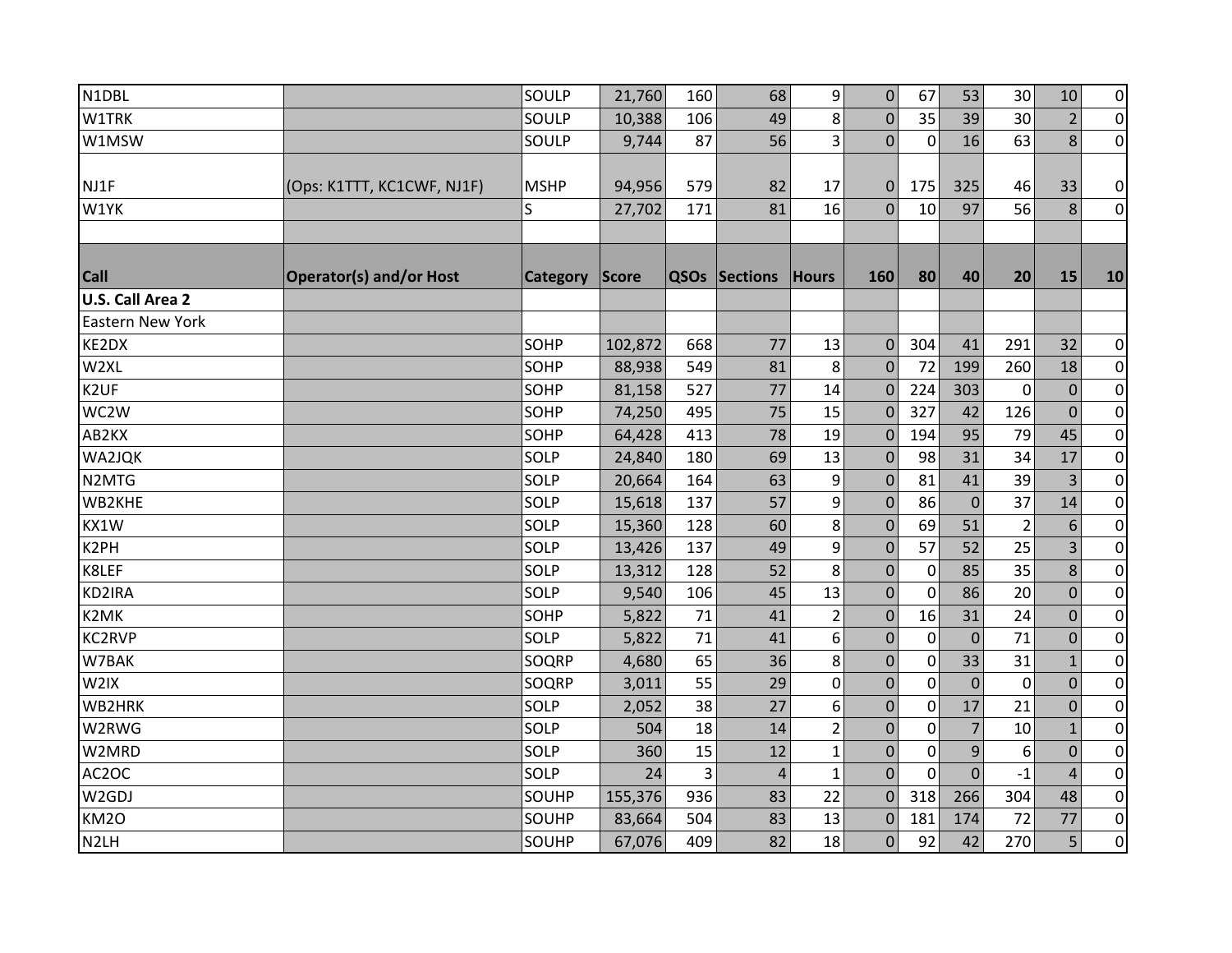| N1DBL | | SOULP | 21,760 | 160 | 68 | 9 | 0 | 67 | 53 | 30 | 10 | 0 |
|---|---|---|---|---|---|---|---|---|---|---|---|---|
| W1TRK | | SOULP | 10,388 | 106 | 49 | 8 | 0 | 35 | 39 | 30 | 2 | 0 |
| W1MSW | | SOULP | 9,744 | 87 | 56 | 3 | 0 | 0 | 16 | 63 | 8 | 0 |
| NJ1F | (Ops: K1TTT, KC1CWF, NJ1F) | MSHP | 94,956 | 579 | 82 | 17 | 0 | 175 | 325 | 46 | 33 | 0 |
| W1YK | | S | 27,702 | 171 | 81 | 16 | 0 | 10 | 97 | 56 | 8 | 0 |
| | | | | | | | | | | | | |
| **Call** | **Operator(s) and/or Host** | **Category** | **Score** | **QSOs** | **Sections** | **Hours** | **160** | **80** | **40** | **20** | **15** | **10** |
| **U.S. Call Area 2** | | | | | | | | | | | | |
| Eastern New York | | | | | | | | | | | | |
| KE2DX | | SOHP | 102,872 | 668 | 77 | 13 | 0 | 304 | 41 | 291 | 32 | 0 |
| W2XL | | SOHP | 88,938 | 549 | 81 | 8 | 0 | 72 | 199 | 260 | 18 | 0 |
| K2UF | | SOHP | 81,158 | 527 | 77 | 14 | 0 | 224 | 303 | 0 | 0 | 0 |
| WC2W | | SOHP | 74,250 | 495 | 75 | 15 | 0 | 327 | 42 | 126 | 0 | 0 |
| AB2KX | | SOHP | 64,428 | 413 | 78 | 19 | 0 | 194 | 95 | 79 | 45 | 0 |
| WA2JQK | | SOLP | 24,840 | 180 | 69 | 13 | 0 | 98 | 31 | 34 | 17 | 0 |
| N2MTG | | SOLP | 20,664 | 164 | 63 | 9 | 0 | 81 | 41 | 39 | 3 | 0 |
| WB2KHE | | SOLP | 15,618 | 137 | 57 | 9 | 0 | 86 | 0 | 37 | 14 | 0 |
| KX1W | | SOLP | 15,360 | 128 | 60 | 8 | 0 | 69 | 51 | 2 | 6 | 0 |
| K2PH | | SOLP | 13,426 | 137 | 49 | 9 | 0 | 57 | 52 | 25 | 3 | 0 |
| K8LEF | | SOLP | 13,312 | 128 | 52 | 8 | 0 | 0 | 85 | 35 | 8 | 0 |
| KD2IRA | | SOLP | 9,540 | 106 | 45 | 13 | 0 | 0 | 86 | 20 | 0 | 0 |
| K2MK | | SOHP | 5,822 | 71 | 41 | 2 | 0 | 16 | 31 | 24 | 0 | 0 |
| KC2RVP | | SOLP | 5,822 | 71 | 41 | 6 | 0 | 0 | 0 | 71 | 0 | 0 |
| W7BAK | | SOQRP | 4,680 | 65 | 36 | 8 | 0 | 0 | 33 | 31 | 1 | 0 |
| W2IX | | SOQRP | 3,011 | 55 | 29 | 0 | 0 | 0 | 0 | 0 | 0 | 0 |
| WB2HRK | | SOLP | 2,052 | 38 | 27 | 6 | 0 | 0 | 17 | 21 | 0 | 0 |
| W2RWG | | SOLP | 504 | 18 | 14 | 2 | 0 | 0 | 7 | 10 | 1 | 0 |
| W2MRD | | SOLP | 360 | 15 | 12 | 1 | 0 | 0 | 9 | 6 | 0 | 0 |
| AC2OC | | SOLP | 24 | 3 | 4 | 1 | 0 | 0 | 0 | -1 | 4 | 0 |
| W2GDJ | | SOUHP | 155,376 | 936 | 83 | 22 | 0 | 318 | 266 | 304 | 48 | 0 |
| KM2O | | SOUHP | 83,664 | 504 | 83 | 13 | 0 | 181 | 174 | 72 | 77 | 0 |
| N2LH | | SOUHP | 67,076 | 409 | 82 | 18 | 0 | 92 | 42 | 270 | 5 | 0 |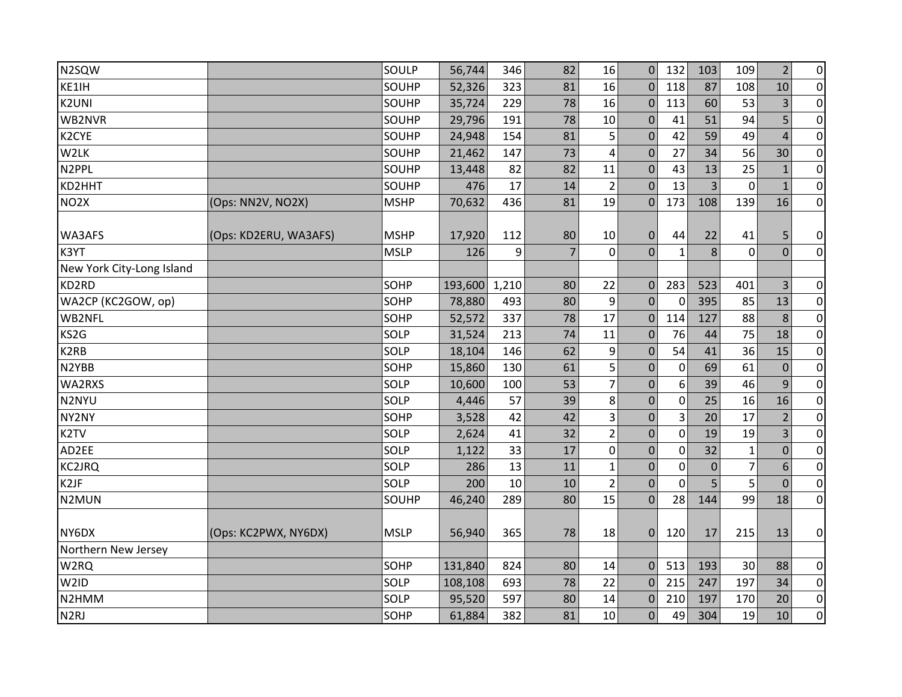| | | | | | | | | | | | | |
|---|---|---|---|---|---|---|---|---|---|---|---|---|
| N2SQW | | SOULP | 56,744 | 346 | 82 | 16 | 0 | 132 | 103 | 109 | 2 | 0 |
| KE1IH | | SOUHP | 52,326 | 323 | 81 | 16 | 0 | 118 | 87 | 108 | 10 | 0 |
| K2UNI | | SOUHP | 35,724 | 229 | 78 | 16 | 0 | 113 | 60 | 53 | 3 | 0 |
| WB2NVR | | SOUHP | 29,796 | 191 | 78 | 10 | 0 | 41 | 51 | 94 | 5 | 0 |
| K2CYE | | SOUHP | 24,948 | 154 | 81 | 5 | 0 | 42 | 59 | 49 | 4 | 0 |
| W2LK | | SOUHP | 21,462 | 147 | 73 | 4 | 0 | 27 | 34 | 56 | 30 | 0 |
| N2PPL | | SOUHP | 13,448 | 82 | 82 | 11 | 0 | 43 | 13 | 25 | 1 | 0 |
| KD2HHT | | SOUHP | 476 | 17 | 14 | 2 | 0 | 13 | 3 | 0 | 1 | 0 |
| NO2X | (Ops: NN2V, NO2X) | MSHP | 70,632 | 436 | 81 | 19 | 0 | 173 | 108 | 139 | 16 | 0 |
| WA3AFS | (Ops: KD2ERU, WA3AFS) | MSHP | 17,920 | 112 | 80 | 10 | 0 | 44 | 22 | 41 | 5 | 0 |
| K3YT | | MSLP | 126 | 9 | 7 | 0 | 0 | 1 | 8 | 0 | 0 | 0 |
| New York City-Long Island | | | | | | | | | | | | |
| KD2RD | | SOHP | 193,600 | 1,210 | 80 | 22 | 0 | 283 | 523 | 401 | 3 | 0 |
| WA2CP (KC2GOW, op) | | SOHP | 78,880 | 493 | 80 | 9 | 0 | 0 | 395 | 85 | 13 | 0 |
| WB2NFL | | SOHP | 52,572 | 337 | 78 | 17 | 0 | 114 | 127 | 88 | 8 | 0 |
| KS2G | | SOLP | 31,524 | 213 | 74 | 11 | 0 | 76 | 44 | 75 | 18 | 0 |
| K2RB | | SOLP | 18,104 | 146 | 62 | 9 | 0 | 54 | 41 | 36 | 15 | 0 |
| N2YBB | | SOHP | 15,860 | 130 | 61 | 5 | 0 | 0 | 69 | 61 | 0 | 0 |
| WA2RXS | | SOLP | 10,600 | 100 | 53 | 7 | 0 | 6 | 39 | 46 | 9 | 0 |
| N2NYU | | SOLP | 4,446 | 57 | 39 | 8 | 0 | 0 | 25 | 16 | 16 | 0 |
| NY2NY | | SOHP | 3,528 | 42 | 42 | 3 | 0 | 3 | 20 | 17 | 2 | 0 |
| K2TV | | SOLP | 2,624 | 41 | 32 | 2 | 0 | 0 | 19 | 19 | 3 | 0 |
| AD2EE | | SOLP | 1,122 | 33 | 17 | 0 | 0 | 0 | 32 | 1 | 0 | 0 |
| KC2JRQ | | SOLP | 286 | 13 | 11 | 1 | 0 | 0 | 0 | 7 | 6 | 0 |
| K2JF | | SOLP | 200 | 10 | 10 | 2 | 0 | 0 | 5 | 5 | 0 | 0 |
| N2MUN | | SOUHP | 46,240 | 289 | 80 | 15 | 0 | 28 | 144 | 99 | 18 | 0 |
| NY6DX | (Ops: KC2PWX, NY6DX) | MSLP | 56,940 | 365 | 78 | 18 | 0 | 120 | 17 | 215 | 13 | 0 |
| Northern New Jersey | | | | | | | | | | | | |
| W2RQ | | SOHP | 131,840 | 824 | 80 | 14 | 0 | 513 | 193 | 30 | 88 | 0 |
| W2ID | | SOLP | 108,108 | 693 | 78 | 22 | 0 | 215 | 247 | 197 | 34 | 0 |
| N2HMM | | SOLP | 95,520 | 597 | 80 | 14 | 0 | 210 | 197 | 170 | 20 | 0 |
| N2RJ | | SOHP | 61,884 | 382 | 81 | 10 | 0 | 49 | 304 | 19 | 10 | 0 |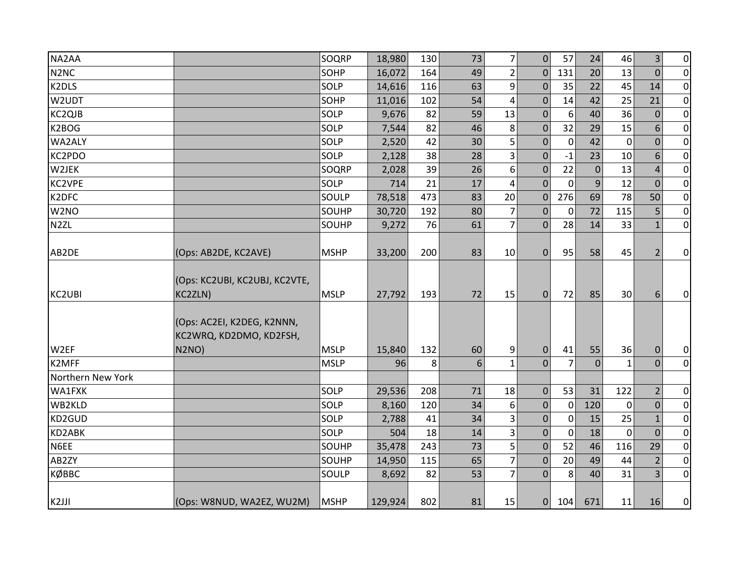| | | | | | | | | | | | | |
|---|---|---|---|---|---|---|---|---|---|---|---|---|
| NA2AA | | SOQRP | 18,980 | 130 | 73 | 7 | 0 | 57 | 24 | 46 | 3 | 0 |
| N2NC | | SOHP | 16,072 | 164 | 49 | 2 | 0 | 131 | 20 | 13 | 0 | 0 |
| K2DLS | | SOLP | 14,616 | 116 | 63 | 9 | 0 | 35 | 22 | 45 | 14 | 0 |
| W2UDT | | SOHP | 11,016 | 102 | 54 | 4 | 0 | 14 | 42 | 25 | 21 | 0 |
| KC2QJB | | SOLP | 9,676 | 82 | 59 | 13 | 0 | 6 | 40 | 36 | 0 | 0 |
| K2BOG | | SOLP | 7,544 | 82 | 46 | 8 | 0 | 32 | 29 | 15 | 6 | 0 |
| WA2ALY | | SOLP | 2,520 | 42 | 30 | 5 | 0 | 0 | 42 | 0 | 0 | 0 |
| KC2PDO | | SOLP | 2,128 | 38 | 28 | 3 | 0 | -1 | 23 | 10 | 6 | 0 |
| W2JEK | | SOQRP | 2,028 | 39 | 26 | 6 | 0 | 22 | 0 | 13 | 4 | 0 |
| KC2VPE | | SOLP | 714 | 21 | 17 | 4 | 0 | 0 | 9 | 12 | 0 | 0 |
| K2DFC | | SOULP | 78,518 | 473 | 83 | 20 | 0 | 276 | 69 | 78 | 50 | 0 |
| W2NO | | SOUHP | 30,720 | 192 | 80 | 7 | 0 | 0 | 72 | 115 | 5 | 0 |
| N2ZL | | SOUHP | 9,272 | 76 | 61 | 7 | 0 | 28 | 14 | 33 | 1 | 0 |
| AB2DE | (Ops: AB2DE, KC2AVE) | MSHP | 33,200 | 200 | 83 | 10 | 0 | 95 | 58 | 45 | 2 | 0 |
| KC2UBI | (Ops: KC2UBI, KC2UBJ, KC2VTE, KC2ZLN) | MSLP | 27,792 | 193 | 72 | 15 | 0 | 72 | 85 | 30 | 6 | 0 |
| W2EF | (Ops: AC2EI, K2DEG, K2NNN, KC2WRQ, KD2DMO, KD2FSH, N2NO) | MSLP | 15,840 | 132 | 60 | 9 | 0 | 41 | 55 | 36 | 0 | 0 |
| K2MFF | | MSLP | 96 | 8 | 6 | 1 | 0 | 7 | 0 | 1 | 0 | 0 |
| Northern New York | | | | | | | | | | | | |
| WA1FXK | | SOLP | 29,536 | 208 | 71 | 18 | 0 | 53 | 31 | 122 | 2 | 0 |
| WB2KLD | | SOLP | 8,160 | 120 | 34 | 6 | 0 | 0 | 120 | 0 | 0 | 0 |
| KD2GUD | | SOLP | 2,788 | 41 | 34 | 3 | 0 | 0 | 15 | 25 | 1 | 0 |
| KD2ABK | | SOLP | 504 | 18 | 14 | 3 | 0 | 0 | 18 | 0 | 0 | 0 |
| N6EE | | SOUHP | 35,478 | 243 | 73 | 5 | 0 | 52 | 46 | 116 | 29 | 0 |
| AB2ZY | | SOUHP | 14,950 | 115 | 65 | 7 | 0 | 20 | 49 | 44 | 2 | 0 |
| KØBBC | | SOULP | 8,692 | 82 | 53 | 7 | 0 | 8 | 40 | 31 | 3 | 0 |
| K2JJI | (Ops: W8NUD, WA2EZ, WU2M) | MSHP | 129,924 | 802 | 81 | 15 | 0 | 104 | 671 | 11 | 16 | 0 |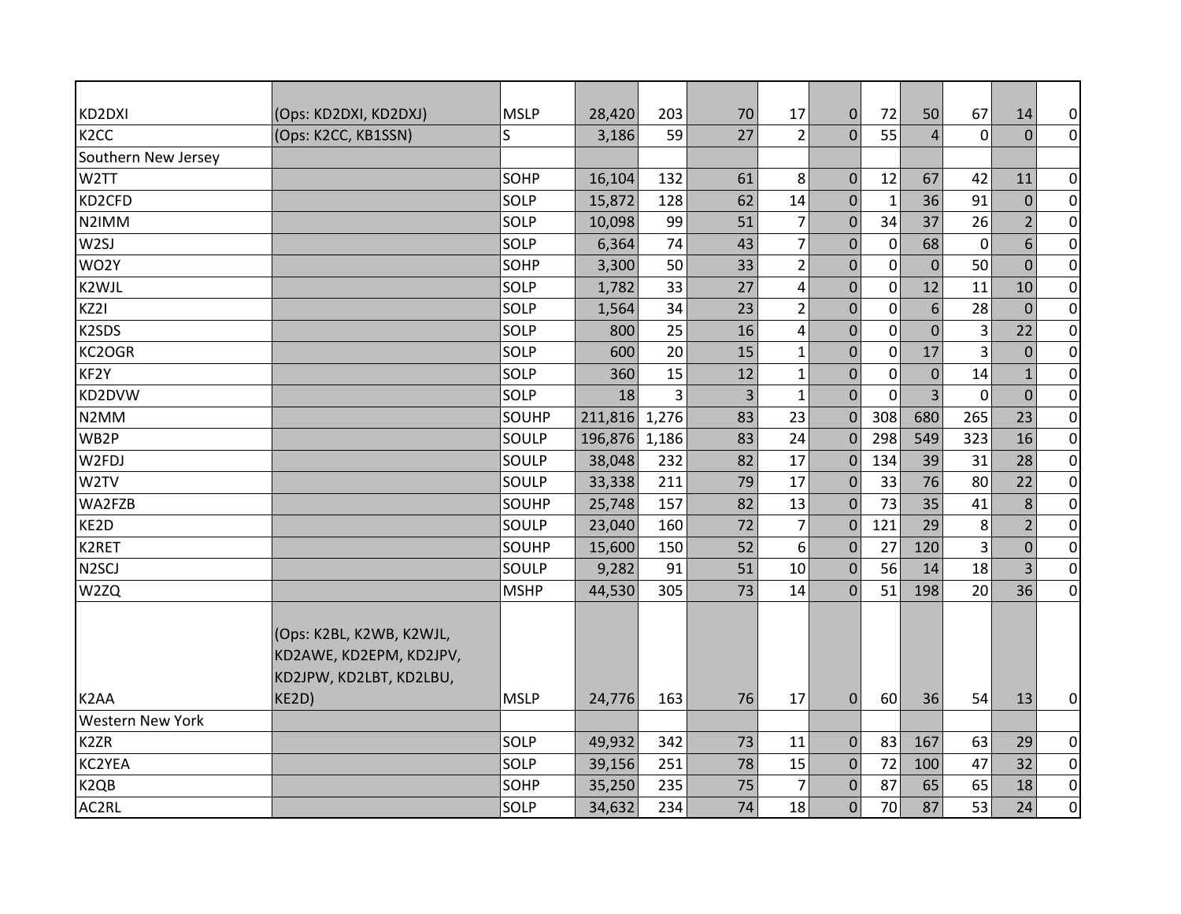| | | | | | | | | | | | | | |
|---|---|---|---|---|---|---|---|---|---|---|---|---|---|
| KD2DXI | (Ops: KD2DXI, KD2DXJ) | MSLP | 28,420 | 203 | 70 | 17 | 0 | 72 | 50 | 67 | 14 | 0 |
| K2CC | (Ops: K2CC, KB1SSN) | S | 3,186 | 59 | 27 | 2 | 0 | 55 | 4 | 0 | 0 | 0 |
| Southern New Jersey | | | | | | | | | | | | |
| W2TT | | SOHP | 16,104 | 132 | 61 | 8 | 0 | 12 | 67 | 42 | 11 | 0 |
| KD2CFD | | SOLP | 15,872 | 128 | 62 | 14 | 0 | 1 | 36 | 91 | 0 | 0 |
| N2IMM | | SOLP | 10,098 | 99 | 51 | 7 | 0 | 34 | 37 | 26 | 2 | 0 |
| W2SJ | | SOLP | 6,364 | 74 | 43 | 7 | 0 | 0 | 68 | 0 | 6 | 0 |
| WO2Y | | SOHP | 3,300 | 50 | 33 | 2 | 0 | 0 | 0 | 50 | 0 | 0 |
| K2WJL | | SOLP | 1,782 | 33 | 27 | 4 | 0 | 0 | 12 | 11 | 10 | 0 |
| KZ2I | | SOLP | 1,564 | 34 | 23 | 2 | 0 | 0 | 6 | 28 | 0 | 0 |
| K2SDS | | SOLP | 800 | 25 | 16 | 4 | 0 | 0 | 0 | 3 | 22 | 0 |
| KC2OGR | | SOLP | 600 | 20 | 15 | 1 | 0 | 0 | 17 | 3 | 0 | 0 |
| KF2Y | | SOLP | 360 | 15 | 12 | 1 | 0 | 0 | 0 | 14 | 1 | 0 |
| KD2DVW | | SOLP | 18 | 3 | 3 | 1 | 0 | 0 | 3 | 0 | 0 | 0 |
| N2MM | | SOUHP | 211,816 | 1,276 | 83 | 23 | 0 | 308 | 680 | 265 | 23 | 0 |
| WB2P | | SOULP | 196,876 | 1,186 | 83 | 24 | 0 | 298 | 549 | 323 | 16 | 0 |
| W2FDJ | | SOULP | 38,048 | 232 | 82 | 17 | 0 | 134 | 39 | 31 | 28 | 0 |
| W2TV | | SOULP | 33,338 | 211 | 79 | 17 | 0 | 33 | 76 | 80 | 22 | 0 |
| WA2FZB | | SOUHP | 25,748 | 157 | 82 | 13 | 0 | 73 | 35 | 41 | 8 | 0 |
| KE2D | | SOULP | 23,040 | 160 | 72 | 7 | 0 | 121 | 29 | 8 | 2 | 0 |
| K2RET | | SOUHP | 15,600 | 150 | 52 | 6 | 0 | 27 | 120 | 3 | 0 | 0 |
| N2SCJ | | SOULP | 9,282 | 91 | 51 | 10 | 0 | 56 | 14 | 18 | 3 | 0 |
| W2ZQ | | MSHP | 44,530 | 305 | 73 | 14 | 0 | 51 | 198 | 20 | 36 | 0 |
| K2AA | (Ops: K2BL, K2WB, K2WJL, KD2AWE, KD2EPM, KD2JPV, KD2JPW, KD2LBT, KD2LBU, KE2D) | MSLP | 24,776 | 163 | 76 | 17 | 0 | 60 | 36 | 54 | 13 | 0 |
| Western New York | | | | | | | | | | | | |
| K2ZR | | SOLP | 49,932 | 342 | 73 | 11 | 0 | 83 | 167 | 63 | 29 | 0 |
| KC2YEA | | SOLP | 39,156 | 251 | 78 | 15 | 0 | 72 | 100 | 47 | 32 | 0 |
| K2QB | | SOHP | 35,250 | 235 | 75 | 7 | 0 | 87 | 65 | 65 | 18 | 0 |
| AC2RL | | SOLP | 34,632 | 234 | 74 | 18 | 0 | 70 | 87 | 53 | 24 | 0 |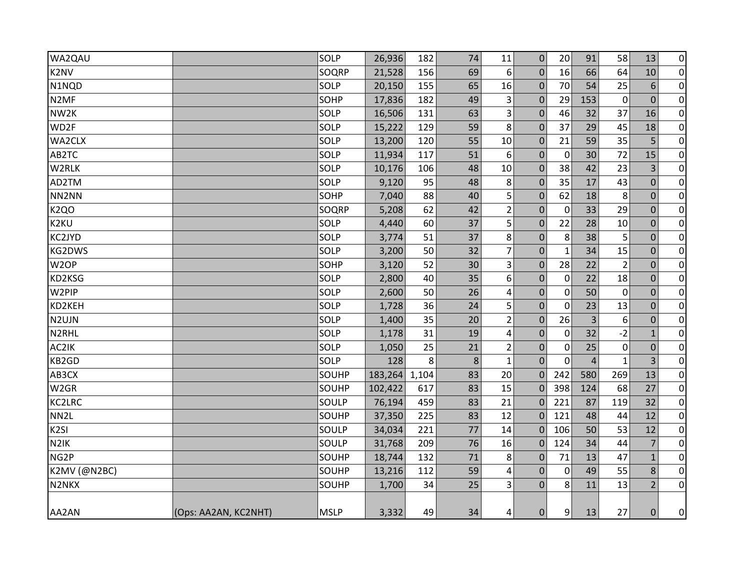| | | | | | | | | | | | | |
|---|---|---|---|---|---|---|---|---|---|---|---|---|
| WA2QAU | | SOLP | 26,936 | 182 | 74 | 11 | 0 | 20 | 91 | 58 | 13 | 0 |
| K2NV | | SOQRP | 21,528 | 156 | 69 | 6 | 0 | 16 | 66 | 64 | 10 | 0 |
| N1NQD | | SOLP | 20,150 | 155 | 65 | 16 | 0 | 70 | 54 | 25 | 6 | 0 |
| N2MF | | SOHP | 17,836 | 182 | 49 | 3 | 0 | 29 | 153 | 0 | 0 | 0 |
| NW2K | | SOLP | 16,506 | 131 | 63 | 3 | 0 | 46 | 32 | 37 | 16 | 0 |
| WD2F | | SOLP | 15,222 | 129 | 59 | 8 | 0 | 37 | 29 | 45 | 18 | 0 |
| WA2CLX | | SOLP | 13,200 | 120 | 55 | 10 | 0 | 21 | 59 | 35 | 5 | 0 |
| AB2TC | | SOLP | 11,934 | 117 | 51 | 6 | 0 | 0 | 30 | 72 | 15 | 0 |
| W2RLK | | SOLP | 10,176 | 106 | 48 | 10 | 0 | 38 | 42 | 23 | 3 | 0 |
| AD2TM | | SOLP | 9,120 | 95 | 48 | 8 | 0 | 35 | 17 | 43 | 0 | 0 |
| NN2NN | | SOHP | 7,040 | 88 | 40 | 5 | 0 | 62 | 18 | 8 | 0 | 0 |
| K2QO | | SOQRP | 5,208 | 62 | 42 | 2 | 0 | 0 | 33 | 29 | 0 | 0 |
| K2KU | | SOLP | 4,440 | 60 | 37 | 5 | 0 | 22 | 28 | 10 | 0 | 0 |
| KC2JYD | | SOLP | 3,774 | 51 | 37 | 8 | 0 | 8 | 38 | 5 | 0 | 0 |
| KG2DWS | | SOLP | 3,200 | 50 | 32 | 7 | 0 | 1 | 34 | 15 | 0 | 0 |
| W2OP | | SOHP | 3,120 | 52 | 30 | 3 | 0 | 28 | 22 | 2 | 0 | 0 |
| KD2KSG | | SOLP | 2,800 | 40 | 35 | 6 | 0 | 0 | 22 | 18 | 0 | 0 |
| W2PIP | | SOLP | 2,600 | 50 | 26 | 4 | 0 | 0 | 50 | 0 | 0 | 0 |
| KD2KEH | | SOLP | 1,728 | 36 | 24 | 5 | 0 | 0 | 23 | 13 | 0 | 0 |
| N2UJN | | SOLP | 1,400 | 35 | 20 | 2 | 0 | 26 | 3 | 6 | 0 | 0 |
| N2RHL | | SOLP | 1,178 | 31 | 19 | 4 | 0 | 0 | 32 | -2 | 1 | 0 |
| AC2IK | | SOLP | 1,050 | 25 | 21 | 2 | 0 | 0 | 25 | 0 | 0 | 0 |
| KB2GD | | SOLP | 128 | 8 | 8 | 1 | 0 | 0 | 4 | 1 | 3 | 0 |
| AB3CX | | SOUHP | 183,264 | 1,104 | 83 | 20 | 0 | 242 | 580 | 269 | 13 | 0 |
| W2GR | | SOUHP | 102,422 | 617 | 83 | 15 | 0 | 398 | 124 | 68 | 27 | 0 |
| KC2LRC | | SOULP | 76,194 | 459 | 83 | 21 | 0 | 221 | 87 | 119 | 32 | 0 |
| NN2L | | SOUHP | 37,350 | 225 | 83 | 12 | 0 | 121 | 48 | 44 | 12 | 0 |
| K2SI | | SOULP | 34,034 | 221 | 77 | 14 | 0 | 106 | 50 | 53 | 12 | 0 |
| N2IK | | SOULP | 31,768 | 209 | 76 | 16 | 0 | 124 | 34 | 44 | 7 | 0 |
| NG2P | | SOUHP | 18,744 | 132 | 71 | 8 | 0 | 71 | 13 | 47 | 1 | 0 |
| K2MV (@N2BC) | | SOUHP | 13,216 | 112 | 59 | 4 | 0 | 0 | 49 | 55 | 8 | 0 |
| N2NKX | | SOUHP | 1,700 | 34 | 25 | 3 | 0 | 8 | 11 | 13 | 2 | 0 |
| AA2AN | (Ops: AA2AN, KC2NHT) | MSLP | 3,332 | 49 | 34 | 4 | 0 | 9 | 13 | 27 | 0 | 0 |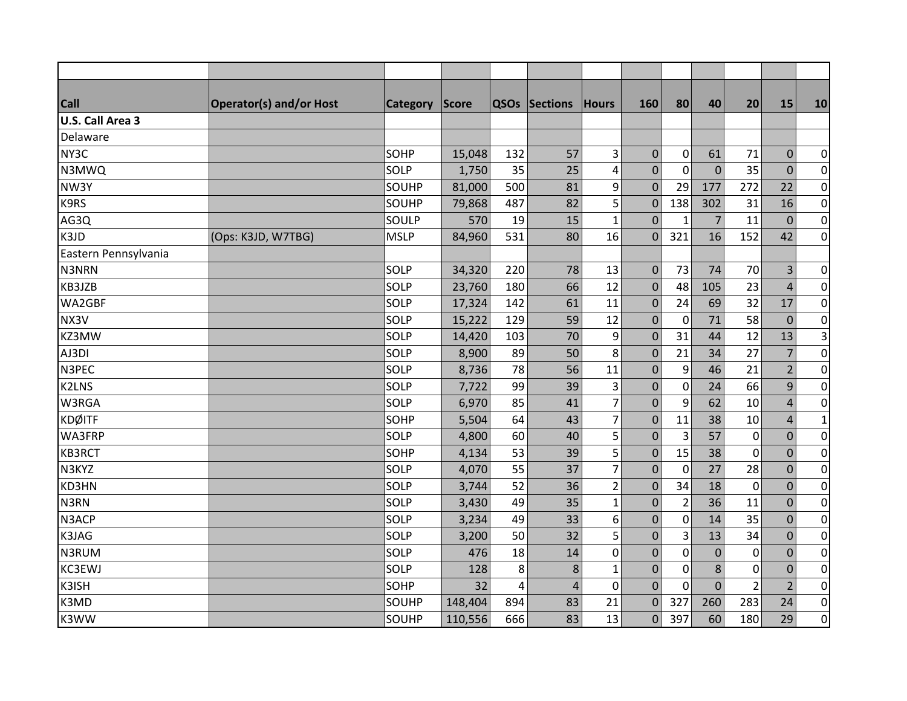| Call | Operator(s) and/or Host | Category | Score | QSOs | Sections | Hours | 160 | 80 | 40 | 20 | 15 | 10 |
|---|---|---|---|---|---|---|---|---|---|---|---|---|
| **U.S. Call Area 3** | | | | | | | | | | | | |
| Delaware | | | | | | | | | | | | |
| NY3C | | SOHP | 15,048 | 132 | 57 | 3 | 0 | 0 | 61 | 71 | 0 | 0 |
| N3MWQ | | SOLP | 1,750 | 35 | 25 | 4 | 0 | 0 | 0 | 35 | 0 | 0 |
| NW3Y | | SOUHP | 81,000 | 500 | 81 | 9 | 0 | 29 | 177 | 272 | 22 | 0 |
| K9RS | | SOUHP | 79,868 | 487 | 82 | 5 | 0 | 138 | 302 | 31 | 16 | 0 |
| AG3Q | | SOULP | 570 | 19 | 15 | 1 | 0 | 1 | 7 | 11 | 0 | 0 |
| K3JD | (Ops: K3JD, W7TBG) | MSLP | 84,960 | 531 | 80 | 16 | 0 | 321 | 16 | 152 | 42 | 0 |
| Eastern Pennsylvania | | | | | | | | | | | | |
| N3NRN | | SOLP | 34,320 | 220 | 78 | 13 | 0 | 73 | 74 | 70 | 3 | 0 |
| KB3JZB | | SOLP | 23,760 | 180 | 66 | 12 | 0 | 48 | 105 | 23 | 4 | 0 |
| WA2GBF | | SOLP | 17,324 | 142 | 61 | 11 | 0 | 24 | 69 | 32 | 17 | 0 |
| NX3V | | SOLP | 15,222 | 129 | 59 | 12 | 0 | 0 | 71 | 58 | 0 | 0 |
| KZ3MW | | SOLP | 14,420 | 103 | 70 | 9 | 0 | 31 | 44 | 12 | 13 | 3 |
| AJ3DI | | SOLP | 8,900 | 89 | 50 | 8 | 0 | 21 | 34 | 27 | 7 | 0 |
| N3PEC | | SOLP | 8,736 | 78 | 56 | 11 | 0 | 9 | 46 | 21 | 2 | 0 |
| K2LNS | | SOLP | 7,722 | 99 | 39 | 3 | 0 | 0 | 24 | 66 | 9 | 0 |
| W3RGA | | SOLP | 6,970 | 85 | 41 | 7 | 0 | 9 | 62 | 10 | 4 | 0 |
| KDØITF | | SOHP | 5,504 | 64 | 43 | 7 | 0 | 11 | 38 | 10 | 4 | 1 |
| WA3FRP | | SOLP | 4,800 | 60 | 40 | 5 | 0 | 3 | 57 | 0 | 0 | 0 |
| KB3RCT | | SOHP | 4,134 | 53 | 39 | 5 | 0 | 15 | 38 | 0 | 0 | 0 |
| N3KYZ | | SOLP | 4,070 | 55 | 37 | 7 | 0 | 0 | 27 | 28 | 0 | 0 |
| KD3HN | | SOLP | 3,744 | 52 | 36 | 2 | 0 | 34 | 18 | 0 | 0 | 0 |
| N3RN | | SOLP | 3,430 | 49 | 35 | 1 | 0 | 2 | 36 | 11 | 0 | 0 |
| N3ACP | | SOLP | 3,234 | 49 | 33 | 6 | 0 | 0 | 14 | 35 | 0 | 0 |
| K3JAG | | SOLP | 3,200 | 50 | 32 | 5 | 0 | 3 | 13 | 34 | 0 | 0 |
| N3RUM | | SOLP | 476 | 18 | 14 | 0 | 0 | 0 | 0 | 0 | 0 | 0 |
| KC3EWJ | | SOLP | 128 | 8 | 8 | 1 | 0 | 0 | 8 | 0 | 0 | 0 |
| K3ISH | | SOHP | 32 | 4 | 4 | 0 | 0 | 0 | 0 | 2 | 2 | 0 |
| K3MD | | SOUHP | 148,404 | 894 | 83 | 21 | 0 | 327 | 260 | 283 | 24 | 0 |
| K3WW | | SOUHP | 110,556 | 666 | 83 | 13 | 0 | 397 | 60 | 180 | 29 | 0 |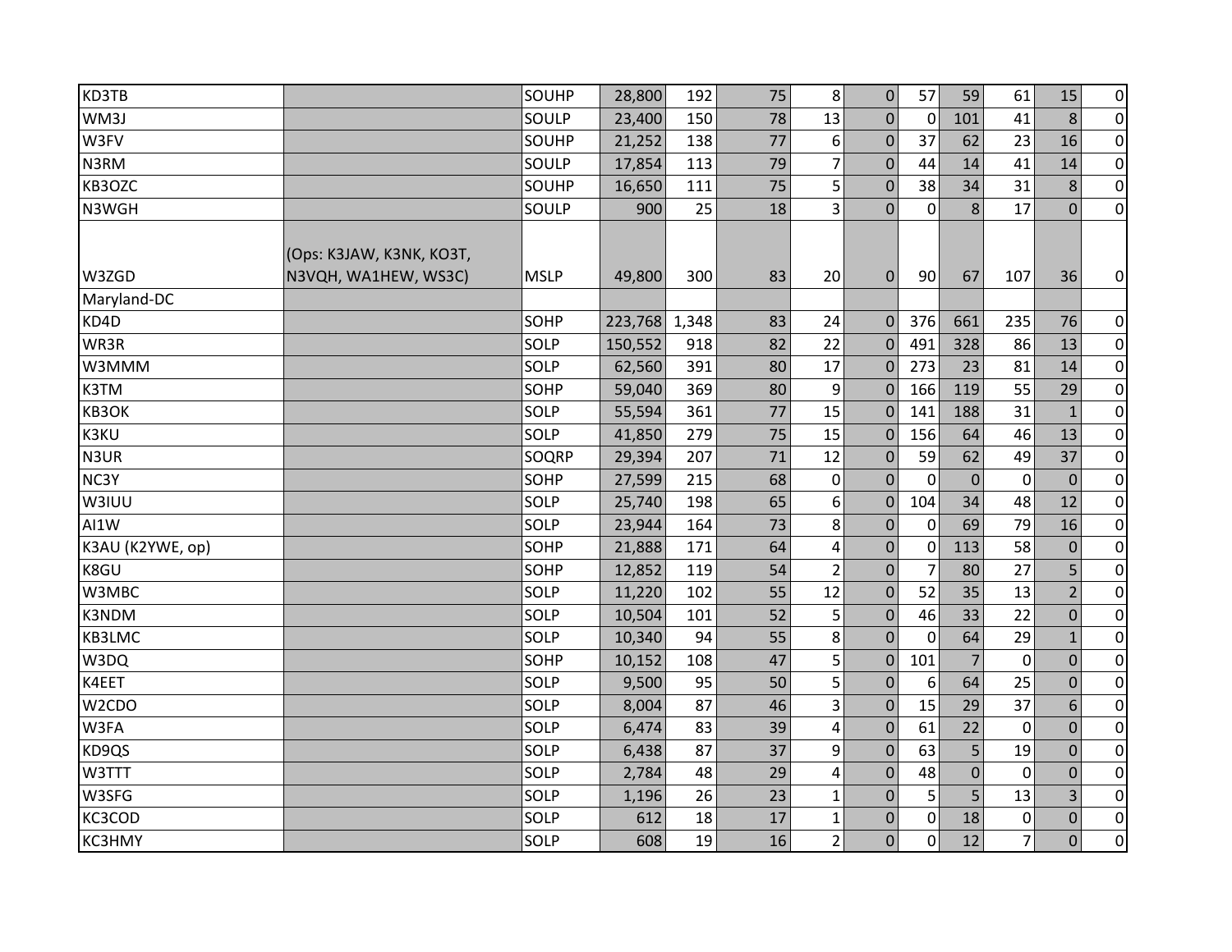| | | | | | | | | | | | | |
|---|---|---|---|---|---|---|---|---|---|---|---|---|
| KD3TB | | SOUHP | 28,800 | 192 | 75 | 8 | 0 | 57 | 59 | 61 | 15 | 0 |
| WM3J | | SOULP | 23,400 | 150 | 78 | 13 | 0 | 0 | 101 | 41 | 8 | 0 |
| W3FV | | SOUHP | 21,252 | 138 | 77 | 6 | 0 | 37 | 62 | 23 | 16 | 0 |
| N3RM | | SOULP | 17,854 | 113 | 79 | 7 | 0 | 44 | 14 | 41 | 14 | 0 |
| KB3OZC | | SOUHP | 16,650 | 111 | 75 | 5 | 0 | 38 | 34 | 31 | 8 | 0 |
| N3WGH | | SOULP | 900 | 25 | 18 | 3 | 0 | 0 | 8 | 17 | 0 | 0 |
| W3ZGD | (Ops: K3JAW, K3NK, KO3T, N3VQH, WA1HEW, WS3C) | MSLP | 49,800 | 300 | 83 | 20 | 0 | 90 | 67 | 107 | 36 | 0 |
| Maryland-DC | | | | | | | | | | | | |
| KD4D | | SOHP | 223,768 | 1,348 | 83 | 24 | 0 | 376 | 661 | 235 | 76 | 0 |
| WR3R | | SOLP | 150,552 | 918 | 82 | 22 | 0 | 491 | 328 | 86 | 13 | 0 |
| W3MMM | | SOLP | 62,560 | 391 | 80 | 17 | 0 | 273 | 23 | 81 | 14 | 0 |
| K3TM | | SOHP | 59,040 | 369 | 80 | 9 | 0 | 166 | 119 | 55 | 29 | 0 |
| KB3OK | | SOLP | 55,594 | 361 | 77 | 15 | 0 | 141 | 188 | 31 | 1 | 0 |
| K3KU | | SOLP | 41,850 | 279 | 75 | 15 | 0 | 156 | 64 | 46 | 13 | 0 |
| N3UR | | SOQRP | 29,394 | 207 | 71 | 12 | 0 | 59 | 62 | 49 | 37 | 0 |
| NC3Y | | SOHP | 27,599 | 215 | 68 | 0 | 0 | 0 | 0 | 0 | 0 | 0 |
| W3IUU | | SOLP | 25,740 | 198 | 65 | 6 | 0 | 104 | 34 | 48 | 12 | 0 |
| AI1W | | SOLP | 23,944 | 164 | 73 | 8 | 0 | 0 | 69 | 79 | 16 | 0 |
| K3AU (K2YWE, op) | | SOHP | 21,888 | 171 | 64 | 4 | 0 | 0 | 113 | 58 | 0 | 0 |
| K8GU | | SOHP | 12,852 | 119 | 54 | 2 | 0 | 7 | 80 | 27 | 5 | 0 |
| W3MBC | | SOLP | 11,220 | 102 | 55 | 12 | 0 | 52 | 35 | 13 | 2 | 0 |
| K3NDM | | SOLP | 10,504 | 101 | 52 | 5 | 0 | 46 | 33 | 22 | 0 | 0 |
| KB3LMC | | SOLP | 10,340 | 94 | 55 | 8 | 0 | 0 | 64 | 29 | 1 | 0 |
| W3DQ | | SOHP | 10,152 | 108 | 47 | 5 | 0 | 101 | 7 | 0 | 0 | 0 |
| K4EET | | SOLP | 9,500 | 95 | 50 | 5 | 0 | 6 | 64 | 25 | 0 | 0 |
| W2CDO | | SOLP | 8,004 | 87 | 46 | 3 | 0 | 15 | 29 | 37 | 6 | 0 |
| W3FA | | SOLP | 6,474 | 83 | 39 | 4 | 0 | 61 | 22 | 0 | 0 | 0 |
| KD9QS | | SOLP | 6,438 | 87 | 37 | 9 | 0 | 63 | 5 | 19 | 0 | 0 |
| W3TTT | | SOLP | 2,784 | 48 | 29 | 4 | 0 | 48 | 0 | 0 | 0 | 0 |
| W3SFG | | SOLP | 1,196 | 26 | 23 | 1 | 0 | 5 | 5 | 13 | 3 | 0 |
| KC3COD | | SOLP | 612 | 18 | 17 | 1 | 0 | 0 | 18 | 0 | 0 | 0 |
| KC3HMY | | SOLP | 608 | 19 | 16 | 2 | 0 | 0 | 12 | 7 | 0 | 0 |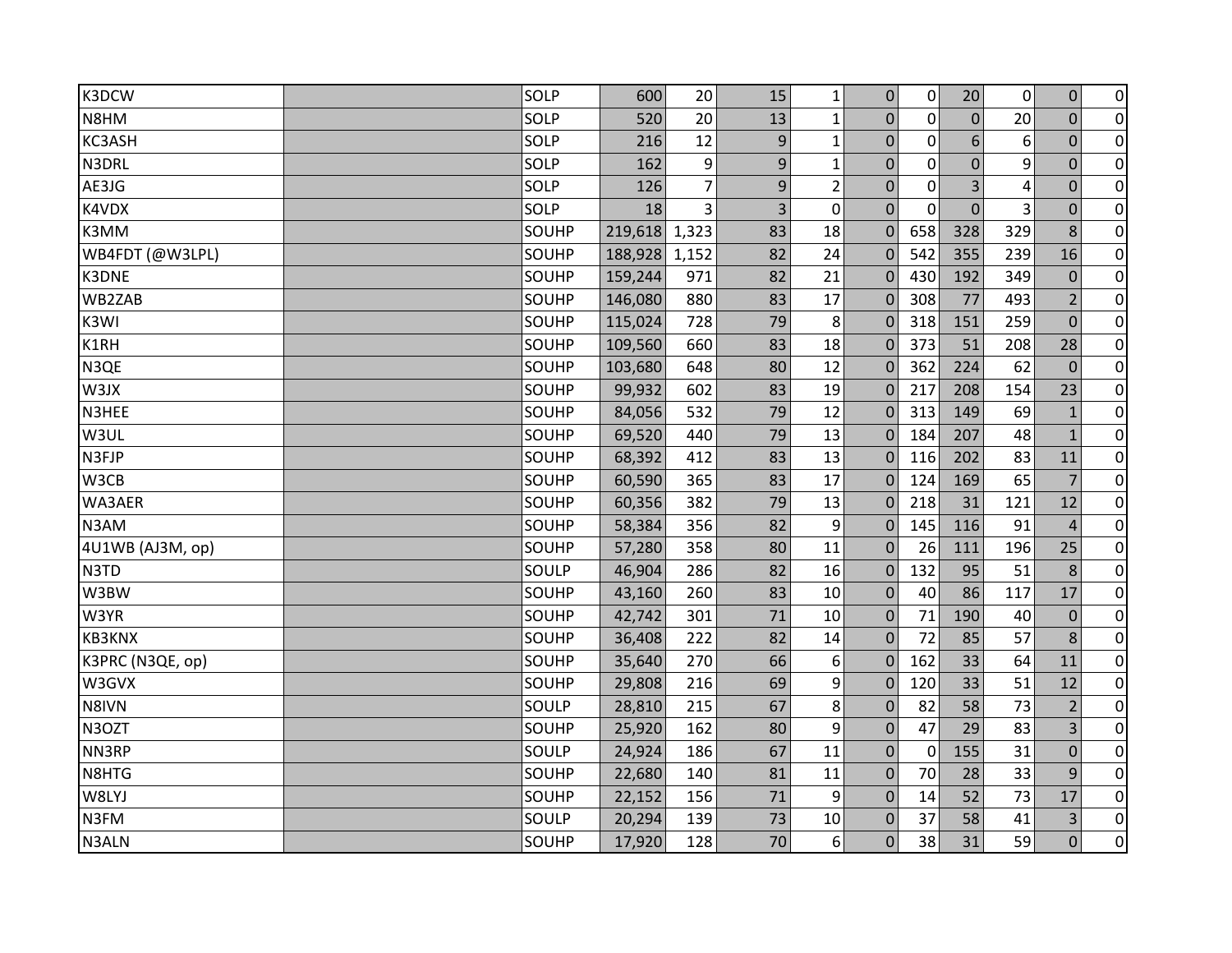| | | | | | | | | | | | | |
|---|---|---|---|---|---|---|---|---|---|---|---|---|
| K3DCW | | SOLP | 600 | 20 | 15 | 1 | 0 | 0 | 20 | 0 | 0 | 0 |
| N8HM | | SOLP | 520 | 20 | 13 | 1 | 0 | 0 | 0 | 20 | 0 | 0 |
| KC3ASH | | SOLP | 216 | 12 | 9 | 1 | 0 | 0 | 6 | 6 | 0 | 0 |
| N3DRL | | SOLP | 162 | 9 | 9 | 1 | 0 | 0 | 0 | 9 | 0 | 0 |
| AE3JG | | SOLP | 126 | 7 | 9 | 2 | 0 | 0 | 3 | 4 | 0 | 0 |
| K4VDX | | SOLP | 18 | 3 | 3 | 0 | 0 | 0 | 0 | 3 | 0 | 0 |
| K3MM | | SOUHP | 219,618 | 1,323 | 83 | 18 | 0 | 658 | 328 | 329 | 8 | 0 |
| WB4FDT (@W3LPL) | | SOUHP | 188,928 | 1,152 | 82 | 24 | 0 | 542 | 355 | 239 | 16 | 0 |
| K3DNE | | SOUHP | 159,244 | 971 | 82 | 21 | 0 | 430 | 192 | 349 | 0 | 0 |
| WB2ZAB | | SOUHP | 146,080 | 880 | 83 | 17 | 0 | 308 | 77 | 493 | 2 | 0 |
| K3WI | | SOUHP | 115,024 | 728 | 79 | 8 | 0 | 318 | 151 | 259 | 0 | 0 |
| K1RH | | SOUHP | 109,560 | 660 | 83 | 18 | 0 | 373 | 51 | 208 | 28 | 0 |
| N3QE | | SOUHP | 103,680 | 648 | 80 | 12 | 0 | 362 | 224 | 62 | 0 | 0 |
| W3JX | | SOUHP | 99,932 | 602 | 83 | 19 | 0 | 217 | 208 | 154 | 23 | 0 |
| N3HEE | | SOUHP | 84,056 | 532 | 79 | 12 | 0 | 313 | 149 | 69 | 1 | 0 |
| W3UL | | SOUHP | 69,520 | 440 | 79 | 13 | 0 | 184 | 207 | 48 | 1 | 0 |
| N3FJP | | SOUHP | 68,392 | 412 | 83 | 13 | 0 | 116 | 202 | 83 | 11 | 0 |
| W3CB | | SOUHP | 60,590 | 365 | 83 | 17 | 0 | 124 | 169 | 65 | 7 | 0 |
| WA3AER | | SOUHP | 60,356 | 382 | 79 | 13 | 0 | 218 | 31 | 121 | 12 | 0 |
| N3AM | | SOUHP | 58,384 | 356 | 82 | 9 | 0 | 145 | 116 | 91 | 4 | 0 |
| 4U1WB (AJ3M, op) | | SOUHP | 57,280 | 358 | 80 | 11 | 0 | 26 | 111 | 196 | 25 | 0 |
| N3TD | | SOULP | 46,904 | 286 | 82 | 16 | 0 | 132 | 95 | 51 | 8 | 0 |
| W3BW | | SOUHP | 43,160 | 260 | 83 | 10 | 0 | 40 | 86 | 117 | 17 | 0 |
| W3YR | | SOUHP | 42,742 | 301 | 71 | 10 | 0 | 71 | 190 | 40 | 0 | 0 |
| KB3KNX | | SOUHP | 36,408 | 222 | 82 | 14 | 0 | 72 | 85 | 57 | 8 | 0 |
| K3PRC (N3QE, op) | | SOUHP | 35,640 | 270 | 66 | 6 | 0 | 162 | 33 | 64 | 11 | 0 |
| W3GVX | | SOUHP | 29,808 | 216 | 69 | 9 | 0 | 120 | 33 | 51 | 12 | 0 |
| N8IVN | | SOULP | 28,810 | 215 | 67 | 8 | 0 | 82 | 58 | 73 | 2 | 0 |
| N3OZT | | SOUHP | 25,920 | 162 | 80 | 9 | 0 | 47 | 29 | 83 | 3 | 0 |
| NN3RP | | SOULP | 24,924 | 186 | 67 | 11 | 0 | 0 | 155 | 31 | 0 | 0 |
| N8HTG | | SOUHP | 22,680 | 140 | 81 | 11 | 0 | 70 | 28 | 33 | 9 | 0 |
| W8LYJ | | SOUHP | 22,152 | 156 | 71 | 9 | 0 | 14 | 52 | 73 | 17 | 0 |
| N3FM | | SOULP | 20,294 | 139 | 73 | 10 | 0 | 37 | 58 | 41 | 3 | 0 |
| N3ALN | | SOUHP | 17,920 | 128 | 70 | 6 | 0 | 38 | 31 | 59 | 0 | 0 |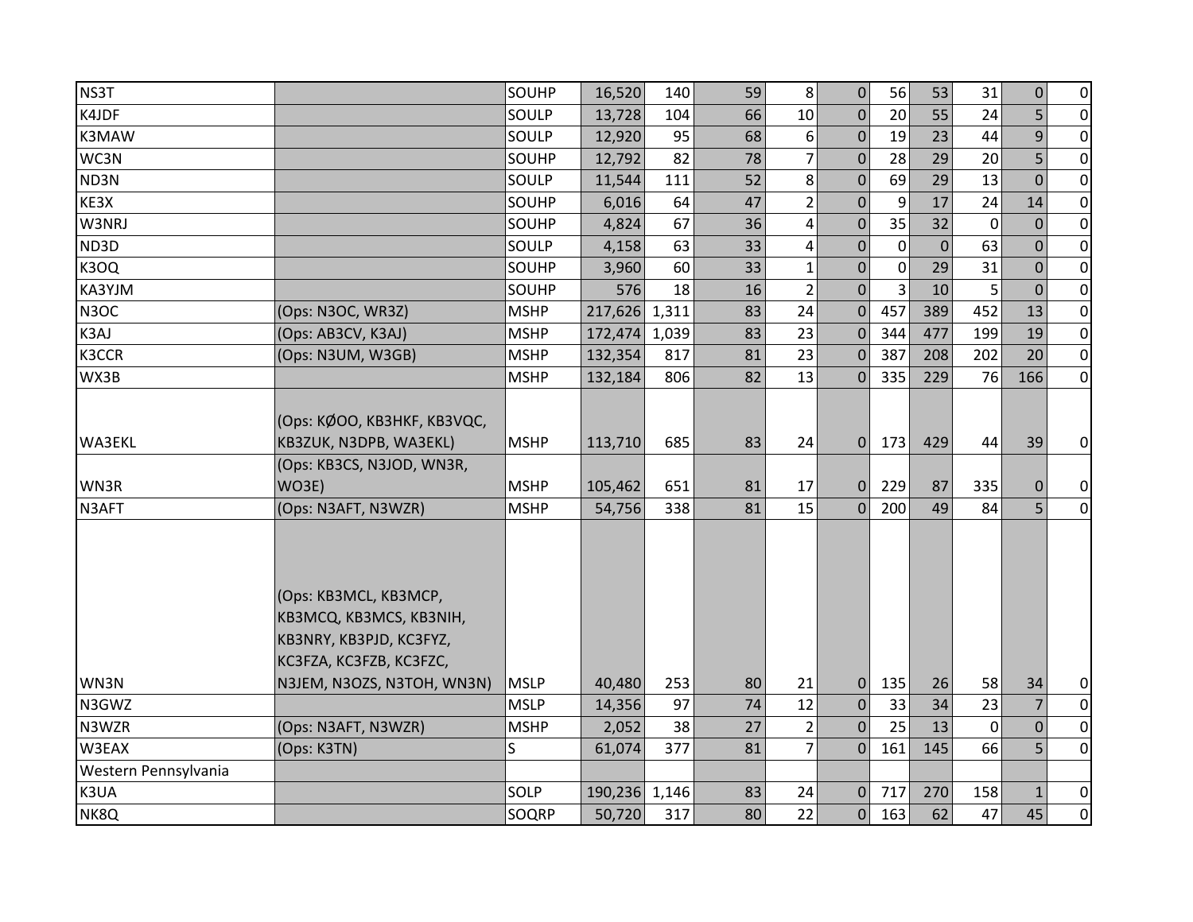| | | | | | | | | | | | | |
|---|---|---|---|---|---|---|---|---|---|---|---|---|
| NS3T | | SOUHP | 16,520 | 140 | 59 | 8 | 0 | 56 | 53 | 31 | 0 | 0 |
| K4JDF | | SOULP | 13,728 | 104 | 66 | 10 | 0 | 20 | 55 | 24 | 5 | 0 |
| K3MAW | | SOULP | 12,920 | 95 | 68 | 6 | 0 | 19 | 23 | 44 | 9 | 0 |
| WC3N | | SOUHP | 12,792 | 82 | 78 | 7 | 0 | 28 | 29 | 20 | 5 | 0 |
| ND3N | | SOULP | 11,544 | 111 | 52 | 8 | 0 | 69 | 29 | 13 | 0 | 0 |
| KE3X | | SOUHP | 6,016 | 64 | 47 | 2 | 0 | 9 | 17 | 24 | 14 | 0 |
| W3NRJ | | SOUHP | 4,824 | 67 | 36 | 4 | 0 | 35 | 32 | 0 | 0 | 0 |
| ND3D | | SOULP | 4,158 | 63 | 33 | 4 | 0 | 0 | 0 | 63 | 0 | 0 |
| K3OQ | | SOUHP | 3,960 | 60 | 33 | 1 | 0 | 0 | 29 | 31 | 0 | 0 |
| KA3YJM | | SOUHP | 576 | 18 | 16 | 2 | 0 | 3 | 10 | 5 | 0 | 0 |
| N3OC | (Ops: N3OC, WR3Z) | MSHP | 217,626 | 1,311 | 83 | 24 | 0 | 457 | 389 | 452 | 13 | 0 |
| K3AJ | (Ops: AB3CV, K3AJ) | MSHP | 172,474 | 1,039 | 83 | 23 | 0 | 344 | 477 | 199 | 19 | 0 |
| K3CCR | (Ops: N3UM, W3GB) | MSHP | 132,354 | 817 | 81 | 23 | 0 | 387 | 208 | 202 | 20 | 0 |
| WX3B | | MSHP | 132,184 | 806 | 82 | 13 | 0 | 335 | 229 | 76 | 166 | 0 |
| WA3EKL | (Ops: KØOO, KB3HKF, KB3VQC, KB3ZUK, N3DPB, WA3EKL) | MSHP | 113,710 | 685 | 83 | 24 | 0 | 173 | 429 | 44 | 39 | 0 |
| WN3R | (Ops: KB3CS, N3JOD, WN3R, WO3E) | MSHP | 105,462 | 651 | 81 | 17 | 0 | 229 | 87 | 335 | 0 | 0 |
| N3AFT | (Ops: N3AFT, N3WZR) | MSHP | 54,756 | 338 | 81 | 15 | 0 | 200 | 49 | 84 | 5 | 0 |
| WN3N | (Ops: KB3MCL, KB3MCP, KB3MCQ, KB3MCS, KB3NIH, KB3NRY, KB3PJD, KC3FYZ, KC3FZA, KC3FZB, KC3FZC, N3JEM, N3OZS, N3TOH, WN3N) | MSLP | 40,480 | 253 | 80 | 21 | 0 | 135 | 26 | 58 | 34 | 0 |
| N3GWZ | | MSLP | 14,356 | 97 | 74 | 12 | 0 | 33 | 34 | 23 | 7 | 0 |
| N3WZR | (Ops: N3AFT, N3WZR) | MSHP | 2,052 | 38 | 27 | 2 | 0 | 25 | 13 | 0 | 0 | 0 |
| W3EAX | (Ops: K3TN) | S | 61,074 | 377 | 81 | 7 | 0 | 161 | 145 | 66 | 5 | 0 |
| Western Pennsylvania | | | | | | | | | | | | |
| K3UA | | SOLP | 190,236 | 1,146 | 83 | 24 | 0 | 717 | 270 | 158 | 1 | 0 |
| NK8Q | | SOQRP | 50,720 | 317 | 80 | 22 | 0 | 163 | 62 | 47 | 45 | 0 |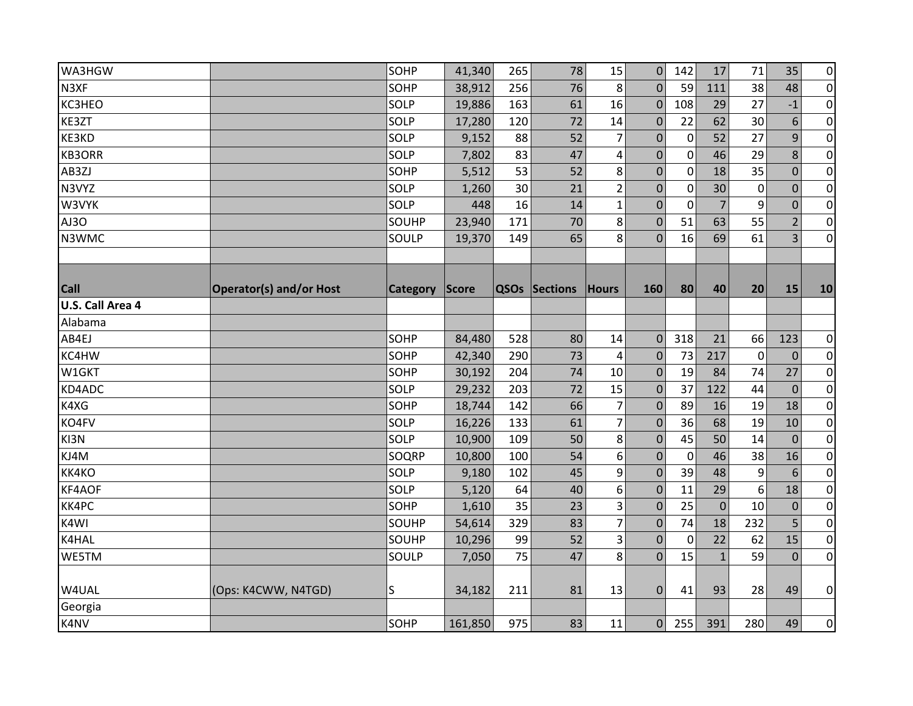| | | | | | | | | | | | |
|---|---|---|---|---|---|---|---|---|---|---|---|
| WA3HGW | | SOHP | 41,340 | 265 | 78 | 15 | 0 | 142 | 17 | 71 | 35 | 0 |
| N3XF | | SOHP | 38,912 | 256 | 76 | 8 | 0 | 59 | 111 | 38 | 48 | 0 |
| KC3HEO | | SOLP | 19,886 | 163 | 61 | 16 | 0 | 108 | 29 | 27 | -1 | 0 |
| KE3ZT | | SOLP | 17,280 | 120 | 72 | 14 | 0 | 22 | 62 | 30 | 6 | 0 |
| KE3KD | | SOLP | 9,152 | 88 | 52 | 7 | 0 | 0 | 52 | 27 | 9 | 0 |
| KB3ORR | | SOLP | 7,802 | 83 | 47 | 4 | 0 | 0 | 46 | 29 | 8 | 0 |
| AB3ZJ | | SOHP | 5,512 | 53 | 52 | 8 | 0 | 0 | 18 | 35 | 0 | 0 |
| N3VYZ | | SOLP | 1,260 | 30 | 21 | 2 | 0 | 0 | 30 | 0 | 0 | 0 |
| W3VYK | | SOLP | 448 | 16 | 14 | 1 | 0 | 0 | 7 | 9 | 0 | 0 |
| AJ3O | | SOUHP | 23,940 | 171 | 70 | 8 | 0 | 51 | 63 | 55 | 2 | 0 |
| N3WMC | | SOULP | 19,370 | 149 | 65 | 8 | 0 | 16 | 69 | 61 | 3 | 0 |

| Call | Operator(s) and/or Host | Category | Score | QSOs | Sections | Hours | 160 | 80 | 40 | 20 | 15 | 10 |
|---|---|---|---|---|---|---|---|---|---|---|---|---|
| **U.S. Call Area 4** | | | | | | | | | | | | |
| Alabama | | | | | | | | | | | | |
| AB4EJ | | SOHP | 84,480 | 528 | 80 | 14 | 0 | 318 | 21 | 66 | 123 | 0 |
| KC4HW | | SOHP | 42,340 | 290 | 73 | 4 | 0 | 73 | 217 | 0 | 0 | 0 |
| W1GKT | | SOHP | 30,192 | 204 | 74 | 10 | 0 | 19 | 84 | 74 | 27 | 0 |
| KD4ADC | | SOLP | 29,232 | 203 | 72 | 15 | 0 | 37 | 122 | 44 | 0 | 0 |
| K4XG | | SOHP | 18,744 | 142 | 66 | 7 | 0 | 89 | 16 | 19 | 18 | 0 |
| KO4FV | | SOLP | 16,226 | 133 | 61 | 7 | 0 | 36 | 68 | 19 | 10 | 0 |
| KI3N | | SOLP | 10,900 | 109 | 50 | 8 | 0 | 45 | 50 | 14 | 0 | 0 |
| KJ4M | | SOQRP | 10,800 | 100 | 54 | 6 | 0 | 0 | 46 | 38 | 16 | 0 |
| KK4KO | | SOLP | 9,180 | 102 | 45 | 9 | 0 | 39 | 48 | 9 | 6 | 0 |
| KF4AOF | | SOLP | 5,120 | 64 | 40 | 6 | 0 | 11 | 29 | 6 | 18 | 0 |
| KK4PC | | SOHP | 1,610 | 35 | 23 | 3 | 0 | 25 | 0 | 10 | 0 | 0 |
| K4WI | | SOUHP | 54,614 | 329 | 83 | 7 | 0 | 74 | 18 | 232 | 5 | 0 |
| K4HAL | | SOUHP | 10,296 | 99 | 52 | 3 | 0 | 0 | 22 | 62 | 15 | 0 |
| WE5TM | | SOULP | 7,050 | 75 | 47 | 8 | 0 | 15 | 1 | 59 | 0 | 0 |
| W4UAL | (Ops: K4CWW, N4TGD) | S | 34,182 | 211 | 81 | 13 | 0 | 41 | 93 | 28 | 49 | 0 |
| Georgia | | | | | | | | | | | | |
| K4NV | | SOHP | 161,850 | 975 | 83 | 11 | 0 | 255 | 391 | 280 | 49 | 0 |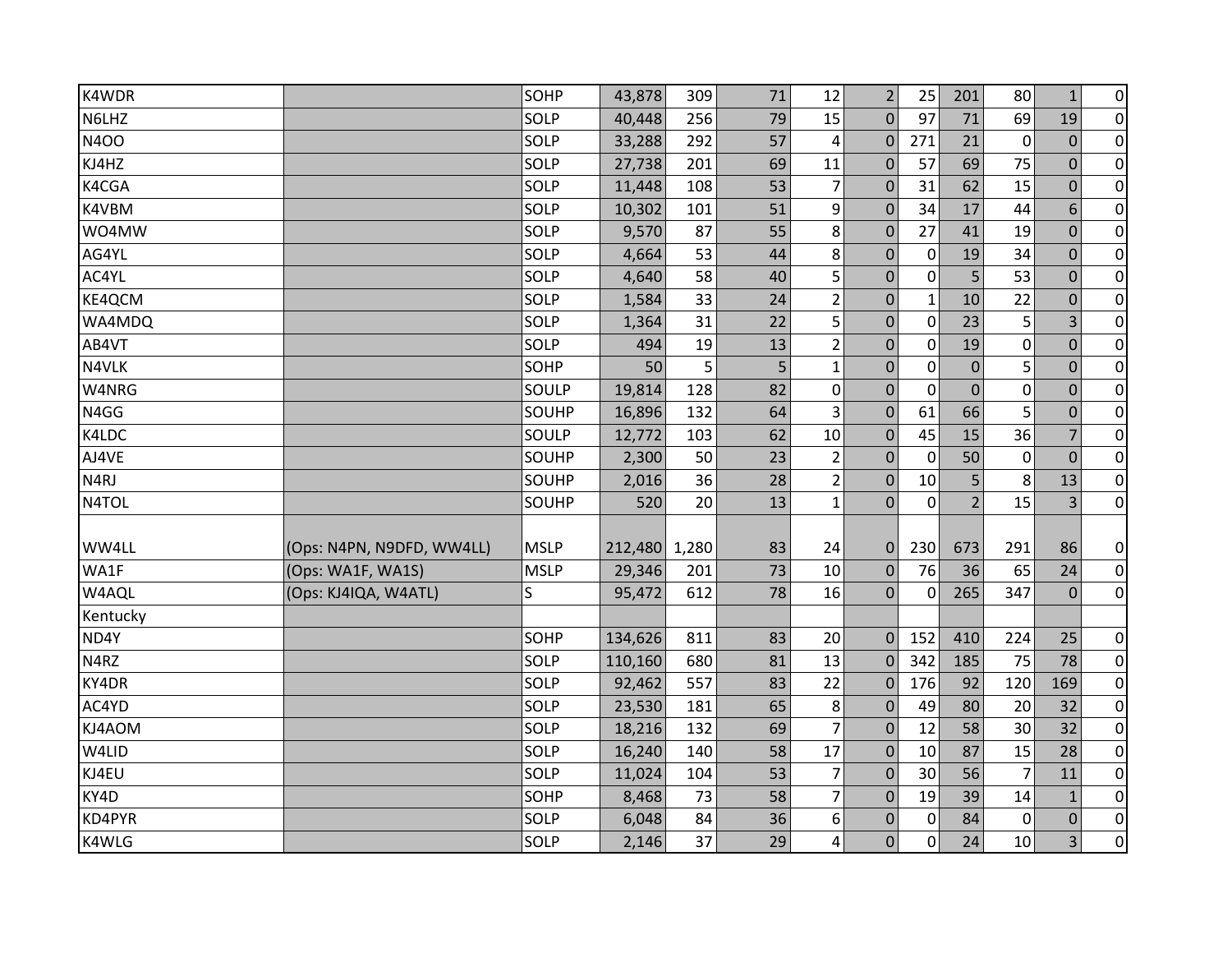| | | | | | | | | | | | | |
|---|---|---|---|---|---|---|---|---|---|---|---|---|
| K4WDR | | SOHP | 43,878 | 309 | 71 | 12 | 2 | 25 | 201 | 80 | 1 | 0 |
| N6LHZ | | SOLP | 40,448 | 256 | 79 | 15 | 0 | 97 | 71 | 69 | 19 | 0 |
| N4OO | | SOLP | 33,288 | 292 | 57 | 4 | 0 | 271 | 21 | 0 | 0 | 0 |
| KJ4HZ | | SOLP | 27,738 | 201 | 69 | 11 | 0 | 57 | 69 | 75 | 0 | 0 |
| K4CGA | | SOLP | 11,448 | 108 | 53 | 7 | 0 | 31 | 62 | 15 | 0 | 0 |
| K4VBM | | SOLP | 10,302 | 101 | 51 | 9 | 0 | 34 | 17 | 44 | 6 | 0 |
| WO4MW | | SOLP | 9,570 | 87 | 55 | 8 | 0 | 27 | 41 | 19 | 0 | 0 |
| AG4YL | | SOLP | 4,664 | 53 | 44 | 8 | 0 | 0 | 19 | 34 | 0 | 0 |
| AC4YL | | SOLP | 4,640 | 58 | 40 | 5 | 0 | 0 | 5 | 53 | 0 | 0 |
| KE4QCM | | SOLP | 1,584 | 33 | 24 | 2 | 0 | 1 | 10 | 22 | 0 | 0 |
| WA4MDQ | | SOLP | 1,364 | 31 | 22 | 5 | 0 | 0 | 23 | 5 | 3 | 0 |
| AB4VT | | SOLP | 494 | 19 | 13 | 2 | 0 | 0 | 19 | 0 | 0 | 0 |
| N4VLK | | SOHP | 50 | 5 | 5 | 1 | 0 | 0 | 0 | 5 | 0 | 0 |
| W4NRG | | SOULP | 19,814 | 128 | 82 | 0 | 0 | 0 | 0 | 0 | 0 | 0 |
| N4GG | | SOUHP | 16,896 | 132 | 64 | 3 | 0 | 61 | 66 | 5 | 0 | 0 |
| K4LDC | | SOULP | 12,772 | 103 | 62 | 10 | 0 | 45 | 15 | 36 | 7 | 0 |
| AJ4VE | | SOUHP | 2,300 | 50 | 23 | 2 | 0 | 0 | 50 | 0 | 0 | 0 |
| N4RJ | | SOUHP | 2,016 | 36 | 28 | 2 | 0 | 10 | 5 | 8 | 13 | 0 |
| N4TOL | | SOUHP | 520 | 20 | 13 | 1 | 0 | 0 | 2 | 15 | 3 | 0 |
| WW4LL | (Ops: N4PN, N9DFD, WW4LL) | MSLP | 212,480 | 1,280 | 83 | 24 | 0 | 230 | 673 | 291 | 86 | 0 |
| WA1F | (Ops: WA1F, WA1S) | MSLP | 29,346 | 201 | 73 | 10 | 0 | 76 | 36 | 65 | 24 | 0 |
| W4AQL | (Ops: KJ4IQA, W4ATL) | S | 95,472 | 612 | 78 | 16 | 0 | 0 | 265 | 347 | 0 | 0 |
| Kentucky | | | | | | | | | | | | |
| ND4Y | | SOHP | 134,626 | 811 | 83 | 20 | 0 | 152 | 410 | 224 | 25 | 0 |
| N4RZ | | SOLP | 110,160 | 680 | 81 | 13 | 0 | 342 | 185 | 75 | 78 | 0 |
| KY4DR | | SOLP | 92,462 | 557 | 83 | 22 | 0 | 176 | 92 | 120 | 169 | 0 |
| AC4YD | | SOLP | 23,530 | 181 | 65 | 8 | 0 | 49 | 80 | 20 | 32 | 0 |
| KJ4AOM | | SOLP | 18,216 | 132 | 69 | 7 | 0 | 12 | 58 | 30 | 32 | 0 |
| W4LID | | SOLP | 16,240 | 140 | 58 | 17 | 0 | 10 | 87 | 15 | 28 | 0 |
| KJ4EU | | SOLP | 11,024 | 104 | 53 | 7 | 0 | 30 | 56 | 7 | 11 | 0 |
| KY4D | | SOHP | 8,468 | 73 | 58 | 7 | 0 | 19 | 39 | 14 | 1 | 0 |
| KD4PYR | | SOLP | 6,048 | 84 | 36 | 6 | 0 | 0 | 84 | 0 | 0 | 0 |
| K4WLG | | SOLP | 2,146 | 37 | 29 | 4 | 0 | 0 | 24 | 10 | 3 | 0 |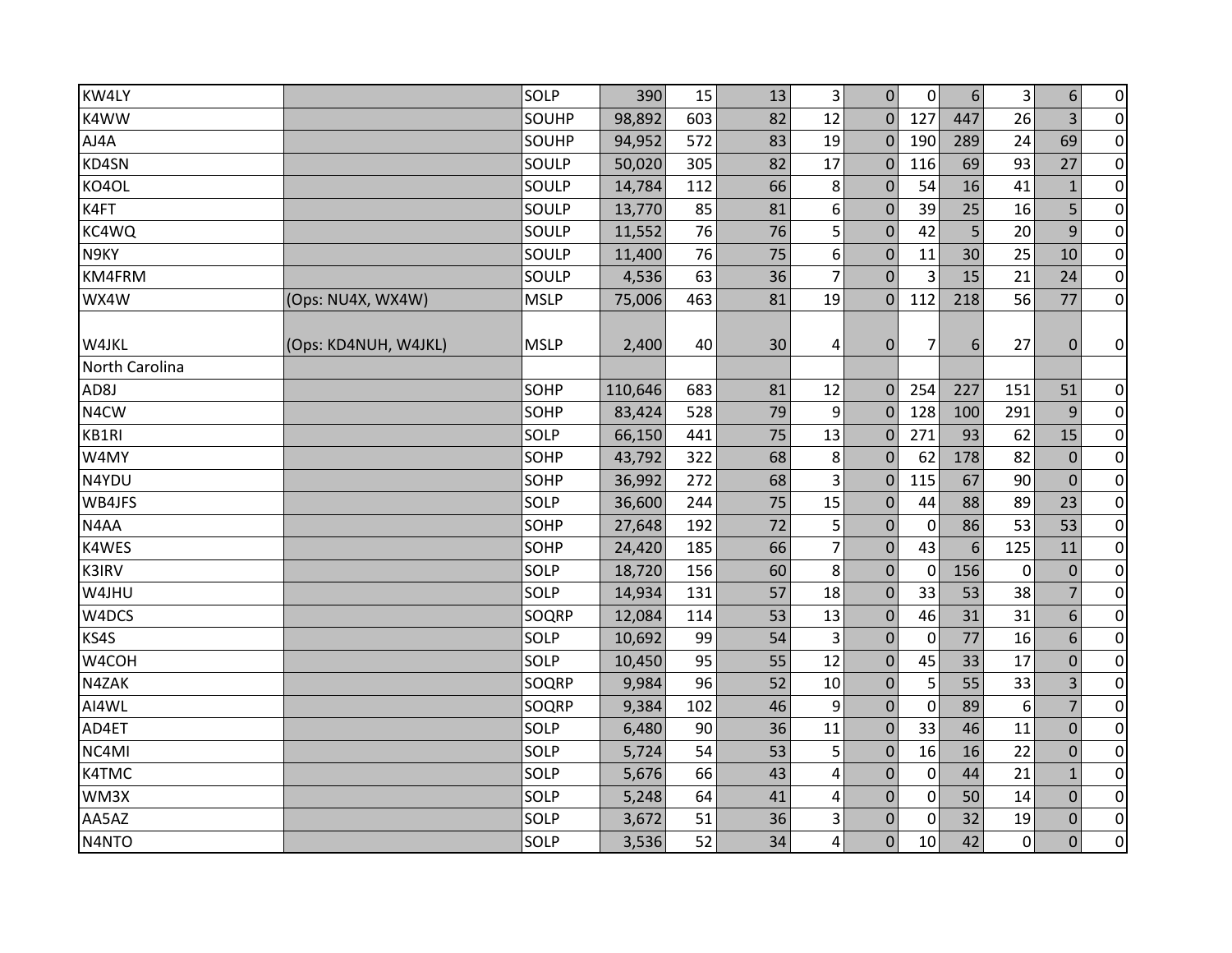| | | | | | | | | | | | | |
|---|---|---|---|---|---|---|---|---|---|---|---|---|
| KW4LY | | SOLP | 390 | 15 | 13 | 3 | 0 | 0 | 6 | 3 | 6 | 0 |
| K4WW | | SOUHP | 98,892 | 603 | 82 | 12 | 0 | 127 | 447 | 26 | 3 | 0 |
| AJ4A | | SOUHP | 94,952 | 572 | 83 | 19 | 0 | 190 | 289 | 24 | 69 | 0 |
| KD4SN | | SOULP | 50,020 | 305 | 82 | 17 | 0 | 116 | 69 | 93 | 27 | 0 |
| KO4OL | | SOULP | 14,784 | 112 | 66 | 8 | 0 | 54 | 16 | 41 | 1 | 0 |
| K4FT | | SOULP | 13,770 | 85 | 81 | 6 | 0 | 39 | 25 | 16 | 5 | 0 |
| KC4WQ | | SOULP | 11,552 | 76 | 76 | 5 | 0 | 42 | 5 | 20 | 9 | 0 |
| N9KY | | SOULP | 11,400 | 76 | 75 | 6 | 0 | 11 | 30 | 25 | 10 | 0 |
| KM4FRM | | SOULP | 4,536 | 63 | 36 | 7 | 0 | 3 | 15 | 21 | 24 | 0 |
| WX4W | (Ops: NU4X, WX4W) | MSLP | 75,006 | 463 | 81 | 19 | 0 | 112 | 218 | 56 | 77 | 0 |
| W4JKL | (Ops: KD4NUH, W4JKL) | MSLP | 2,400 | 40 | 30 | 4 | 0 | 7 | 6 | 27 | 0 | 0 |
| North Carolina | | | | | | | | | | | | |
| AD8J | | SOHP | 110,646 | 683 | 81 | 12 | 0 | 254 | 227 | 151 | 51 | 0 |
| N4CW | | SOHP | 83,424 | 528 | 79 | 9 | 0 | 128 | 100 | 291 | 9 | 0 |
| KB1RI | | SOLP | 66,150 | 441 | 75 | 13 | 0 | 271 | 93 | 62 | 15 | 0 |
| W4MY | | SOHP | 43,792 | 322 | 68 | 8 | 0 | 62 | 178 | 82 | 0 | 0 |
| N4YDU | | SOHP | 36,992 | 272 | 68 | 3 | 0 | 115 | 67 | 90 | 0 | 0 |
| WB4JFS | | SOLP | 36,600 | 244 | 75 | 15 | 0 | 44 | 88 | 89 | 23 | 0 |
| N4AA | | SOHP | 27,648 | 192 | 72 | 5 | 0 | 0 | 86 | 53 | 53 | 0 |
| K4WES | | SOHP | 24,420 | 185 | 66 | 7 | 0 | 43 | 6 | 125 | 11 | 0 |
| K3IRV | | SOLP | 18,720 | 156 | 60 | 8 | 0 | 0 | 156 | 0 | 0 | 0 |
| W4JHU | | SOLP | 14,934 | 131 | 57 | 18 | 0 | 33 | 53 | 38 | 7 | 0 |
| W4DCS | | SOQRP | 12,084 | 114 | 53 | 13 | 0 | 46 | 31 | 31 | 6 | 0 |
| KS4S | | SOLP | 10,692 | 99 | 54 | 3 | 0 | 0 | 77 | 16 | 6 | 0 |
| W4COH | | SOLP | 10,450 | 95 | 55 | 12 | 0 | 45 | 33 | 17 | 0 | 0 |
| N4ZAK | | SOQRP | 9,984 | 96 | 52 | 10 | 0 | 5 | 55 | 33 | 3 | 0 |
| AI4WL | | SOQRP | 9,384 | 102 | 46 | 9 | 0 | 0 | 89 | 6 | 7 | 0 |
| AD4ET | | SOLP | 6,480 | 90 | 36 | 11 | 0 | 33 | 46 | 11 | 0 | 0 |
| NC4MI | | SOLP | 5,724 | 54 | 53 | 5 | 0 | 16 | 16 | 22 | 0 | 0 |
| K4TMC | | SOLP | 5,676 | 66 | 43 | 4 | 0 | 0 | 44 | 21 | 1 | 0 |
| WM3X | | SOLP | 5,248 | 64 | 41 | 4 | 0 | 0 | 50 | 14 | 0 | 0 |
| AA5AZ | | SOLP | 3,672 | 51 | 36 | 3 | 0 | 0 | 32 | 19 | 0 | 0 |
| N4NTO | | SOLP | 3,536 | 52 | 34 | 4 | 0 | 10 | 42 | 0 | 0 | 0 |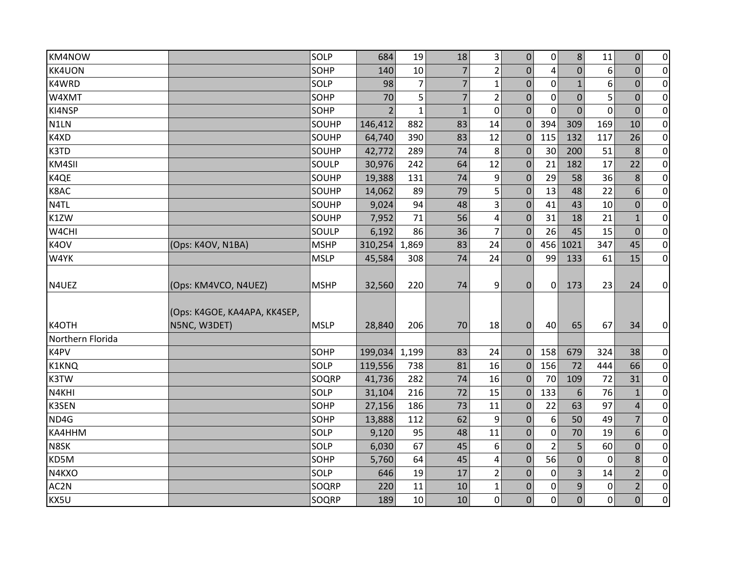| | | | | | | | | | | | | |
|---|---|---|---|---|---|---|---|---|---|---|---|---|
| KM4NOW | | SOLP | 684 | 19 | 18 | 3 | 0 | 0 | 8 | 11 | 0 | 0 |
| KK4UON | | SOHP | 140 | 10 | 7 | 2 | 0 | 4 | 0 | 6 | 0 | 0 |
| K4WRD | | SOLP | 98 | 7 | 7 | 1 | 0 | 0 | 1 | 6 | 0 | 0 |
| W4XMT | | SOHP | 70 | 5 | 7 | 2 | 0 | 0 | 0 | 5 | 0 | 0 |
| KI4NSP | | SOHP | 2 | 1 | 1 | 0 | 0 | 0 | 0 | 0 | 0 | 0 |
| N1LN | | SOUHP | 146,412 | 882 | 83 | 14 | 0 | 394 | 309 | 169 | 10 | 0 |
| K4XD | | SOUHP | 64,740 | 390 | 83 | 12 | 0 | 115 | 132 | 117 | 26 | 0 |
| K3TD | | SOUHP | 42,772 | 289 | 74 | 8 | 0 | 30 | 200 | 51 | 8 | 0 |
| KM4SII | | SOULP | 30,976 | 242 | 64 | 12 | 0 | 21 | 182 | 17 | 22 | 0 |
| K4QE | | SOUHP | 19,388 | 131 | 74 | 9 | 0 | 29 | 58 | 36 | 8 | 0 |
| K8AC | | SOUHP | 14,062 | 89 | 79 | 5 | 0 | 13 | 48 | 22 | 6 | 0 |
| N4TL | | SOUHP | 9,024 | 94 | 48 | 3 | 0 | 41 | 43 | 10 | 0 | 0 |
| K1ZW | | SOUHP | 7,952 | 71 | 56 | 4 | 0 | 31 | 18 | 21 | 1 | 0 |
| W4CHI | | SOULP | 6,192 | 86 | 36 | 7 | 0 | 26 | 45 | 15 | 0 | 0 |
| K4OV | (Ops: K4OV, N1BA) | MSHP | 310,254 | 1,869 | 83 | 24 | 0 | 456 | 1021 | 347 | 45 | 0 |
| W4YK | | MSLP | 45,584 | 308 | 74 | 24 | 0 | 99 | 133 | 61 | 15 | 0 |
| N4UEZ | (Ops: KM4VCO, N4UEZ) | MSHP | 32,560 | 220 | 74 | 9 | 0 | 0 | 173 | 23 | 24 | 0 |
| K4OTH | (Ops: K4GOE, KA4APA, KK4SEP, N5NC, W3DET) | MSLP | 28,840 | 206 | 70 | 18 | 0 | 40 | 65 | 67 | 34 | 0 |
| Northern Florida | | | | | | | | | | | | |
| K4PV | | SOHP | 199,034 | 1,199 | 83 | 24 | 0 | 158 | 679 | 324 | 38 | 0 |
| K1KNQ | | SOLP | 119,556 | 738 | 81 | 16 | 0 | 156 | 72 | 444 | 66 | 0 |
| K3TW | | SOQRP | 41,736 | 282 | 74 | 16 | 0 | 70 | 109 | 72 | 31 | 0 |
| N4KHI | | SOLP | 31,104 | 216 | 72 | 15 | 0 | 133 | 6 | 76 | 1 | 0 |
| K3SEN | | SOHP | 27,156 | 186 | 73 | 11 | 0 | 22 | 63 | 97 | 4 | 0 |
| ND4G | | SOHP | 13,888 | 112 | 62 | 9 | 0 | 6 | 50 | 49 | 7 | 0 |
| KA4HHM | | SOLP | 9,120 | 95 | 48 | 11 | 0 | 0 | 70 | 19 | 6 | 0 |
| N8SK | | SOLP | 6,030 | 67 | 45 | 6 | 0 | 2 | 5 | 60 | 0 | 0 |
| KD5M | | SOHP | 5,760 | 64 | 45 | 4 | 0 | 56 | 0 | 0 | 8 | 0 |
| N4KXO | | SOLP | 646 | 19 | 17 | 2 | 0 | 0 | 3 | 14 | 2 | 0 |
| AC2N | | SOQRP | 220 | 11 | 10 | 1 | 0 | 0 | 9 | 0 | 2 | 0 |
| KX5U | | SOQRP | 189 | 10 | 10 | 0 | 0 | 0 | 0 | 0 | 0 | 0 |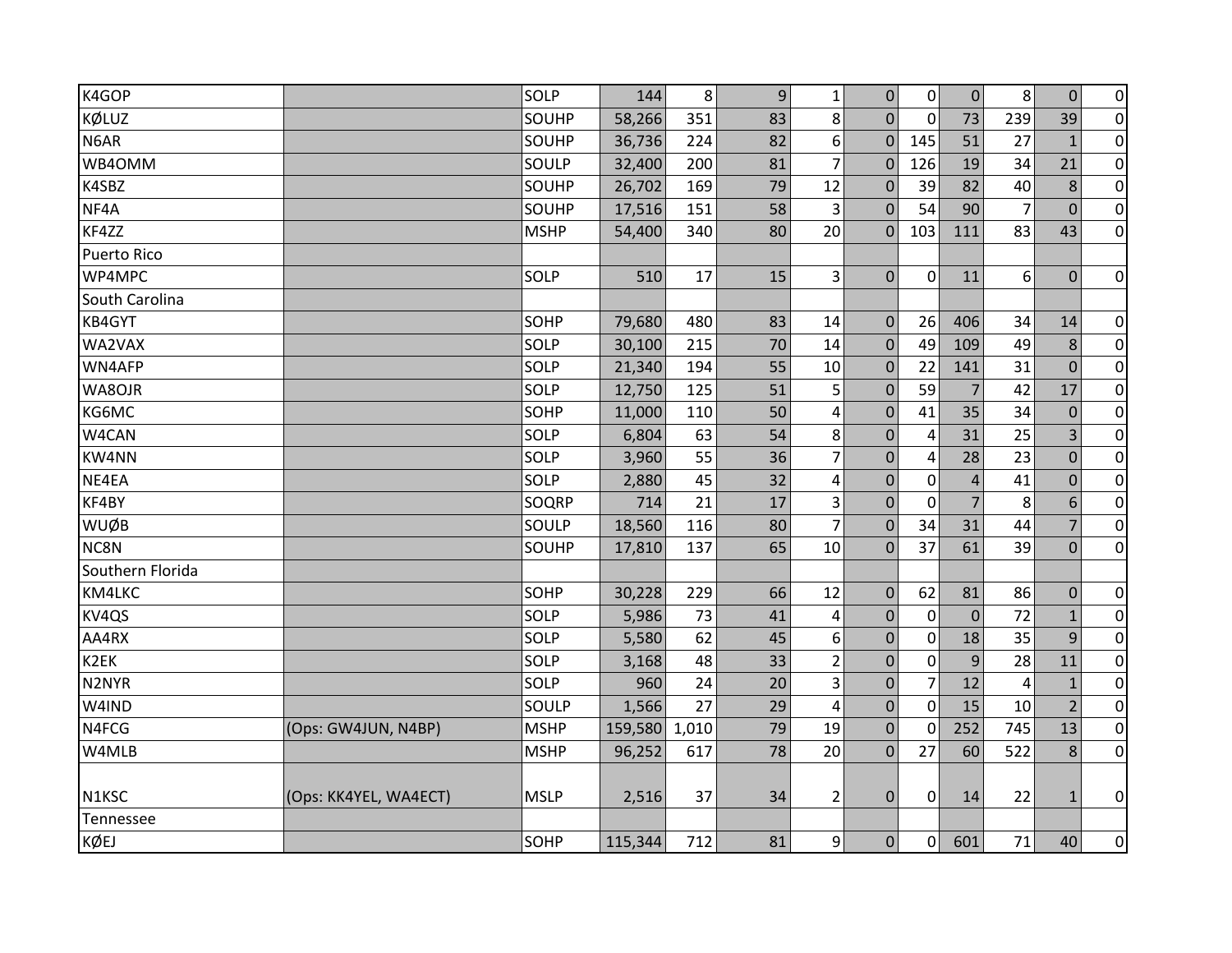| | | | | | | | | | | | | |
|---|---|---|---|---|---|---|---|---|---|---|---|---|
| K4GOP | | SOLP | 144 | 8 | 9 | 1 | 0 | 0 | 0 | 8 | 0 | 0 |
| KØLUZ | | SOUHP | 58,266 | 351 | 83 | 8 | 0 | 0 | 73 | 239 | 39 | 0 |
| N6AR | | SOUHP | 36,736 | 224 | 82 | 6 | 0 | 145 | 51 | 27 | 1 | 0 |
| WB4OMM | | SOULP | 32,400 | 200 | 81 | 7 | 0 | 126 | 19 | 34 | 21 | 0 |
| K4SBZ | | SOUHP | 26,702 | 169 | 79 | 12 | 0 | 39 | 82 | 40 | 8 | 0 |
| NF4A | | SOUHP | 17,516 | 151 | 58 | 3 | 0 | 54 | 90 | 7 | 0 | 0 |
| KF4ZZ | | MSHP | 54,400 | 340 | 80 | 20 | 0 | 103 | 111 | 83 | 43 | 0 |
| Puerto Rico | | | | | | | | | | | | |
| WP4MPC | | SOLP | 510 | 17 | 15 | 3 | 0 | 0 | 11 | 6 | 0 | 0 |
| South Carolina | | | | | | | | | | | | |
| KB4GYT | | SOHP | 79,680 | 480 | 83 | 14 | 0 | 26 | 406 | 34 | 14 | 0 |
| WA2VAX | | SOLP | 30,100 | 215 | 70 | 14 | 0 | 49 | 109 | 49 | 8 | 0 |
| WN4AFP | | SOLP | 21,340 | 194 | 55 | 10 | 0 | 22 | 141 | 31 | 0 | 0 |
| WA8OJR | | SOLP | 12,750 | 125 | 51 | 5 | 0 | 59 | 7 | 42 | 17 | 0 |
| KG6MC | | SOHP | 11,000 | 110 | 50 | 4 | 0 | 41 | 35 | 34 | 0 | 0 |
| W4CAN | | SOLP | 6,804 | 63 | 54 | 8 | 0 | 4 | 31 | 25 | 3 | 0 |
| KW4NN | | SOLP | 3,960 | 55 | 36 | 7 | 0 | 4 | 28 | 23 | 0 | 0 |
| NE4EA | | SOLP | 2,880 | 45 | 32 | 4 | 0 | 0 | 4 | 41 | 0 | 0 |
| KF4BY | | SOQRP | 714 | 21 | 17 | 3 | 0 | 0 | 7 | 8 | 6 | 0 |
| WUØB | | SOULP | 18,560 | 116 | 80 | 7 | 0 | 34 | 31 | 44 | 7 | 0 |
| NC8N | | SOUHP | 17,810 | 137 | 65 | 10 | 0 | 37 | 61 | 39 | 0 | 0 |
| Southern Florida | | | | | | | | | | | | |
| KM4LKC | | SOHP | 30,228 | 229 | 66 | 12 | 0 | 62 | 81 | 86 | 0 | 0 |
| KV4QS | | SOLP | 5,986 | 73 | 41 | 4 | 0 | 0 | 0 | 72 | 1 | 0 |
| AA4RX | | SOLP | 5,580 | 62 | 45 | 6 | 0 | 0 | 18 | 35 | 9 | 0 |
| K2EK | | SOLP | 3,168 | 48 | 33 | 2 | 0 | 0 | 9 | 28 | 11 | 0 |
| N2NYR | | SOLP | 960 | 24 | 20 | 3 | 0 | 7 | 12 | 4 | 1 | 0 |
| W4IND | | SOULP | 1,566 | 27 | 29 | 4 | 0 | 0 | 15 | 10 | 2 | 0 |
| N4FCG | (Ops: GW4JUN, N4BP) | MSHP | 159,580 | 1,010 | 79 | 19 | 0 | 0 | 252 | 745 | 13 | 0 |
| W4MLB | | MSHP | 96,252 | 617 | 78 | 20 | 0 | 27 | 60 | 522 | 8 | 0 |
| N1KSC | (Ops: KK4YEL, WA4ECT) | MSLP | 2,516 | 37 | 34 | 2 | 0 | 0 | 14 | 22 | 1 | 0 |
| Tennessee | | | | | | | | | | | | |
| KØEJ | | SOHP | 115,344 | 712 | 81 | 9 | 0 | 0 | 601 | 71 | 40 | 0 |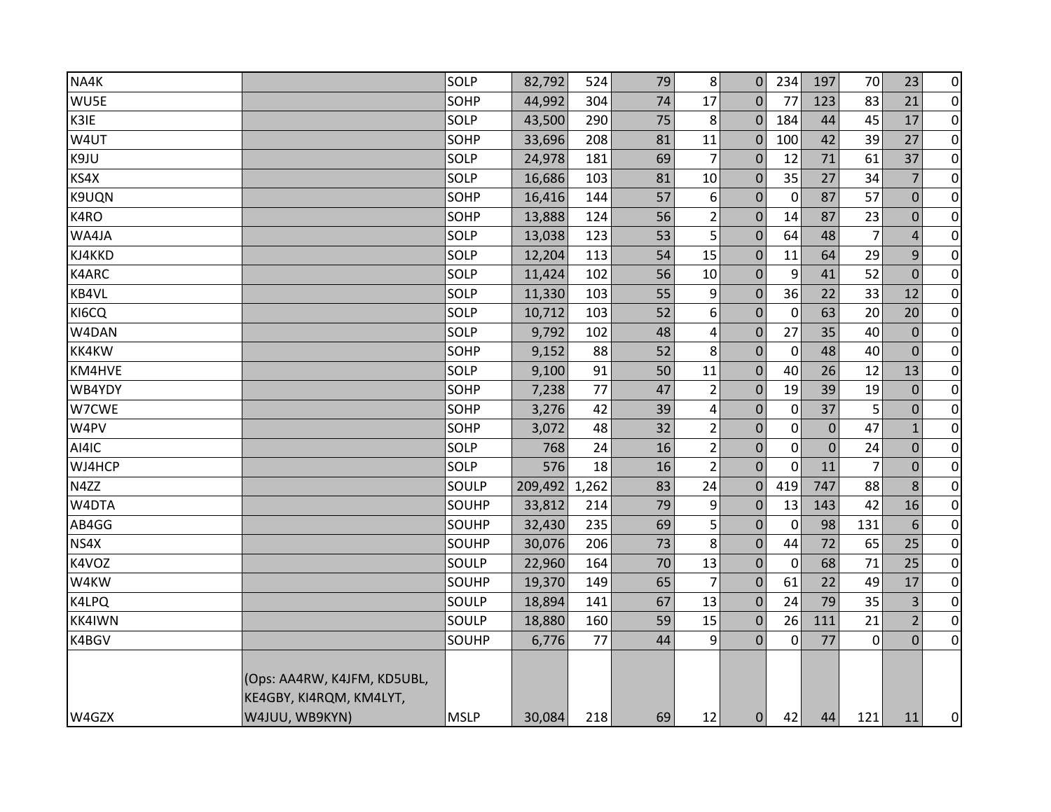| | | | | | | | | | | | | |
|---|---|---|---|---|---|---|---|---|---|---|---|---|
| NA4K | | SOLP | 82,792 | 524 | 79 | 8 | 0 | 234 | 197 | 70 | 23 | 0 |
| WU5E | | SOHP | 44,992 | 304 | 74 | 17 | 0 | 77 | 123 | 83 | 21 | 0 |
| K3IE | | SOLP | 43,500 | 290 | 75 | 8 | 0 | 184 | 44 | 45 | 17 | 0 |
| W4UT | | SOHP | 33,696 | 208 | 81 | 11 | 0 | 100 | 42 | 39 | 27 | 0 |
| K9JU | | SOLP | 24,978 | 181 | 69 | 7 | 0 | 12 | 71 | 61 | 37 | 0 |
| KS4X | | SOLP | 16,686 | 103 | 81 | 10 | 0 | 35 | 27 | 34 | 7 | 0 |
| K9UQN | | SOHP | 16,416 | 144 | 57 | 6 | 0 | 0 | 87 | 57 | 0 | 0 |
| K4RO | | SOHP | 13,888 | 124 | 56 | 2 | 0 | 14 | 87 | 23 | 0 | 0 |
| WA4JA | | SOLP | 13,038 | 123 | 53 | 5 | 0 | 64 | 48 | 7 | 4 | 0 |
| KJ4KKD | | SOLP | 12,204 | 113 | 54 | 15 | 0 | 11 | 64 | 29 | 9 | 0 |
| K4ARC | | SOLP | 11,424 | 102 | 56 | 10 | 0 | 9 | 41 | 52 | 0 | 0 |
| KB4VL | | SOLP | 11,330 | 103 | 55 | 9 | 0 | 36 | 22 | 33 | 12 | 0 |
| KI6CQ | | SOLP | 10,712 | 103 | 52 | 6 | 0 | 0 | 63 | 20 | 20 | 0 |
| W4DAN | | SOLP | 9,792 | 102 | 48 | 4 | 0 | 27 | 35 | 40 | 0 | 0 |
| KK4KW | | SOHP | 9,152 | 88 | 52 | 8 | 0 | 0 | 48 | 40 | 0 | 0 |
| KM4HVE | | SOLP | 9,100 | 91 | 50 | 11 | 0 | 40 | 26 | 12 | 13 | 0 |
| WB4YDY | | SOHP | 7,238 | 77 | 47 | 2 | 0 | 19 | 39 | 19 | 0 | 0 |
| W7CWE | | SOHP | 3,276 | 42 | 39 | 4 | 0 | 0 | 37 | 5 | 0 | 0 |
| W4PV | | SOHP | 3,072 | 48 | 32 | 2 | 0 | 0 | 0 | 47 | 1 | 0 |
| AI4IC | | SOLP | 768 | 24 | 16 | 2 | 0 | 0 | 0 | 24 | 0 | 0 |
| WJ4HCP | | SOLP | 576 | 18 | 16 | 2 | 0 | 0 | 11 | 7 | 0 | 0 |
| N4ZZ | | SOULP | 209,492 | 1,262 | 83 | 24 | 0 | 419 | 747 | 88 | 8 | 0 |
| W4DTA | | SOUHP | 33,812 | 214 | 79 | 9 | 0 | 13 | 143 | 42 | 16 | 0 |
| AB4GG | | SOUHP | 32,430 | 235 | 69 | 5 | 0 | 0 | 98 | 131 | 6 | 0 |
| NS4X | | SOUHP | 30,076 | 206 | 73 | 8 | 0 | 44 | 72 | 65 | 25 | 0 |
| K4VOZ | | SOULP | 22,960 | 164 | 70 | 13 | 0 | 0 | 68 | 71 | 25 | 0 |
| W4KW | | SOUHP | 19,370 | 149 | 65 | 7 | 0 | 61 | 22 | 49 | 17 | 0 |
| K4LPQ | | SOULP | 18,894 | 141 | 67 | 13 | 0 | 24 | 79 | 35 | 3 | 0 |
| KK4IWN | | SOULP | 18,880 | 160 | 59 | 15 | 0 | 26 | 111 | 21 | 2 | 0 |
| K4BGV | | SOUHP | 6,776 | 77 | 44 | 9 | 0 | 0 | 77 | 0 | 0 | 0 |
| W4GZX | (Ops: AA4RW, K4JFM, KD5UBL, KE4GBY, KI4RQM, KM4LYT, W4JUU, WB9KYN) | MSLP | 30,084 | 218 | 69 | 12 | 0 | 42 | 44 | 121 | 11 | 0 |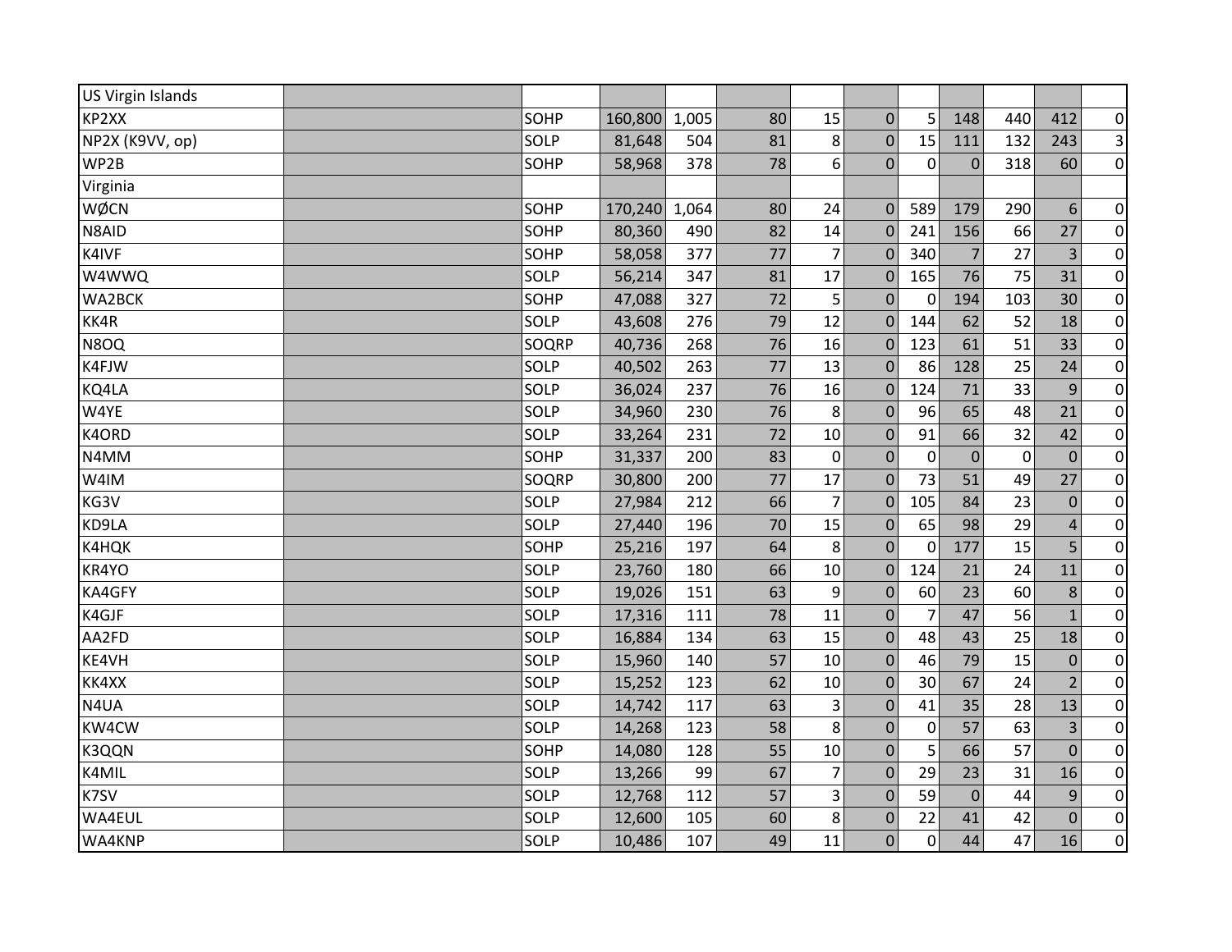| US Virgin Islands | | | | | | | | | | | | |
|---|---|---|---|---|---|---|---|---|---|---|---|---|
| KP2XX | | SOHP | 160,800 | 1,005 | 80 | 15 | 0 | 5 | 148 | 440 | 412 | 0 |
| NP2X (K9VV, op) | | SOLP | 81,648 | 504 | 81 | 8 | 0 | 15 | 111 | 132 | 243 | 3 |
| WP2B | | SOHP | 58,968 | 378 | 78 | 6 | 0 | 0 | 0 | 318 | 60 | 0 |
| Virginia | | | | | | | | | | | | |
| WØCN | | SOHP | 170,240 | 1,064 | 80 | 24 | 0 | 589 | 179 | 290 | 6 | 0 |
| N8AID | | SOHP | 80,360 | 490 | 82 | 14 | 0 | 241 | 156 | 66 | 27 | 0 |
| K4IVF | | SOHP | 58,058 | 377 | 77 | 7 | 0 | 340 | 7 | 27 | 3 | 0 |
| W4WWQ | | SOLP | 56,214 | 347 | 81 | 17 | 0 | 165 | 76 | 75 | 31 | 0 |
| WA2BCK | | SOHP | 47,088 | 327 | 72 | 5 | 0 | 0 | 194 | 103 | 30 | 0 |
| KK4R | | SOLP | 43,608 | 276 | 79 | 12 | 0 | 144 | 62 | 52 | 18 | 0 |
| N8OQ | | SOQRP | 40,736 | 268 | 76 | 16 | 0 | 123 | 61 | 51 | 33 | 0 |
| K4FJW | | SOLP | 40,502 | 263 | 77 | 13 | 0 | 86 | 128 | 25 | 24 | 0 |
| KQ4LA | | SOLP | 36,024 | 237 | 76 | 16 | 0 | 124 | 71 | 33 | 9 | 0 |
| W4YE | | SOLP | 34,960 | 230 | 76 | 8 | 0 | 96 | 65 | 48 | 21 | 0 |
| K4ORD | | SOLP | 33,264 | 231 | 72 | 10 | 0 | 91 | 66 | 32 | 42 | 0 |
| N4MM | | SOHP | 31,337 | 200 | 83 | 0 | 0 | 0 | 0 | 0 | 0 | 0 |
| W4IM | | SOQRP | 30,800 | 200 | 77 | 17 | 0 | 73 | 51 | 49 | 27 | 0 |
| KG3V | | SOLP | 27,984 | 212 | 66 | 7 | 0 | 105 | 84 | 23 | 0 | 0 |
| KD9LA | | SOLP | 27,440 | 196 | 70 | 15 | 0 | 65 | 98 | 29 | 4 | 0 |
| K4HQK | | SOHP | 25,216 | 197 | 64 | 8 | 0 | 0 | 177 | 15 | 5 | 0 |
| KR4YO | | SOLP | 23,760 | 180 | 66 | 10 | 0 | 124 | 21 | 24 | 11 | 0 |
| KA4GFY | | SOLP | 19,026 | 151 | 63 | 9 | 0 | 60 | 23 | 60 | 8 | 0 |
| K4GJF | | SOLP | 17,316 | 111 | 78 | 11 | 0 | 7 | 47 | 56 | 1 | 0 |
| AA2FD | | SOLP | 16,884 | 134 | 63 | 15 | 0 | 48 | 43 | 25 | 18 | 0 |
| KE4VH | | SOLP | 15,960 | 140 | 57 | 10 | 0 | 46 | 79 | 15 | 0 | 0 |
| KK4XX | | SOLP | 15,252 | 123 | 62 | 10 | 0 | 30 | 67 | 24 | 2 | 0 |
| N4UA | | SOLP | 14,742 | 117 | 63 | 3 | 0 | 41 | 35 | 28 | 13 | 0 |
| KW4CW | | SOLP | 14,268 | 123 | 58 | 8 | 0 | 0 | 57 | 63 | 3 | 0 |
| K3QQN | | SOHP | 14,080 | 128 | 55 | 10 | 0 | 5 | 66 | 57 | 0 | 0 |
| K4MIL | | SOLP | 13,266 | 99 | 67 | 7 | 0 | 29 | 23 | 31 | 16 | 0 |
| K7SV | | SOLP | 12,768 | 112 | 57 | 3 | 0 | 59 | 0 | 44 | 9 | 0 |
| WA4EUL | | SOLP | 12,600 | 105 | 60 | 8 | 0 | 22 | 41 | 42 | 0 | 0 |
| WA4KNP | | SOLP | 10,486 | 107 | 49 | 11 | 0 | 0 | 44 | 47 | 16 | 0 |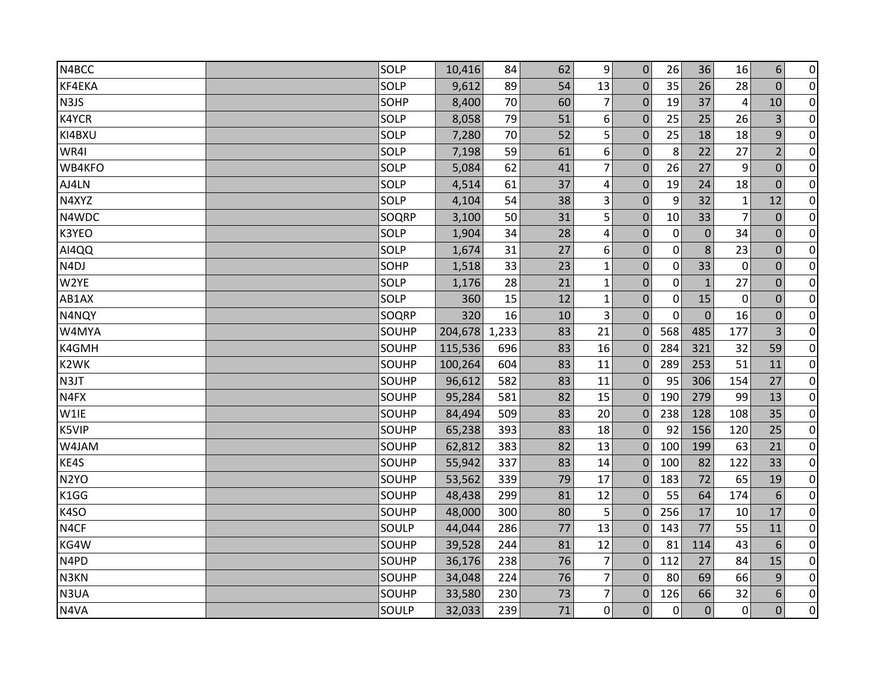| | | | | | | | | | | | | |
|---|---|---|---|---|---|---|---|---|---|---|---|---|
| N4BCC | | SOLP | 10,416 | 84 | 62 | 9 | 0 | 26 | 36 | 16 | 6 | 0 |
| KF4EKA | | SOLP | 9,612 | 89 | 54 | 13 | 0 | 35 | 26 | 28 | 0 | 0 |
| N3JS | | SOHP | 8,400 | 70 | 60 | 7 | 0 | 19 | 37 | 4 | 10 | 0 |
| K4YCR | | SOLP | 8,058 | 79 | 51 | 6 | 0 | 25 | 25 | 26 | 3 | 0 |
| KI4BXU | | SOLP | 7,280 | 70 | 52 | 5 | 0 | 25 | 18 | 18 | 9 | 0 |
| WR4I | | SOLP | 7,198 | 59 | 61 | 6 | 0 | 8 | 22 | 27 | 2 | 0 |
| WB4KFO | | SOLP | 5,084 | 62 | 41 | 7 | 0 | 26 | 27 | 9 | 0 | 0 |
| AJ4LN | | SOLP | 4,514 | 61 | 37 | 4 | 0 | 19 | 24 | 18 | 0 | 0 |
| N4XYZ | | SOLP | 4,104 | 54 | 38 | 3 | 0 | 9 | 32 | 1 | 12 | 0 |
| N4WDC | | SOQRP | 3,100 | 50 | 31 | 5 | 0 | 10 | 33 | 7 | 0 | 0 |
| K3YEO | | SOLP | 1,904 | 34 | 28 | 4 | 0 | 0 | 0 | 34 | 0 | 0 |
| AI4QQ | | SOLP | 1,674 | 31 | 27 | 6 | 0 | 0 | 8 | 23 | 0 | 0 |
| N4DJ | | SOHP | 1,518 | 33 | 23 | 1 | 0 | 0 | 33 | 0 | 0 | 0 |
| W2YE | | SOLP | 1,176 | 28 | 21 | 1 | 0 | 0 | 1 | 27 | 0 | 0 |
| AB1AX | | SOLP | 360 | 15 | 12 | 1 | 0 | 0 | 15 | 0 | 0 | 0 |
| N4NQY | | SOQRP | 320 | 16 | 10 | 3 | 0 | 0 | 0 | 16 | 0 | 0 |
| W4MYA | | SOUHP | 204,678 | 1,233 | 83 | 21 | 0 | 568 | 485 | 177 | 3 | 0 |
| K4GMH | | SOUHP | 115,536 | 696 | 83 | 16 | 0 | 284 | 321 | 32 | 59 | 0 |
| K2WK | | SOUHP | 100,264 | 604 | 83 | 11 | 0 | 289 | 253 | 51 | 11 | 0 |
| N3JT | | SOUHP | 96,612 | 582 | 83 | 11 | 0 | 95 | 306 | 154 | 27 | 0 |
| N4FX | | SOUHP | 95,284 | 581 | 82 | 15 | 0 | 190 | 279 | 99 | 13 | 0 |
| W1IE | | SOUHP | 84,494 | 509 | 83 | 20 | 0 | 238 | 128 | 108 | 35 | 0 |
| K5VIP | | SOUHP | 65,238 | 393 | 83 | 18 | 0 | 92 | 156 | 120 | 25 | 0 |
| W4JAM | | SOUHP | 62,812 | 383 | 82 | 13 | 0 | 100 | 199 | 63 | 21 | 0 |
| KE4S | | SOUHP | 55,942 | 337 | 83 | 14 | 0 | 100 | 82 | 122 | 33 | 0 |
| N2YO | | SOUHP | 53,562 | 339 | 79 | 17 | 0 | 183 | 72 | 65 | 19 | 0 |
| K1GG | | SOUHP | 48,438 | 299 | 81 | 12 | 0 | 55 | 64 | 174 | 6 | 0 |
| K4SO | | SOUHP | 48,000 | 300 | 80 | 5 | 0 | 256 | 17 | 10 | 17 | 0 |
| N4CF | | SOULP | 44,044 | 286 | 77 | 13 | 0 | 143 | 77 | 55 | 11 | 0 |
| KG4W | | SOUHP | 39,528 | 244 | 81 | 12 | 0 | 81 | 114 | 43 | 6 | 0 |
| N4PD | | SOUHP | 36,176 | 238 | 76 | 7 | 0 | 112 | 27 | 84 | 15 | 0 |
| N3KN | | SOUHP | 34,048 | 224 | 76 | 7 | 0 | 80 | 69 | 66 | 9 | 0 |
| N3UA | | SOUHP | 33,580 | 230 | 73 | 7 | 0 | 126 | 66 | 32 | 6 | 0 |
| N4VA | | SOULP | 32,033 | 239 | 71 | 0 | 0 | 0 | 0 | 0 | 0 | 0 |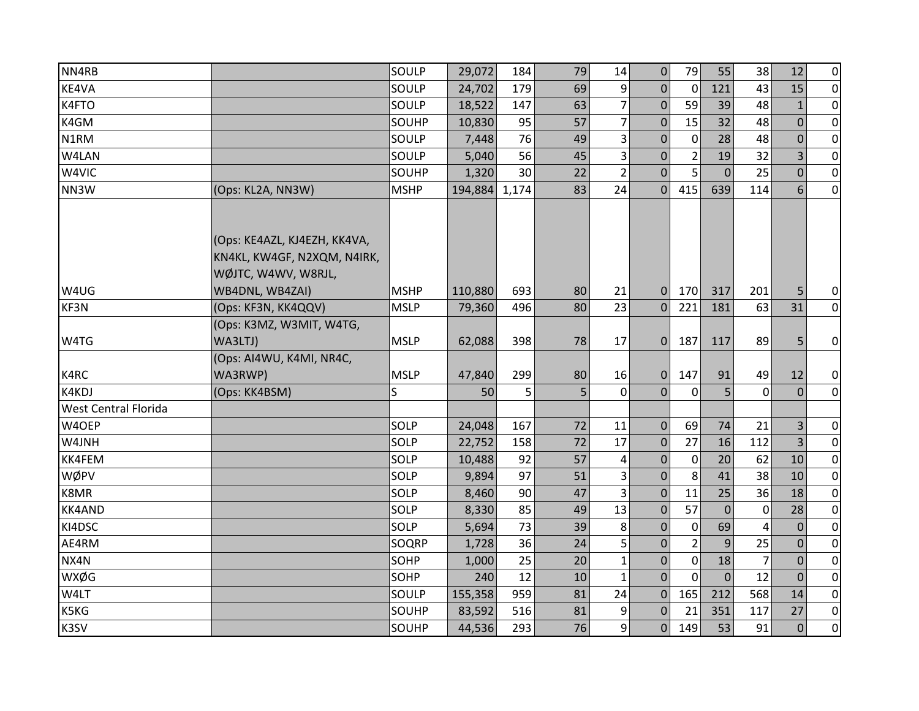| | | | | | | | | | | | | |
|---|---|---|---|---|---|---|---|---|---|---|---|---|
| NN4RB | | SOULP | 29,072 | 184 | 79 | 14 | 0 | 79 | 55 | 38 | 12 | 0 |
| KE4VA | | SOULP | 24,702 | 179 | 69 | 9 | 0 | 0 | 121 | 43 | 15 | 0 |
| K4FTO | | SOULP | 18,522 | 147 | 63 | 7 | 0 | 59 | 39 | 48 | 1 | 0 |
| K4GM | | SOUHP | 10,830 | 95 | 57 | 7 | 0 | 15 | 32 | 48 | 0 | 0 |
| N1RM | | SOULP | 7,448 | 76 | 49 | 3 | 0 | 0 | 28 | 48 | 0 | 0 |
| W4LAN | | SOULP | 5,040 | 56 | 45 | 3 | 0 | 2 | 19 | 32 | 3 | 0 |
| W4VIC | | SOUHP | 1,320 | 30 | 22 | 2 | 0 | 5 | 0 | 25 | 0 | 0 |
| NN3W | (Ops: KL2A, NN3W) | MSHP | 194,884 | 1,174 | 83 | 24 | 0 | 415 | 639 | 114 | 6 | 0 |
| W4UG | (Ops: KE4AZL, KJ4EZH, KK4VA, KN4KL, KW4GF, N2XQM, N4IRK, WØJTC, W4WV, W8RJL, WB4DNL, WB4ZAI) | MSHP | 110,880 | 693 | 80 | 21 | 0 | 170 | 317 | 201 | 5 | 0 |
| KF3N | (Ops: KF3N, KK4QQV) | MSLP | 79,360 | 496 | 80 | 23 | 0 | 221 | 181 | 63 | 31 | 0 |
| W4TG | (Ops: K3MZ, W3MIT, W4TG, WA3LTJ) | MSLP | 62,088 | 398 | 78 | 17 | 0 | 187 | 117 | 89 | 5 | 0 |
| K4RC | (Ops: AI4WU, K4MI, NR4C, WA3RWP) | MSLP | 47,840 | 299 | 80 | 16 | 0 | 147 | 91 | 49 | 12 | 0 |
| K4KDJ | (Ops: KK4BSM) | S | 50 | 5 | 5 | 0 | 0 | 0 | 5 | 0 | 0 | 0 |
| West Central Florida | | | | | | | | | | | | |
| W4OEP | | SOLP | 24,048 | 167 | 72 | 11 | 0 | 69 | 74 | 21 | 3 | 0 |
| W4JNH | | SOLP | 22,752 | 158 | 72 | 17 | 0 | 27 | 16 | 112 | 3 | 0 |
| KK4FEM | | SOLP | 10,488 | 92 | 57 | 4 | 0 | 0 | 20 | 62 | 10 | 0 |
| WØPV | | SOLP | 9,894 | 97 | 51 | 3 | 0 | 8 | 41 | 38 | 10 | 0 |
| K8MR | | SOLP | 8,460 | 90 | 47 | 3 | 0 | 11 | 25 | 36 | 18 | 0 |
| KK4AND | | SOLP | 8,330 | 85 | 49 | 13 | 0 | 57 | 0 | 0 | 28 | 0 |
| KI4DSC | | SOLP | 5,694 | 73 | 39 | 8 | 0 | 0 | 69 | 4 | 0 | 0 |
| AE4RM | | SOQRP | 1,728 | 36 | 24 | 5 | 0 | 2 | 9 | 25 | 0 | 0 |
| NX4N | | SOHP | 1,000 | 25 | 20 | 1 | 0 | 0 | 18 | 7 | 0 | 0 |
| WXØG | | SOHP | 240 | 12 | 10 | 1 | 0 | 0 | 0 | 12 | 0 | 0 |
| W4LT | | SOULP | 155,358 | 959 | 81 | 24 | 0 | 165 | 212 | 568 | 14 | 0 |
| K5KG | | SOUHP | 83,592 | 516 | 81 | 9 | 0 | 21 | 351 | 117 | 27 | 0 |
| K3SV | | SOUHP | 44,536 | 293 | 76 | 9 | 0 | 149 | 53 | 91 | 0 | 0 |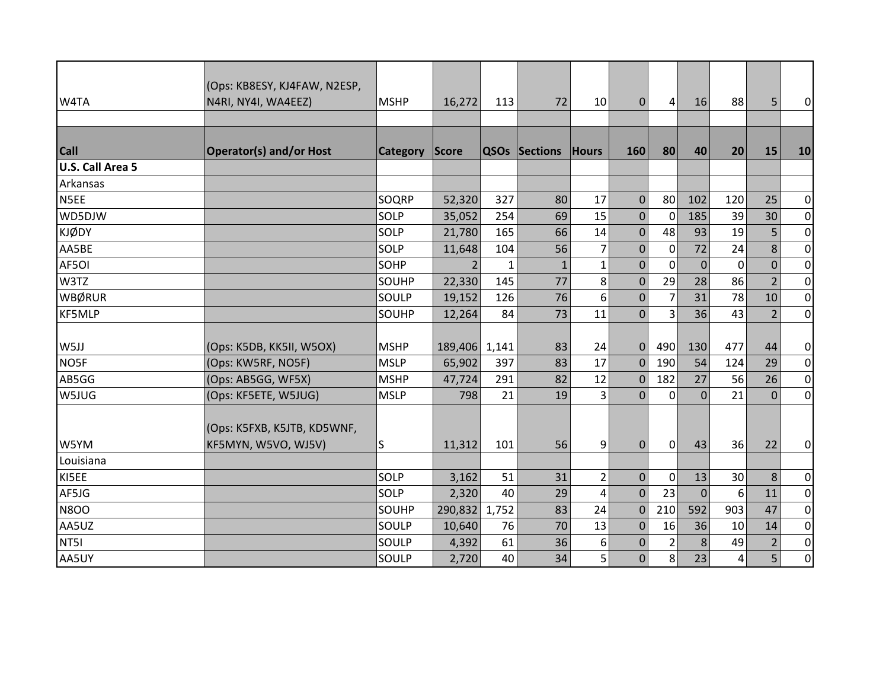| W4TA | (Ops: KB8ESY, KJ4FAW, N2ESP, N4RI, NY4I, WA4EEZ) | MSHP | 16,272 | 113 | 72 | 10 | 0 | 4 | 16 | 88 | 5 | 0 |
|---|---|---|---|---|---|---|---|---|---|---|---|---|
| | | | | | | | | | | | | |
| **Call** | **Operator(s) and/or Host** | **Category** | **Score** | **QSOs** | **Sections** | **Hours** | **160** | **80** | **40** | **20** | **15** | **10** |
| **U.S. Call Area 5** | | | | | | | | | | | | |
| Arkansas | | | | | | | | | | | | |
| N5EE | | SOQRP | 52,320 | 327 | 80 | 17 | 0 | 80 | 102 | 120 | 25 | 0 |
| WD5DJW | | SOLP | 35,052 | 254 | 69 | 15 | 0 | 0 | 185 | 39 | 30 | 0 |
| KJØDY | | SOLP | 21,780 | 165 | 66 | 14 | 0 | 48 | 93 | 19 | 5 | 0 |
| AA5BE | | SOLP | 11,648 | 104 | 56 | 7 | 0 | 0 | 72 | 24 | 8 | 0 |
| AF5OI | | SOHP | 2 | 1 | 1 | 1 | 0 | 0 | 0 | 0 | 0 | 0 |
| W3TZ | | SOUHP | 22,330 | 145 | 77 | 8 | 0 | 29 | 28 | 86 | 2 | 0 |
| WBØRUR | | SOULP | 19,152 | 126 | 76 | 6 | 0 | 7 | 31 | 78 | 10 | 0 |
| KF5MLP | | SOUHP | 12,264 | 84 | 73 | 11 | 0 | 3 | 36 | 43 | 2 | 0 |
| W5JJ | (Ops: K5DB, KK5II, W5OX) | MSHP | 189,406 | 1,141 | 83 | 24 | 0 | 490 | 130 | 477 | 44 | 0 |
| NO5F | (Ops: KW5RF, NO5F) | MSLP | 65,902 | 397 | 83 | 17 | 0 | 190 | 54 | 124 | 29 | 0 |
| AB5GG | (Ops: AB5GG, WF5X) | MSHP | 47,724 | 291 | 82 | 12 | 0 | 182 | 27 | 56 | 26 | 0 |
| W5JUG | (Ops: KF5ETE, W5JUG) | MSLP | 798 | 21 | 19 | 3 | 0 | 0 | 0 | 21 | 0 | 0 |
| W5YM | (Ops: K5FXB, K5JTB, KD5WNF, KF5MYN, W5VO, WJ5V) | S | 11,312 | 101 | 56 | 9 | 0 | 0 | 43 | 36 | 22 | 0 |
| Louisiana | | | | | | | | | | | | |
| KI5EE | | SOLP | 3,162 | 51 | 31 | 2 | 0 | 0 | 13 | 30 | 8 | 0 |
| AF5JG | | SOLP | 2,320 | 40 | 29 | 4 | 0 | 23 | 0 | 6 | 11 | 0 |
| N8OO | | SOUHP | 290,832 | 1,752 | 83 | 24 | 0 | 210 | 592 | 903 | 47 | 0 |
| AA5UZ | | SOULP | 10,640 | 76 | 70 | 13 | 0 | 16 | 36 | 10 | 14 | 0 |
| NT5I | | SOULP | 4,392 | 61 | 36 | 6 | 0 | 2 | 8 | 49 | 2 | 0 |
| AA5UY | | SOULP | 2,720 | 40 | 34 | 5 | 0 | 8 | 23 | 4 | 5 | 0 |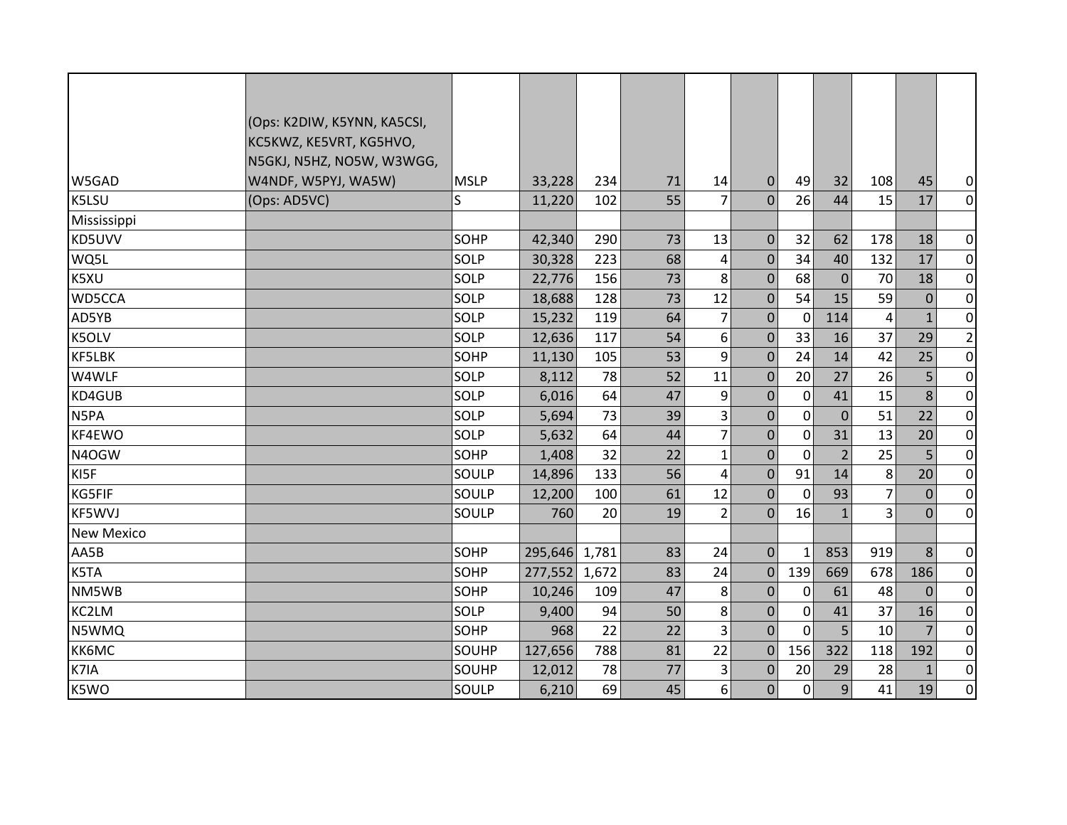| | | | | | | | | | | | | | |
|---|---|---|---|---|---|---|---|---|---|---|---|---|---|
| W5GAD | (Ops: K2DIW, K5YNN, KA5CSI, KC5KWZ, KE5VRT, KG5HVO, N5GKJ, N5HZ, NO5W, W3WGG, W4NDF, W5PYJ, WA5W) | MSLP | 33,228 | 234 | 71 | 14 | 0 | 49 | 32 | 108 | 45 | 0 |
| K5LSU | (Ops: AD5VC) | S | 11,220 | 102 | 55 | 7 | 0 | 26 | 44 | 15 | 17 | 0 |
| Mississippi | | | | | | | | | | | | |
| KD5UVV | | SOHP | 42,340 | 290 | 73 | 13 | 0 | 32 | 62 | 178 | 18 | 0 |
| WQ5L | | SOLP | 30,328 | 223 | 68 | 4 | 0 | 34 | 40 | 132 | 17 | 0 |
| K5XU | | SOLP | 22,776 | 156 | 73 | 8 | 0 | 68 | 0 | 70 | 18 | 0 |
| WD5CCA | | SOLP | 18,688 | 128 | 73 | 12 | 0 | 54 | 15 | 59 | 0 | 0 |
| AD5YB | | SOLP | 15,232 | 119 | 64 | 7 | 0 | 0 | 114 | 4 | 1 | 0 |
| K5OLV | | SOLP | 12,636 | 117 | 54 | 6 | 0 | 33 | 16 | 37 | 29 | 2 |
| KF5LBK | | SOHP | 11,130 | 105 | 53 | 9 | 0 | 24 | 14 | 42 | 25 | 0 |
| W4WLF | | SOLP | 8,112 | 78 | 52 | 11 | 0 | 20 | 27 | 26 | 5 | 0 |
| KD4GUB | | SOLP | 6,016 | 64 | 47 | 9 | 0 | 0 | 41 | 15 | 8 | 0 |
| N5PA | | SOLP | 5,694 | 73 | 39 | 3 | 0 | 0 | 0 | 51 | 22 | 0 |
| KF4EWO | | SOLP | 5,632 | 64 | 44 | 7 | 0 | 0 | 31 | 13 | 20 | 0 |
| N4OGW | | SOHP | 1,408 | 32 | 22 | 1 | 0 | 0 | 2 | 25 | 5 | 0 |
| KI5F | | SOULP | 14,896 | 133 | 56 | 4 | 0 | 91 | 14 | 8 | 20 | 0 |
| KG5FIF | | SOULP | 12,200 | 100 | 61 | 12 | 0 | 0 | 93 | 7 | 0 | 0 |
| KF5WVJ | | SOULP | 760 | 20 | 19 | 2 | 0 | 16 | 1 | 3 | 0 | 0 |
| New Mexico | | | | | | | | | | | | |
| AA5B | | SOHP | 295,646 | 1,781 | 83 | 24 | 0 | 1 | 853 | 919 | 8 | 0 |
| K5TA | | SOHP | 277,552 | 1,672 | 83 | 24 | 0 | 139 | 669 | 678 | 186 | 0 |
| NM5WB | | SOHP | 10,246 | 109 | 47 | 8 | 0 | 0 | 61 | 48 | 0 | 0 |
| KC2LM | | SOLP | 9,400 | 94 | 50 | 8 | 0 | 0 | 41 | 37 | 16 | 0 |
| N5WMQ | | SOHP | 968 | 22 | 22 | 3 | 0 | 0 | 5 | 10 | 7 | 0 |
| KK6MC | | SOUHP | 127,656 | 788 | 81 | 22 | 0 | 156 | 322 | 118 | 192 | 0 |
| K7IA | | SOUHP | 12,012 | 78 | 77 | 3 | 0 | 20 | 29 | 28 | 1 | 0 |
| K5WO | | SOULP | 6,210 | 69 | 45 | 6 | 0 | 0 | 9 | 41 | 19 | 0 |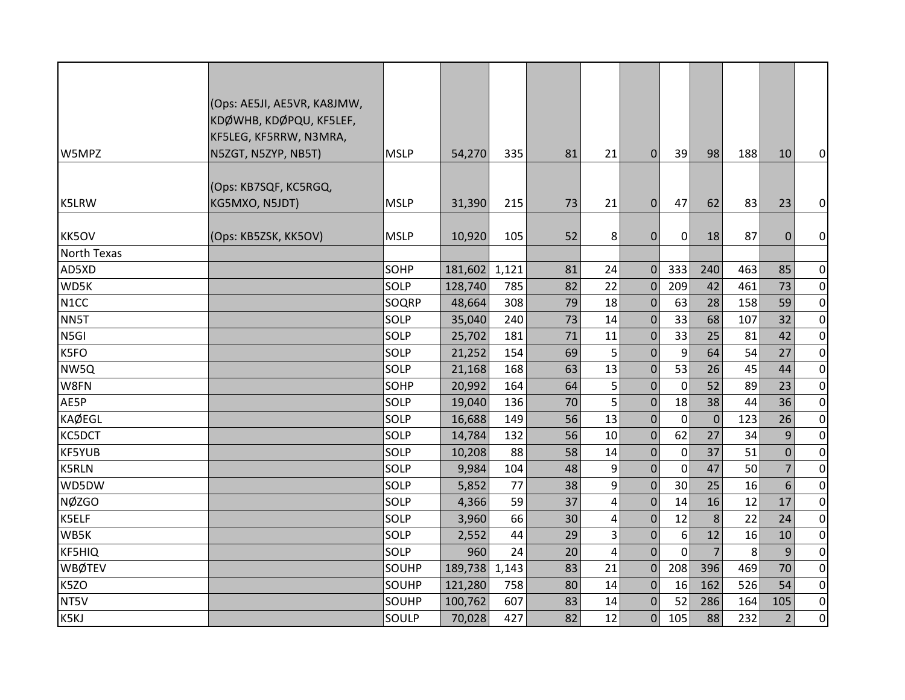| | | | | | | | | | | | | | |
|---|---|---|---|---|---|---|---|---|---|---|---|---|---|
| W5MPZ | (Ops: AE5JI, AE5VR, KA8JMW, KDØWHB, KDØPQU, KF5LEF, KF5LEG, KF5RRW, N3MRA, N5ZGT, N5ZYP, NB5T) | MSLP | 54,270 | 335 | 81 | 21 | 0 | 39 | 98 | 188 | 10 | 0 |
| K5LRW | (Ops: KB7SQF, KC5RGQ, KG5MXO, N5JDT) | MSLP | 31,390 | 215 | 73 | 21 | 0 | 47 | 62 | 83 | 23 | 0 |
| KK5OV | (Ops: KB5ZSK, KK5OV) | MSLP | 10,920 | 105 | 52 | 8 | 0 | 0 | 18 | 87 | 0 | 0 |
| North Texas | | | | | | | | | | | | |
| AD5XD | | SOHP | 181,602 | 1,121 | 81 | 24 | 0 | 333 | 240 | 463 | 85 | 0 |
| WD5K | | SOLP | 128,740 | 785 | 82 | 22 | 0 | 209 | 42 | 461 | 73 | 0 |
| N1CC | | SOQRP | 48,664 | 308 | 79 | 18 | 0 | 63 | 28 | 158 | 59 | 0 |
| NN5T | | SOLP | 35,040 | 240 | 73 | 14 | 0 | 33 | 68 | 107 | 32 | 0 |
| N5GI | | SOLP | 25,702 | 181 | 71 | 11 | 0 | 33 | 25 | 81 | 42 | 0 |
| K5FO | | SOLP | 21,252 | 154 | 69 | 5 | 0 | 9 | 64 | 54 | 27 | 0 |
| NW5Q | | SOLP | 21,168 | 168 | 63 | 13 | 0 | 53 | 26 | 45 | 44 | 0 |
| W8FN | | SOHP | 20,992 | 164 | 64 | 5 | 0 | 0 | 52 | 89 | 23 | 0 |
| AE5P | | SOLP | 19,040 | 136 | 70 | 5 | 0 | 18 | 38 | 44 | 36 | 0 |
| KAØEGL | | SOLP | 16,688 | 149 | 56 | 13 | 0 | 0 | 0 | 123 | 26 | 0 |
| KC5DCT | | SOLP | 14,784 | 132 | 56 | 10 | 0 | 62 | 27 | 34 | 9 | 0 |
| KF5YUB | | SOLP | 10,208 | 88 | 58 | 14 | 0 | 0 | 37 | 51 | 0 | 0 |
| K5RLN | | SOLP | 9,984 | 104 | 48 | 9 | 0 | 0 | 47 | 50 | 7 | 0 |
| WD5DW | | SOLP | 5,852 | 77 | 38 | 9 | 0 | 30 | 25 | 16 | 6 | 0 |
| NØZGO | | SOLP | 4,366 | 59 | 37 | 4 | 0 | 14 | 16 | 12 | 17 | 0 |
| K5ELF | | SOLP | 3,960 | 66 | 30 | 4 | 0 | 12 | 8 | 22 | 24 | 0 |
| WB5K | | SOLP | 2,552 | 44 | 29 | 3 | 0 | 6 | 12 | 16 | 10 | 0 |
| KF5HIQ | | SOLP | 960 | 24 | 20 | 4 | 0 | 0 | 7 | 8 | 9 | 0 |
| WBØTEV | | SOUHP | 189,738 | 1,143 | 83 | 21 | 0 | 208 | 396 | 469 | 70 | 0 |
| K5ZO | | SOUHP | 121,280 | 758 | 80 | 14 | 0 | 16 | 162 | 526 | 54 | 0 |
| NT5V | | SOUHP | 100,762 | 607 | 83 | 14 | 0 | 52 | 286 | 164 | 105 | 0 |
| K5KJ | | SOULP | 70,028 | 427 | 82 | 12 | 0 | 105 | 88 | 232 | 2 | 0 |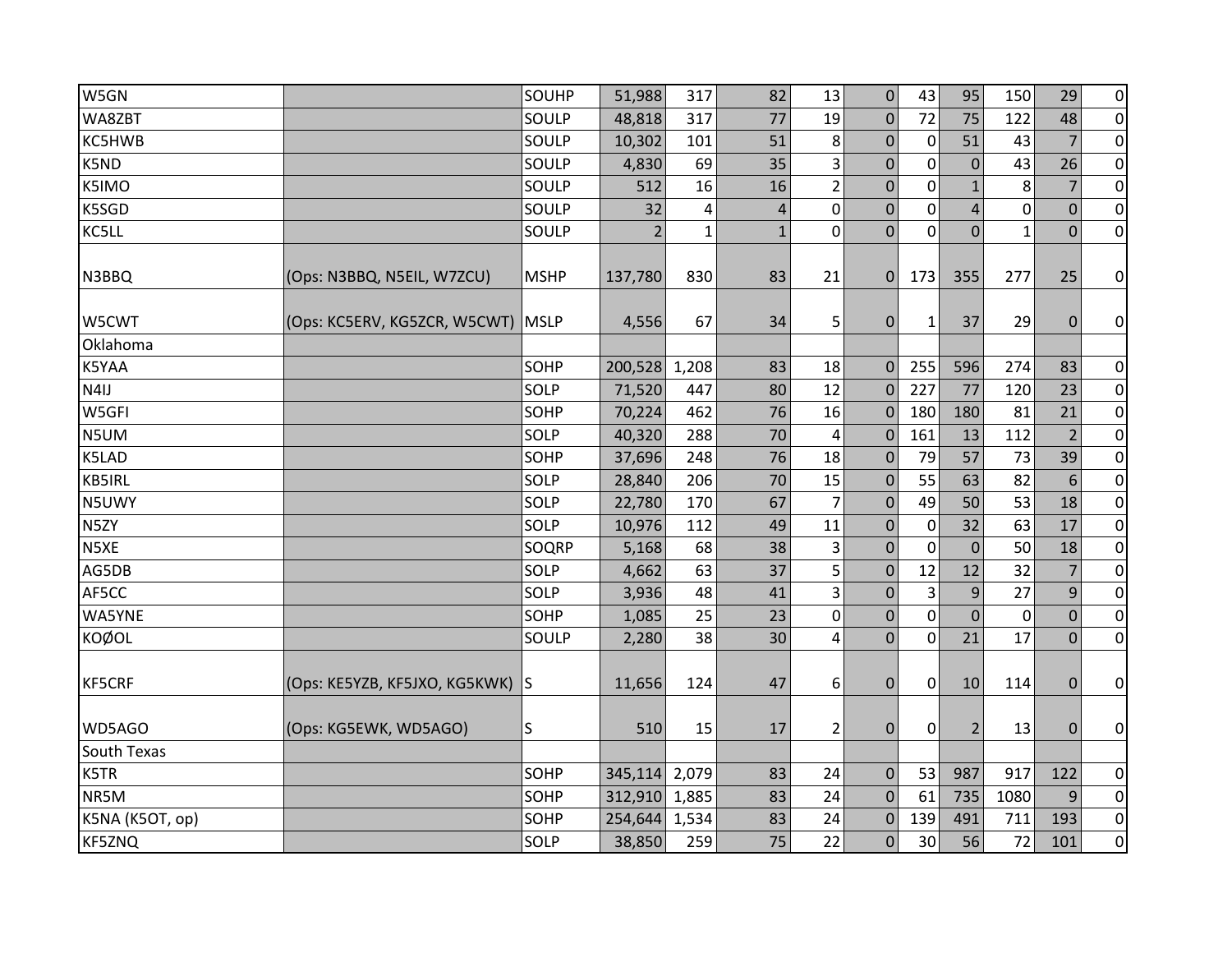| | | | | | | | | | | | | |
|---|---|---|---|---|---|---|---|---|---|---|---|---|
| W5GN | | SOUHP | 51,988 | 317 | 82 | 13 | 0 | 43 | 95 | 150 | 29 | 0 |
| WA8ZBT | | SOULP | 48,818 | 317 | 77 | 19 | 0 | 72 | 75 | 122 | 48 | 0 |
| KC5HWB | | SOULP | 10,302 | 101 | 51 | 8 | 0 | 0 | 51 | 43 | 7 | 0 |
| K5ND | | SOULP | 4,830 | 69 | 35 | 3 | 0 | 0 | 0 | 43 | 26 | 0 |
| K5IMO | | SOULP | 512 | 16 | 16 | 2 | 0 | 0 | 1 | 8 | 7 | 0 |
| K5SGD | | SOULP | 32 | 4 | 4 | 0 | 0 | 0 | 4 | 0 | 0 | 0 |
| KC5LL | | SOULP | 2 | 1 | 1 | 0 | 0 | 0 | 0 | 1 | 0 | 0 |
| N3BBQ | (Ops: N3BBQ, N5EIL, W7ZCU) | MSHP | 137,780 | 830 | 83 | 21 | 0 | 173 | 355 | 277 | 25 | 0 |
| W5CWT | (Ops: KC5ERV, KG5ZCR, W5CWT) | MSLP | 4,556 | 67 | 34 | 5 | 0 | 1 | 37 | 29 | 0 | 0 |
| Oklahoma | | | | | | | | | | | | |
| K5YAA | | SOHP | 200,528 | 1,208 | 83 | 18 | 0 | 255 | 596 | 274 | 83 | 0 |
| N4IJ | | SOLP | 71,520 | 447 | 80 | 12 | 0 | 227 | 77 | 120 | 23 | 0 |
| W5GFI | | SOHP | 70,224 | 462 | 76 | 16 | 0 | 180 | 180 | 81 | 21 | 0 |
| N5UM | | SOLP | 40,320 | 288 | 70 | 4 | 0 | 161 | 13 | 112 | 2 | 0 |
| K5LAD | | SOHP | 37,696 | 248 | 76 | 18 | 0 | 79 | 57 | 73 | 39 | 0 |
| KB5IRL | | SOLP | 28,840 | 206 | 70 | 15 | 0 | 55 | 63 | 82 | 6 | 0 |
| N5UWY | | SOLP | 22,780 | 170 | 67 | 7 | 0 | 49 | 50 | 53 | 18 | 0 |
| N5ZY | | SOLP | 10,976 | 112 | 49 | 11 | 0 | 0 | 32 | 63 | 17 | 0 |
| N5XE | | SOQRP | 5,168 | 68 | 38 | 3 | 0 | 0 | 0 | 50 | 18 | 0 |
| AG5DB | | SOLP | 4,662 | 63 | 37 | 5 | 0 | 12 | 12 | 32 | 7 | 0 |
| AF5CC | | SOLP | 3,936 | 48 | 41 | 3 | 0 | 3 | 9 | 27 | 9 | 0 |
| WA5YNE | | SOHP | 1,085 | 25 | 23 | 0 | 0 | 0 | 0 | 0 | 0 | 0 |
| KOØOL | | SOULP | 2,280 | 38 | 30 | 4 | 0 | 0 | 21 | 17 | 0 | 0 |
| KF5CRF | (Ops: KE5YZB, KF5JXO, KG5KWK) | S | 11,656 | 124 | 47 | 6 | 0 | 0 | 10 | 114 | 0 | 0 |
| WD5AGO | (Ops: KG5EWK, WD5AGO) | S | 510 | 15 | 17 | 2 | 0 | 0 | 2 | 13 | 0 | 0 |
| South Texas | | | | | | | | | | | | |
| K5TR | | SOHP | 345,114 | 2,079 | 83 | 24 | 0 | 53 | 987 | 917 | 122 | 0 |
| NR5M | | SOHP | 312,910 | 1,885 | 83 | 24 | 0 | 61 | 735 | 1080 | 9 | 0 |
| K5NA (K5OT, op) | | SOHP | 254,644 | 1,534 | 83 | 24 | 0 | 139 | 491 | 711 | 193 | 0 |
| KF5ZNQ | | SOLP | 38,850 | 259 | 75 | 22 | 0 | 30 | 56 | 72 | 101 | 0 |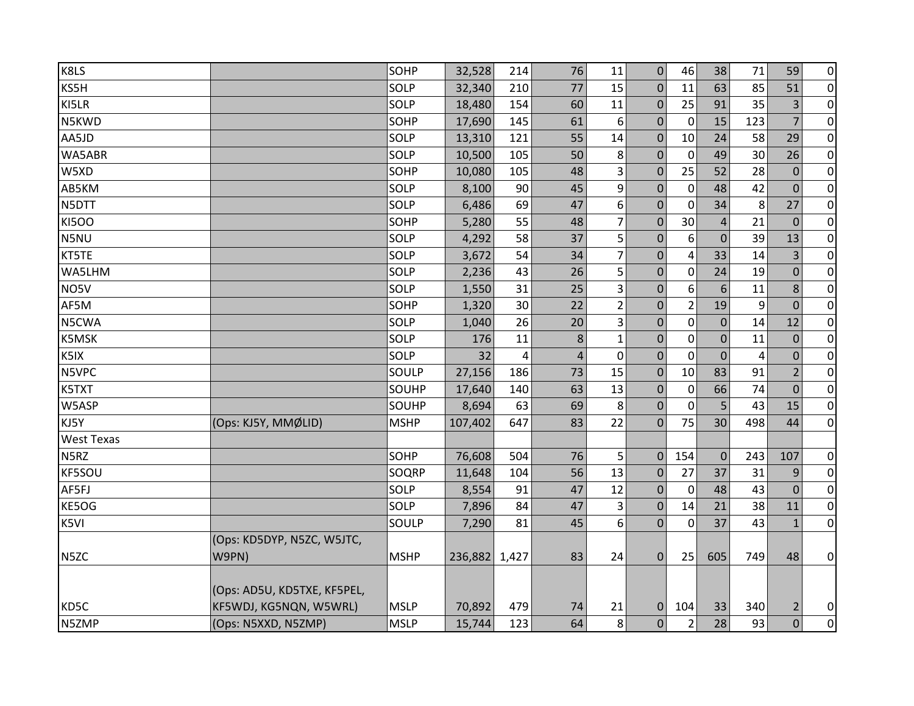| | | | | | | | | | | | | |
|---|---|---|---|---|---|---|---|---|---|---|---|---|
| K8LS | | SOHP | 32,528 | 214 | 76 | 11 | 0 | 46 | 38 | 71 | 59 | 0 |
| KS5H | | SOLP | 32,340 | 210 | 77 | 15 | 0 | 11 | 63 | 85 | 51 | 0 |
| KI5LR | | SOLP | 18,480 | 154 | 60 | 11 | 0 | 25 | 91 | 35 | 3 | 0 |
| N5KWD | | SOHP | 17,690 | 145 | 61 | 6 | 0 | 0 | 15 | 123 | 7 | 0 |
| AA5JD | | SOLP | 13,310 | 121 | 55 | 14 | 0 | 10 | 24 | 58 | 29 | 0 |
| WA5ABR | | SOLP | 10,500 | 105 | 50 | 8 | 0 | 0 | 49 | 30 | 26 | 0 |
| W5XD | | SOHP | 10,080 | 105 | 48 | 3 | 0 | 25 | 52 | 28 | 0 | 0 |
| AB5KM | | SOLP | 8,100 | 90 | 45 | 9 | 0 | 0 | 48 | 42 | 0 | 0 |
| N5DTT | | SOLP | 6,486 | 69 | 47 | 6 | 0 | 0 | 34 | 8 | 27 | 0 |
| KI5OO | | SOHP | 5,280 | 55 | 48 | 7 | 0 | 30 | 4 | 21 | 0 | 0 |
| N5NU | | SOLP | 4,292 | 58 | 37 | 5 | 0 | 6 | 0 | 39 | 13 | 0 |
| KT5TE | | SOLP | 3,672 | 54 | 34 | 7 | 0 | 4 | 33 | 14 | 3 | 0 |
| WA5LHM | | SOLP | 2,236 | 43 | 26 | 5 | 0 | 0 | 24 | 19 | 0 | 0 |
| NO5V | | SOLP | 1,550 | 31 | 25 | 3 | 0 | 6 | 6 | 11 | 8 | 0 |
| AF5M | | SOHP | 1,320 | 30 | 22 | 2 | 0 | 2 | 19 | 9 | 0 | 0 |
| N5CWA | | SOLP | 1,040 | 26 | 20 | 3 | 0 | 0 | 0 | 14 | 12 | 0 |
| K5MSK | | SOLP | 176 | 11 | 8 | 1 | 0 | 0 | 0 | 11 | 0 | 0 |
| K5IX | | SOLP | 32 | 4 | 4 | 0 | 0 | 0 | 0 | 4 | 0 | 0 |
| N5VPC | | SOULP | 27,156 | 186 | 73 | 15 | 0 | 10 | 83 | 91 | 2 | 0 |
| K5TXT | | SOUHP | 17,640 | 140 | 63 | 13 | 0 | 0 | 66 | 74 | 0 | 0 |
| W5ASP | | SOUHP | 8,694 | 63 | 69 | 8 | 0 | 0 | 5 | 43 | 15 | 0 |
| KJ5Y | (Ops: KJ5Y, MMØLID) | MSHP | 107,402 | 647 | 83 | 22 | 0 | 75 | 30 | 498 | 44 | 0 |
| West Texas | | | | | | | | | | | | |
| N5RZ | | SOHP | 76,608 | 504 | 76 | 5 | 0 | 154 | 0 | 243 | 107 | 0 |
| KF5SOU | | SOQRP | 11,648 | 104 | 56 | 13 | 0 | 27 | 37 | 31 | 9 | 0 |
| AF5FJ | | SOLP | 8,554 | 91 | 47 | 12 | 0 | 0 | 48 | 43 | 0 | 0 |
| KE5OG | | SOLP | 7,896 | 84 | 47 | 3 | 0 | 14 | 21 | 38 | 11 | 0 |
| K5VI | | SOULP | 7,290 | 81 | 45 | 6 | 0 | 0 | 37 | 43 | 1 | 0 |
| N5ZC | (Ops: KD5DYP, N5ZC, W5JTC, W9PN) | MSHP | 236,882 | 1,427 | 83 | 24 | 0 | 25 | 605 | 749 | 48 | 0 |
| KD5C | (Ops: AD5U, KD5TXE, KF5PEL, KF5WDJ, KG5NQN, W5WRL) | MSLP | 70,892 | 479 | 74 | 21 | 0 | 104 | 33 | 340 | 2 | 0 |
| N5ZMP | (Ops: N5XXD, N5ZMP) | MSLP | 15,744 | 123 | 64 | 8 | 0 | 2 | 28 | 93 | 0 | 0 |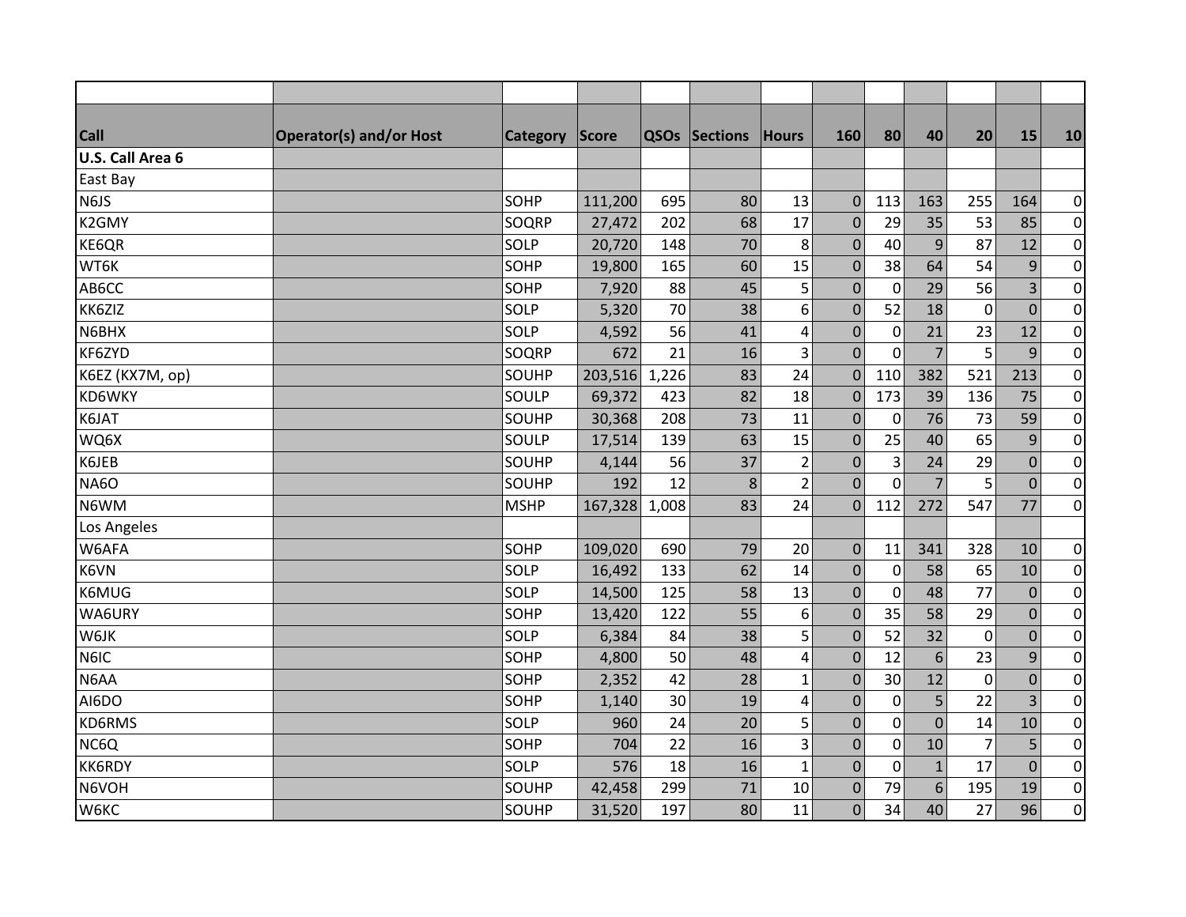| Call | Operator(s) and/or Host | Category | Score | QSOs | Sections | Hours | 160 | 80 | 40 | 20 | 15 | 10 |
|---|---|---|---|---|---|---|---|---|---|---|---|---|
| **U.S. Call Area 6** | | | | | | | | | | | | |
| East Bay | | | | | | | | | | | | |
| N6JS | | SOHP | 111,200 | 695 | 80 | 13 | 0 | 113 | 163 | 255 | 164 | 0 |
| K2GMY | | SOQRP | 27,472 | 202 | 68 | 17 | 0 | 29 | 35 | 53 | 85 | 0 |
| KE6QR | | SOLP | 20,720 | 148 | 70 | 8 | 0 | 40 | 9 | 87 | 12 | 0 |
| WT6K | | SOHP | 19,800 | 165 | 60 | 15 | 0 | 38 | 64 | 54 | 9 | 0 |
| AB6CC | | SOHP | 7,920 | 88 | 45 | 5 | 0 | 0 | 29 | 56 | 3 | 0 |
| KK6ZIZ | | SOLP | 5,320 | 70 | 38 | 6 | 0 | 52 | 18 | 0 | 0 | 0 |
| N6BHX | | SOLP | 4,592 | 56 | 41 | 4 | 0 | 0 | 21 | 23 | 12 | 0 |
| KF6ZYD | | SOQRP | 672 | 21 | 16 | 3 | 0 | 0 | 7 | 5 | 9 | 0 |
| K6EZ (KX7M, op) | | SOUHP | 203,516 | 1,226 | 83 | 24 | 0 | 110 | 382 | 521 | 213 | 0 |
| KD6WKY | | SOULP | 69,372 | 423 | 82 | 18 | 0 | 173 | 39 | 136 | 75 | 0 |
| K6JAT | | SOUHP | 30,368 | 208 | 73 | 11 | 0 | 0 | 76 | 73 | 59 | 0 |
| WQ6X | | SOULP | 17,514 | 139 | 63 | 15 | 0 | 25 | 40 | 65 | 9 | 0 |
| K6JEB | | SOUHP | 4,144 | 56 | 37 | 2 | 0 | 3 | 24 | 29 | 0 | 0 |
| NA6O | | SOUHP | 192 | 12 | 8 | 2 | 0 | 0 | 7 | 5 | 0 | 0 |
| N6WM | | MSHP | 167,328 | 1,008 | 83 | 24 | 0 | 112 | 272 | 547 | 77 | 0 |
| Los Angeles | | | | | | | | | | | | |
| W6AFA | | SOHP | 109,020 | 690 | 79 | 20 | 0 | 11 | 341 | 328 | 10 | 0 |
| K6VN | | SOLP | 16,492 | 133 | 62 | 14 | 0 | 0 | 58 | 65 | 10 | 0 |
| K6MUG | | SOLP | 14,500 | 125 | 58 | 13 | 0 | 0 | 48 | 77 | 0 | 0 |
| WA6URY | | SOHP | 13,420 | 122 | 55 | 6 | 0 | 35 | 58 | 29 | 0 | 0 |
| W6JK | | SOLP | 6,384 | 84 | 38 | 5 | 0 | 52 | 32 | 0 | 0 | 0 |
| N6IC | | SOHP | 4,800 | 50 | 48 | 4 | 0 | 12 | 6 | 23 | 9 | 0 |
| N6AA | | SOHP | 2,352 | 42 | 28 | 1 | 0 | 30 | 12 | 0 | 0 | 0 |
| AI6DO | | SOHP | 1,140 | 30 | 19 | 4 | 0 | 0 | 5 | 22 | 3 | 0 |
| KD6RMS | | SOLP | 960 | 24 | 20 | 5 | 0 | 0 | 0 | 14 | 10 | 0 |
| NC6Q | | SOHP | 704 | 22 | 16 | 3 | 0 | 0 | 10 | 7 | 5 | 0 |
| KK6RDY | | SOLP | 576 | 18 | 16 | 1 | 0 | 0 | 1 | 17 | 0 | 0 |
| N6VOH | | SOUHP | 42,458 | 299 | 71 | 10 | 0 | 79 | 6 | 195 | 19 | 0 |
| W6KC | | SOUHP | 31,520 | 197 | 80 | 11 | 0 | 34 | 40 | 27 | 96 | 0 |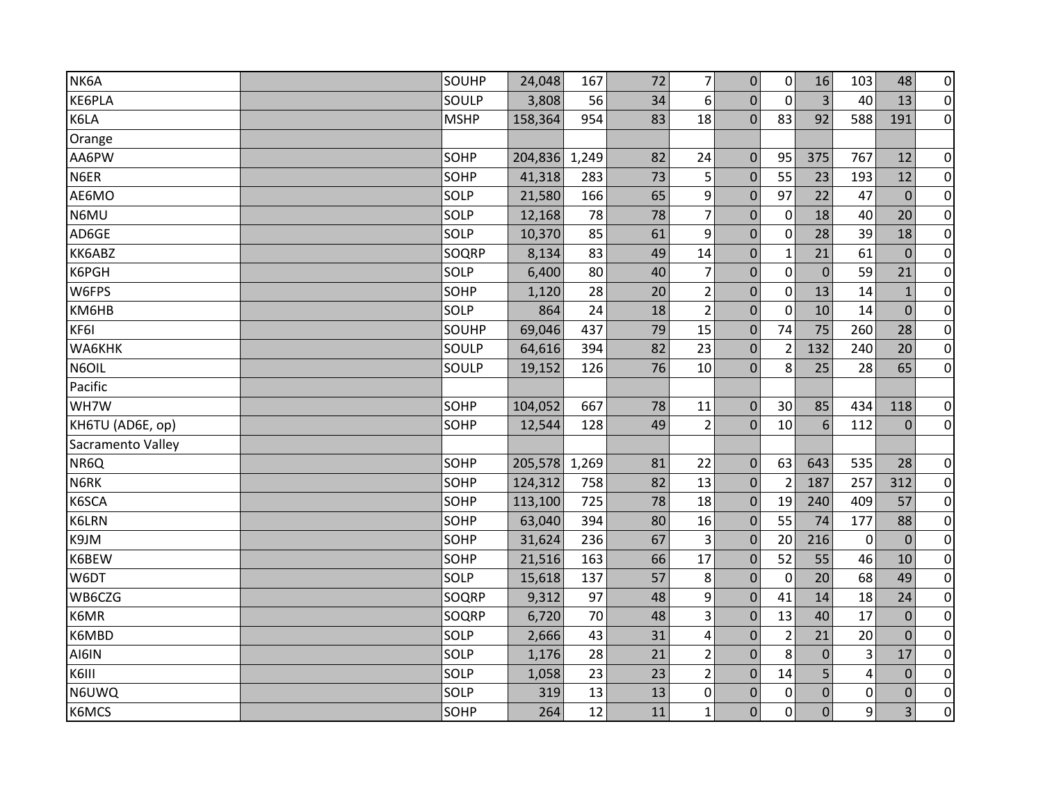| | | | | | | | | | | | | |
|---|---|---|---|---|---|---|---|---|---|---|---|---|
| NK6A | | SOUHP | 24,048 | 167 | 72 | 7 | 0 | 0 | 16 | 103 | 48 | 0 |
| KE6PLA | | SOULP | 3,808 | 56 | 34 | 6 | 0 | 0 | 3 | 40 | 13 | 0 |
| K6LA | | MSHP | 158,364 | 954 | 83 | 18 | 0 | 83 | 92 | 588 | 191 | 0 |
| Orange | | | | | | | | | | | | |
| AA6PW | | SOHP | 204,836 | 1,249 | 82 | 24 | 0 | 95 | 375 | 767 | 12 | 0 |
| N6ER | | SOHP | 41,318 | 283 | 73 | 5 | 0 | 55 | 23 | 193 | 12 | 0 |
| AE6MO | | SOLP | 21,580 | 166 | 65 | 9 | 0 | 97 | 22 | 47 | 0 | 0 |
| N6MU | | SOLP | 12,168 | 78 | 78 | 7 | 0 | 0 | 18 | 40 | 20 | 0 |
| AD6GE | | SOLP | 10,370 | 85 | 61 | 9 | 0 | 0 | 28 | 39 | 18 | 0 |
| KK6ABZ | | SOQRP | 8,134 | 83 | 49 | 14 | 0 | 1 | 21 | 61 | 0 | 0 |
| K6PGH | | SOLP | 6,400 | 80 | 40 | 7 | 0 | 0 | 0 | 59 | 21 | 0 |
| W6FPS | | SOHP | 1,120 | 28 | 20 | 2 | 0 | 0 | 13 | 14 | 1 | 0 |
| KM6HB | | SOLP | 864 | 24 | 18 | 2 | 0 | 0 | 10 | 14 | 0 | 0 |
| KF6I | | SOUHP | 69,046 | 437 | 79 | 15 | 0 | 74 | 75 | 260 | 28 | 0 |
| WA6KHK | | SOULP | 64,616 | 394 | 82 | 23 | 0 | 2 | 132 | 240 | 20 | 0 |
| N6OIL | | SOULP | 19,152 | 126 | 76 | 10 | 0 | 8 | 25 | 28 | 65 | 0 |
| Pacific | | | | | | | | | | | | |
| WH7W | | SOHP | 104,052 | 667 | 78 | 11 | 0 | 30 | 85 | 434 | 118 | 0 |
| KH6TU (AD6E, op) | | SOHP | 12,544 | 128 | 49 | 2 | 0 | 10 | 6 | 112 | 0 | 0 |
| Sacramento Valley | | | | | | | | | | | | |
| NR6Q | | SOHP | 205,578 | 1,269 | 81 | 22 | 0 | 63 | 643 | 535 | 28 | 0 |
| N6RK | | SOHP | 124,312 | 758 | 82 | 13 | 0 | 2 | 187 | 257 | 312 | 0 |
| K6SCA | | SOHP | 113,100 | 725 | 78 | 18 | 0 | 19 | 240 | 409 | 57 | 0 |
| K6LRN | | SOHP | 63,040 | 394 | 80 | 16 | 0 | 55 | 74 | 177 | 88 | 0 |
| K9JM | | SOHP | 31,624 | 236 | 67 | 3 | 0 | 20 | 216 | 0 | 0 | 0 |
| K6BEW | | SOHP | 21,516 | 163 | 66 | 17 | 0 | 52 | 55 | 46 | 10 | 0 |
| W6DT | | SOLP | 15,618 | 137 | 57 | 8 | 0 | 0 | 20 | 68 | 49 | 0 |
| WB6CZG | | SOQRP | 9,312 | 97 | 48 | 9 | 0 | 41 | 14 | 18 | 24 | 0 |
| K6MR | | SOQRP | 6,720 | 70 | 48 | 3 | 0 | 13 | 40 | 17 | 0 | 0 |
| K6MBD | | SOLP | 2,666 | 43 | 31 | 4 | 0 | 2 | 21 | 20 | 0 | 0 |
| AI6IN | | SOLP | 1,176 | 28 | 21 | 2 | 0 | 8 | 0 | 3 | 17 | 0 |
| K6III | | SOLP | 1,058 | 23 | 23 | 2 | 0 | 14 | 5 | 4 | 0 | 0 |
| N6UWQ | | SOLP | 319 | 13 | 13 | 0 | 0 | 0 | 0 | 0 | 0 | 0 |
| K6MCS | | SOHP | 264 | 12 | 11 | 1 | 0 | 0 | 0 | 9 | 3 | 0 |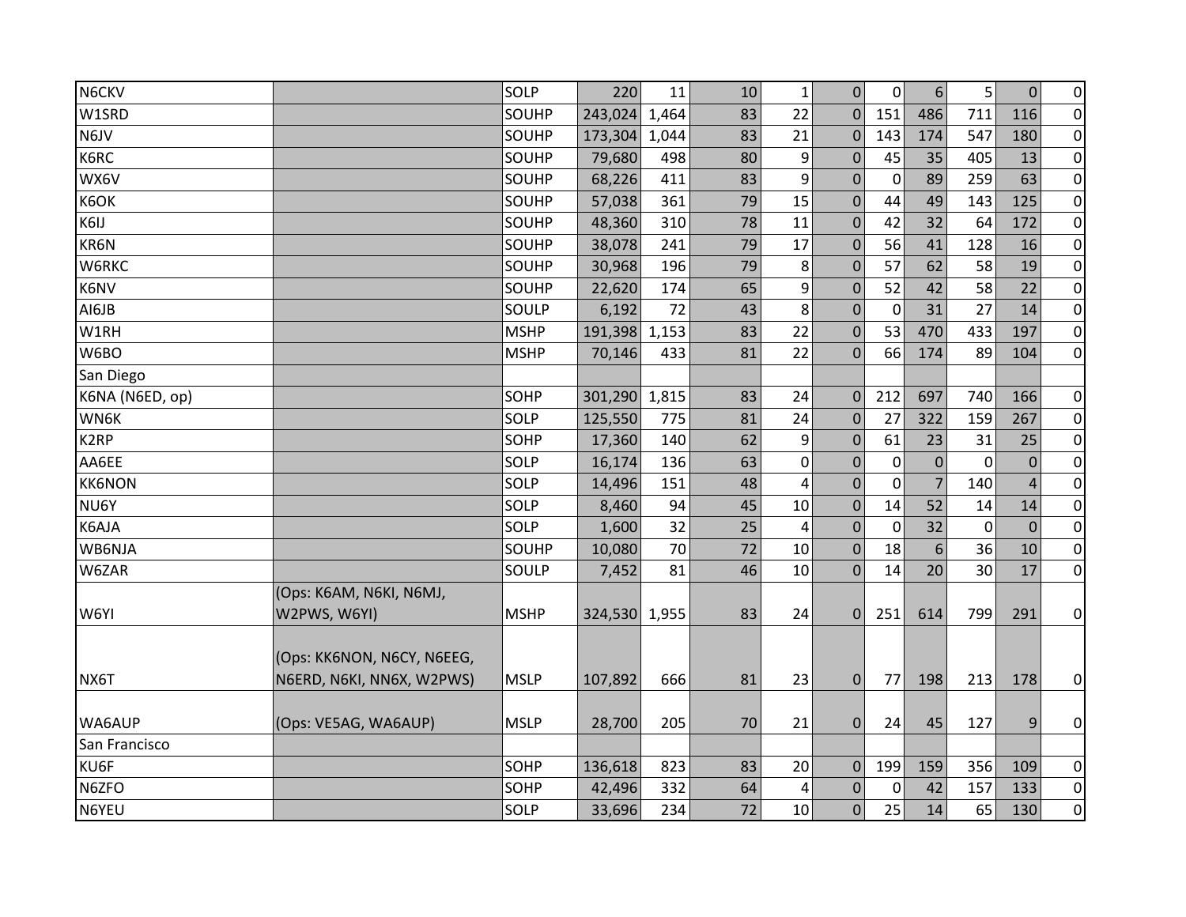| | | | | | | | | | | | | | |
|---|---|---|---|---|---|---|---|---|---|---|---|---|---|
| N6CKV | | SOLP | 220 | 11 | 10 | 1 | 0 | 0 | 6 | 5 | 0 | 0 |
| W1SRD | | SOUHP | 243,024 | 1,464 | 83 | 22 | 0 | 151 | 486 | 711 | 116 | 0 |
| N6JV | | SOUHP | 173,304 | 1,044 | 83 | 21 | 0 | 143 | 174 | 547 | 180 | 0 |
| K6RC | | SOUHP | 79,680 | 498 | 80 | 9 | 0 | 45 | 35 | 405 | 13 | 0 |
| WX6V | | SOUHP | 68,226 | 411 | 83 | 9 | 0 | 0 | 89 | 259 | 63 | 0 |
| K6OK | | SOUHP | 57,038 | 361 | 79 | 15 | 0 | 44 | 49 | 143 | 125 | 0 |
| K6IJ | | SOUHP | 48,360 | 310 | 78 | 11 | 0 | 42 | 32 | 64 | 172 | 0 |
| KR6N | | SOUHP | 38,078 | 241 | 79 | 17 | 0 | 56 | 41 | 128 | 16 | 0 |
| W6RKC | | SOUHP | 30,968 | 196 | 79 | 8 | 0 | 57 | 62 | 58 | 19 | 0 |
| K6NV | | SOUHP | 22,620 | 174 | 65 | 9 | 0 | 52 | 42 | 58 | 22 | 0 |
| AI6JB | | SOULP | 6,192 | 72 | 43 | 8 | 0 | 0 | 31 | 27 | 14 | 0 |
| W1RH | | MSHP | 191,398 | 1,153 | 83 | 22 | 0 | 53 | 470 | 433 | 197 | 0 |
| W6BO | | MSHP | 70,146 | 433 | 81 | 22 | 0 | 66 | 174 | 89 | 104 | 0 |
| San Diego | | | | | | | | | | | | |
| K6NA (N6ED, op) | | SOHP | 301,290 | 1,815 | 83 | 24 | 0 | 212 | 697 | 740 | 166 | 0 |
| WN6K | | SOLP | 125,550 | 775 | 81 | 24 | 0 | 27 | 322 | 159 | 267 | 0 |
| K2RP | | SOHP | 17,360 | 140 | 62 | 9 | 0 | 61 | 23 | 31 | 25 | 0 |
| AA6EE | | SOLP | 16,174 | 136 | 63 | 0 | 0 | 0 | 0 | 0 | 0 | 0 |
| KK6NON | | SOLP | 14,496 | 151 | 48 | 4 | 0 | 0 | 7 | 140 | 4 | 0 |
| NU6Y | | SOLP | 8,460 | 94 | 45 | 10 | 0 | 14 | 52 | 14 | 14 | 0 |
| K6AJA | | SOLP | 1,600 | 32 | 25 | 4 | 0 | 0 | 32 | 0 | 0 | 0 |
| WB6NJA | | SOUHP | 10,080 | 70 | 72 | 10 | 0 | 18 | 6 | 36 | 10 | 0 |
| W6ZAR | | SOULP | 7,452 | 81 | 46 | 10 | 0 | 14 | 20 | 30 | 17 | 0 |
| W6YI | (Ops: K6AM, N6KI, N6MJ, W2PWS, W6YI) | MSHP | 324,530 | 1,955 | 83 | 24 | 0 | 251 | 614 | 799 | 291 | 0 |
| NX6T | (Ops: KK6NON, N6CY, N6EEG, N6ERD, N6KI, NN6X, W2PWS) | MSLP | 107,892 | 666 | 81 | 23 | 0 | 77 | 198 | 213 | 178 | 0 |
| WA6AUP | (Ops: VE5AG, WA6AUP) | MSLP | 28,700 | 205 | 70 | 21 | 0 | 24 | 45 | 127 | 9 | 0 |
| San Francisco | | | | | | | | | | | | |
| KU6F | | SOHP | 136,618 | 823 | 83 | 20 | 0 | 199 | 159 | 356 | 109 | 0 |
| N6ZFO | | SOHP | 42,496 | 332 | 64 | 4 | 0 | 0 | 42 | 157 | 133 | 0 |
| N6YEU | | SOLP | 33,696 | 234 | 72 | 10 | 0 | 25 | 14 | 65 | 130 | 0 |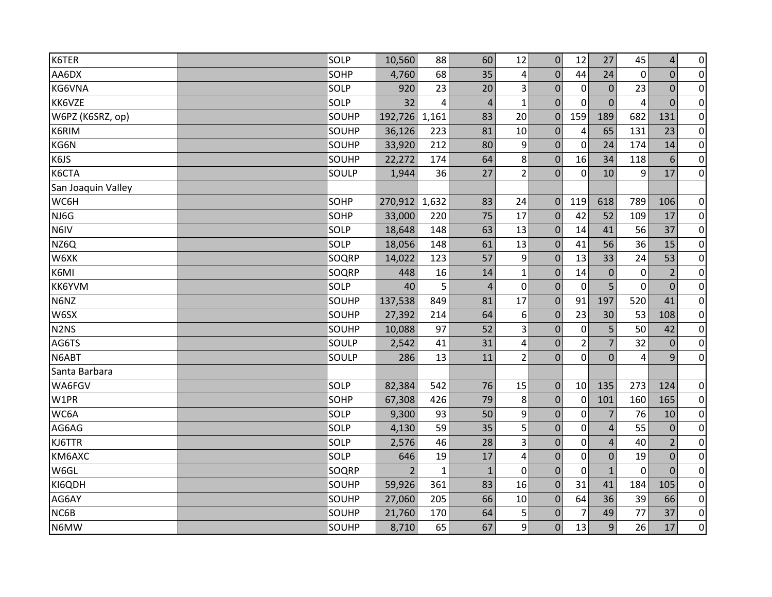| | | | | | | | | | | | | |
|---|---|---|---|---|---|---|---|---|---|---|---|---|
| K6TER | | SOLP | 10,560 | 88 | 60 | 12 | 0 | 12 | 27 | 45 | 4 | 0 |
| AA6DX | | SOHP | 4,760 | 68 | 35 | 4 | 0 | 44 | 24 | 0 | 0 | 0 |
| KG6VNA | | SOLP | 920 | 23 | 20 | 3 | 0 | 0 | 0 | 23 | 0 | 0 |
| KK6VZE | | SOLP | 32 | 4 | 4 | 1 | 0 | 0 | 0 | 4 | 0 | 0 |
| W6PZ (K6SRZ, op) | | SOUHP | 192,726 | 1,161 | 83 | 20 | 0 | 159 | 189 | 682 | 131 | 0 |
| K6RIM | | SOUHP | 36,126 | 223 | 81 | 10 | 0 | 4 | 65 | 131 | 23 | 0 |
| KG6N | | SOUHP | 33,920 | 212 | 80 | 9 | 0 | 0 | 24 | 174 | 14 | 0 |
| K6JS | | SOUHP | 22,272 | 174 | 64 | 8 | 0 | 16 | 34 | 118 | 6 | 0 |
| K6CTA | | SOULP | 1,944 | 36 | 27 | 2 | 0 | 0 | 10 | 9 | 17 | 0 |
| San Joaquin Valley | | | | | | | | | | | | |
| WC6H | | SOHP | 270,912 | 1,632 | 83 | 24 | 0 | 119 | 618 | 789 | 106 | 0 |
| NJ6G | | SOHP | 33,000 | 220 | 75 | 17 | 0 | 42 | 52 | 109 | 17 | 0 |
| N6IV | | SOLP | 18,648 | 148 | 63 | 13 | 0 | 14 | 41 | 56 | 37 | 0 |
| NZ6Q | | SOLP | 18,056 | 148 | 61 | 13 | 0 | 41 | 56 | 36 | 15 | 0 |
| W6XK | | SOQRP | 14,022 | 123 | 57 | 9 | 0 | 13 | 33 | 24 | 53 | 0 |
| K6MI | | SOQRP | 448 | 16 | 14 | 1 | 0 | 14 | 0 | 0 | 2 | 0 |
| KK6YVM | | SOLP | 40 | 5 | 4 | 0 | 0 | 0 | 5 | 0 | 0 | 0 |
| N6NZ | | SOUHP | 137,538 | 849 | 81 | 17 | 0 | 91 | 197 | 520 | 41 | 0 |
| W6SX | | SOUHP | 27,392 | 214 | 64 | 6 | 0 | 23 | 30 | 53 | 108 | 0 |
| N2NS | | SOUHP | 10,088 | 97 | 52 | 3 | 0 | 0 | 5 | 50 | 42 | 0 |
| AG6TS | | SOULP | 2,542 | 41 | 31 | 4 | 0 | 2 | 7 | 32 | 0 | 0 |
| N6ABT | | SOULP | 286 | 13 | 11 | 2 | 0 | 0 | 0 | 4 | 9 | 0 |
| Santa Barbara | | | | | | | | | | | | |
| WA6FGV | | SOLP | 82,384 | 542 | 76 | 15 | 0 | 10 | 135 | 273 | 124 | 0 |
| W1PR | | SOHP | 67,308 | 426 | 79 | 8 | 0 | 0 | 101 | 160 | 165 | 0 |
| WC6A | | SOLP | 9,300 | 93 | 50 | 9 | 0 | 0 | 7 | 76 | 10 | 0 |
| AG6AG | | SOLP | 4,130 | 59 | 35 | 5 | 0 | 0 | 4 | 55 | 0 | 0 |
| KJ6TTR | | SOLP | 2,576 | 46 | 28 | 3 | 0 | 0 | 4 | 40 | 2 | 0 |
| KM6AXC | | SOLP | 646 | 19 | 17 | 4 | 0 | 0 | 0 | 19 | 0 | 0 |
| W6GL | | SOQRP | 2 | 1 | 1 | 0 | 0 | 0 | 1 | 0 | 0 | 0 |
| KI6QDH | | SOUHP | 59,926 | 361 | 83 | 16 | 0 | 31 | 41 | 184 | 105 | 0 |
| AG6AY | | SOUHP | 27,060 | 205 | 66 | 10 | 0 | 64 | 36 | 39 | 66 | 0 |
| NC6B | | SOUHP | 21,760 | 170 | 64 | 5 | 0 | 7 | 49 | 77 | 37 | 0 |
| N6MW | | SOUHP | 8,710 | 65 | 67 | 9 | 0 | 13 | 9 | 26 | 17 | 0 |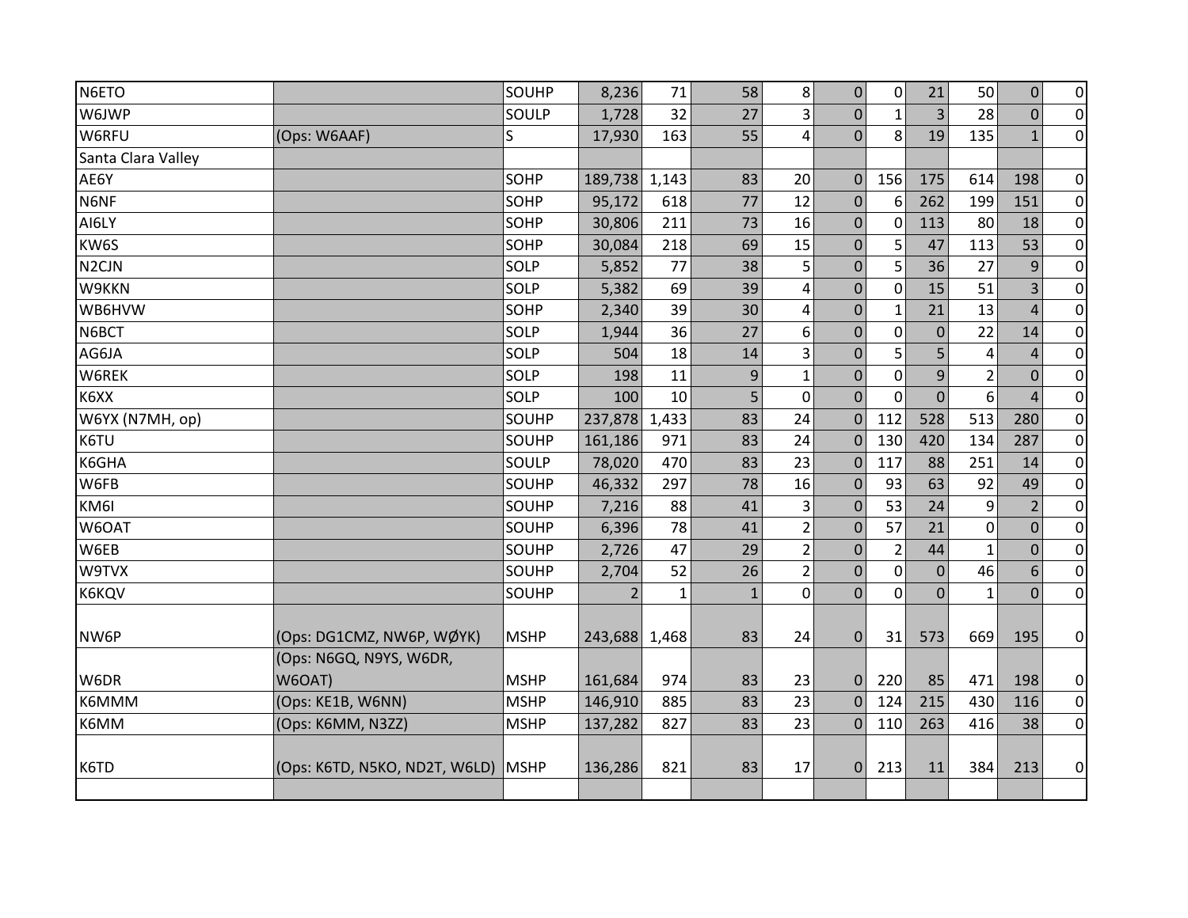| | | | | | | | | | | | | |
|---|---|---|---|---|---|---|---|---|---|---|---|---|
| N6ETO | | SOUHP | 8,236 | 71 | 58 | 8 | 0 | 0 | 21 | 50 | 0 | 0 |
| W6JWP | | SOULP | 1,728 | 32 | 27 | 3 | 0 | 1 | 3 | 28 | 0 | 0 |
| W6RFU | (Ops: W6AAF) | S | 17,930 | 163 | 55 | 4 | 0 | 8 | 19 | 135 | 1 | 0 |
| Santa Clara Valley | | | | | | | | | | | | |
| AE6Y | | SOHP | 189,738 | 1,143 | 83 | 20 | 0 | 156 | 175 | 614 | 198 | 0 |
| N6NF | | SOHP | 95,172 | 618 | 77 | 12 | 0 | 6 | 262 | 199 | 151 | 0 |
| AI6LY | | SOHP | 30,806 | 211 | 73 | 16 | 0 | 0 | 113 | 80 | 18 | 0 |
| KW6S | | SOHP | 30,084 | 218 | 69 | 15 | 0 | 5 | 47 | 113 | 53 | 0 |
| N2CJN | | SOLP | 5,852 | 77 | 38 | 5 | 0 | 5 | 36 | 27 | 9 | 0 |
| W9KKN | | SOLP | 5,382 | 69 | 39 | 4 | 0 | 0 | 15 | 51 | 3 | 0 |
| WB6HVW | | SOHP | 2,340 | 39 | 30 | 4 | 0 | 1 | 21 | 13 | 4 | 0 |
| N6BCT | | SOLP | 1,944 | 36 | 27 | 6 | 0 | 0 | 0 | 22 | 14 | 0 |
| AG6JA | | SOLP | 504 | 18 | 14 | 3 | 0 | 5 | 5 | 4 | 4 | 0 |
| W6REK | | SOLP | 198 | 11 | 9 | 1 | 0 | 0 | 9 | 2 | 0 | 0 |
| K6XX | | SOLP | 100 | 10 | 5 | 0 | 0 | 0 | 0 | 6 | 4 | 0 |
| W6YX (N7MH, op) | | SOUHP | 237,878 | 1,433 | 83 | 24 | 0 | 112 | 528 | 513 | 280 | 0 |
| K6TU | | SOUHP | 161,186 | 971 | 83 | 24 | 0 | 130 | 420 | 134 | 287 | 0 |
| K6GHA | | SOULP | 78,020 | 470 | 83 | 23 | 0 | 117 | 88 | 251 | 14 | 0 |
| W6FB | | SOUHP | 46,332 | 297 | 78 | 16 | 0 | 93 | 63 | 92 | 49 | 0 |
| KM6I | | SOUHP | 7,216 | 88 | 41 | 3 | 0 | 53 | 24 | 9 | 2 | 0 |
| W6OAT | | SOUHP | 6,396 | 78 | 41 | 2 | 0 | 57 | 21 | 0 | 0 | 0 |
| W6EB | | SOUHP | 2,726 | 47 | 29 | 2 | 0 | 2 | 44 | 1 | 0 | 0 |
| W9TVX | | SOUHP | 2,704 | 52 | 26 | 2 | 0 | 0 | 0 | 46 | 6 | 0 |
| K6KQV | | SOUHP | 2 | 1 | 1 | 0 | 0 | 0 | 0 | 1 | 0 | 0 |
| NW6P | (Ops: DG1CMZ, NW6P, WØYK) | MSHP | 243,688 | 1,468 | 83 | 24 | 0 | 31 | 573 | 669 | 195 | 0 |
| W6DR | (Ops: N6GQ, N9YS, W6DR, W6OAT) | MSHP | 161,684 | 974 | 83 | 23 | 0 | 220 | 85 | 471 | 198 | 0 |
| K6MMM | (Ops: KE1B, W6NN) | MSHP | 146,910 | 885 | 83 | 23 | 0 | 124 | 215 | 430 | 116 | 0 |
| K6MM | (Ops: K6MM, N3ZZ) | MSHP | 137,282 | 827 | 83 | 23 | 0 | 110 | 263 | 416 | 38 | 0 |
| K6TD | (Ops: K6TD, N5KO, ND2T, W6LD) | MSHP | 136,286 | 821 | 83 | 17 | 0 | 213 | 11 | 384 | 213 | 0 |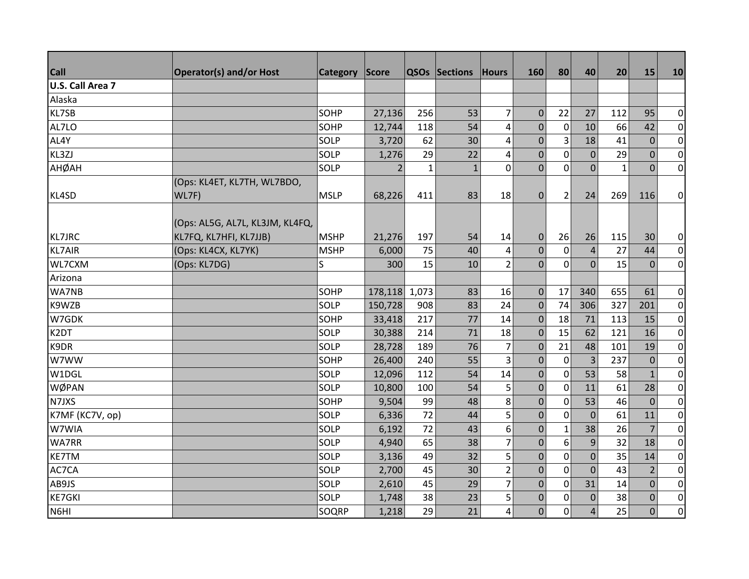| Call | Operator(s) and/or Host | Category | Score | QSOs | Sections | Hours | 160 | 80 | 40 | 20 | 15 | 10 |
|---|---|---|---|---|---|---|---|---|---|---|---|---|
| **U.S. Call Area 7** | | | | | | | | | | | | |
| Alaska | | | | | | | | | | | | |
| KL7SB | | SOHP | 27,136 | 256 | 53 | 7 | 0 | 22 | 27 | 112 | 95 | 0 |
| AL7LO | | SOHP | 12,744 | 118 | 54 | 4 | 0 | 0 | 10 | 66 | 42 | 0 |
| AL4Y | | SOLP | 3,720 | 62 | 30 | 4 | 0 | 3 | 18 | 41 | 0 | 0 |
| KL3ZJ | | SOLP | 1,276 | 29 | 22 | 4 | 0 | 0 | 0 | 29 | 0 | 0 |
| AHØAH | | SOLP | 2 | 1 | 1 | 0 | 0 | 0 | 0 | 1 | 0 | 0 |
| KL4SD | (Ops: KL4ET, KL7TH, WL7BDO, WL7F) | MSLP | 68,226 | 411 | 83 | 18 | 0 | 2 | 24 | 269 | 116 | 0 |
| KL7JRC | (Ops: AL5G, AL7L, KL3JM, KL4FQ, KL7FQ, KL7HFI, KL7JJB) | MSHP | 21,276 | 197 | 54 | 14 | 0 | 26 | 26 | 115 | 30 | 0 |
| KL7AIR | (Ops: KL4CX, KL7YK) | MSHP | 6,000 | 75 | 40 | 4 | 0 | 0 | 4 | 27 | 44 | 0 |
| WL7CXM | (Ops: KL7DG) | S | 300 | 15 | 10 | 2 | 0 | 0 | 0 | 15 | 0 | 0 |
| Arizona | | | | | | | | | | | | |
| WA7NB | | SOHP | 178,118 | 1,073 | 83 | 16 | 0 | 17 | 340 | 655 | 61 | 0 |
| K9WZB | | SOLP | 150,728 | 908 | 83 | 24 | 0 | 74 | 306 | 327 | 201 | 0 |
| W7GDK | | SOHP | 33,418 | 217 | 77 | 14 | 0 | 18 | 71 | 113 | 15 | 0 |
| K2DT | | SOLP | 30,388 | 214 | 71 | 18 | 0 | 15 | 62 | 121 | 16 | 0 |
| K9DR | | SOLP | 28,728 | 189 | 76 | 7 | 0 | 21 | 48 | 101 | 19 | 0 |
| W7WW | | SOHP | 26,400 | 240 | 55 | 3 | 0 | 0 | 3 | 237 | 0 | 0 |
| W1DGL | | SOLP | 12,096 | 112 | 54 | 14 | 0 | 0 | 53 | 58 | 1 | 0 |
| WØPAN | | SOLP | 10,800 | 100 | 54 | 5 | 0 | 0 | 11 | 61 | 28 | 0 |
| N7JXS | | SOHP | 9,504 | 99 | 48 | 8 | 0 | 0 | 53 | 46 | 0 | 0 |
| K7MF (KC7V, op) | | SOLP | 6,336 | 72 | 44 | 5 | 0 | 0 | 0 | 61 | 11 | 0 |
| W7WIA | | SOLP | 6,192 | 72 | 43 | 6 | 0 | 1 | 38 | 26 | 7 | 0 |
| WA7RR | | SOLP | 4,940 | 65 | 38 | 7 | 0 | 6 | 9 | 32 | 18 | 0 |
| KE7TM | | SOLP | 3,136 | 49 | 32 | 5 | 0 | 0 | 0 | 35 | 14 | 0 |
| AC7CA | | SOLP | 2,700 | 45 | 30 | 2 | 0 | 0 | 0 | 43 | 2 | 0 |
| AB9JS | | SOLP | 2,610 | 45 | 29 | 7 | 0 | 0 | 31 | 14 | 0 | 0 |
| KE7GKI | | SOLP | 1,748 | 38 | 23 | 5 | 0 | 0 | 0 | 38 | 0 | 0 |
| N6HI | | SOQRP | 1,218 | 29 | 21 | 4 | 0 | 0 | 4 | 25 | 0 | 0 |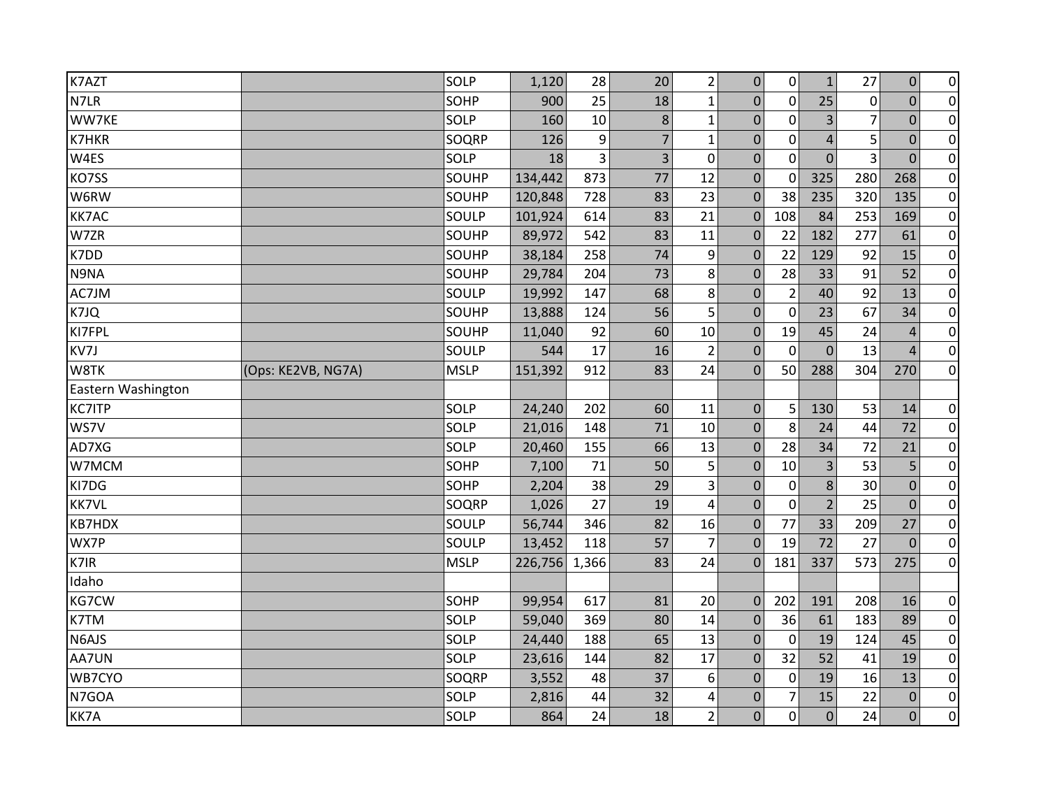| | | | | | | | | | | | | |
|---|---|---|---|---|---|---|---|---|---|---|---|---|
| K7AZT | | SOLP | 1,120 | 28 | 20 | 2 | 0 | 0 | 1 | 27 | 0 | 0 |
| N7LR | | SOHP | 900 | 25 | 18 | 1 | 0 | 0 | 25 | 0 | 0 | 0 |
| WW7KE | | SOLP | 160 | 10 | 8 | 1 | 0 | 0 | 3 | 7 | 0 | 0 |
| K7HKR | | SOQRP | 126 | 9 | 7 | 1 | 0 | 0 | 4 | 5 | 0 | 0 |
| W4ES | | SOLP | 18 | 3 | 3 | 0 | 0 | 0 | 0 | 3 | 0 | 0 |
| KO7SS | | SOUHP | 134,442 | 873 | 77 | 12 | 0 | 0 | 325 | 280 | 268 | 0 |
| W6RW | | SOUHP | 120,848 | 728 | 83 | 23 | 0 | 38 | 235 | 320 | 135 | 0 |
| KK7AC | | SOULP | 101,924 | 614 | 83 | 21 | 0 | 108 | 84 | 253 | 169 | 0 |
| W7ZR | | SOUHP | 89,972 | 542 | 83 | 11 | 0 | 22 | 182 | 277 | 61 | 0 |
| K7DD | | SOUHP | 38,184 | 258 | 74 | 9 | 0 | 22 | 129 | 92 | 15 | 0 |
| N9NA | | SOUHP | 29,784 | 204 | 73 | 8 | 0 | 28 | 33 | 91 | 52 | 0 |
| AC7JM | | SOULP | 19,992 | 147 | 68 | 8 | 0 | 2 | 40 | 92 | 13 | 0 |
| K7JQ | | SOUHP | 13,888 | 124 | 56 | 5 | 0 | 0 | 23 | 67 | 34 | 0 |
| KI7FPL | | SOUHP | 11,040 | 92 | 60 | 10 | 0 | 19 | 45 | 24 | 4 | 0 |
| KV7J | | SOULP | 544 | 17 | 16 | 2 | 0 | 0 | 0 | 13 | 4 | 0 |
| W8TK | (Ops: KE2VB, NG7A) | MSLP | 151,392 | 912 | 83 | 24 | 0 | 50 | 288 | 304 | 270 | 0 |
| Eastern Washington | | | | | | | | | | | | |
| KC7ITP | | SOLP | 24,240 | 202 | 60 | 11 | 0 | 5 | 130 | 53 | 14 | 0 |
| WS7V | | SOLP | 21,016 | 148 | 71 | 10 | 0 | 8 | 24 | 44 | 72 | 0 |
| AD7XG | | SOLP | 20,460 | 155 | 66 | 13 | 0 | 28 | 34 | 72 | 21 | 0 |
| W7MCM | | SOHP | 7,100 | 71 | 50 | 5 | 0 | 10 | 3 | 53 | 5 | 0 |
| KI7DG | | SOHP | 2,204 | 38 | 29 | 3 | 0 | 0 | 8 | 30 | 0 | 0 |
| KK7VL | | SOQRP | 1,026 | 27 | 19 | 4 | 0 | 0 | 2 | 25 | 0 | 0 |
| KB7HDX | | SOULP | 56,744 | 346 | 82 | 16 | 0 | 77 | 33 | 209 | 27 | 0 |
| WX7P | | SOULP | 13,452 | 118 | 57 | 7 | 0 | 19 | 72 | 27 | 0 | 0 |
| K7IR | | MSLP | 226,756 | 1,366 | 83 | 24 | 0 | 181 | 337 | 573 | 275 | 0 |
| Idaho | | | | | | | | | | | | |
| KG7CW | | SOHP | 99,954 | 617 | 81 | 20 | 0 | 202 | 191 | 208 | 16 | 0 |
| K7TM | | SOLP | 59,040 | 369 | 80 | 14 | 0 | 36 | 61 | 183 | 89 | 0 |
| N6AJS | | SOLP | 24,440 | 188 | 65 | 13 | 0 | 0 | 19 | 124 | 45 | 0 |
| AA7UN | | SOLP | 23,616 | 144 | 82 | 17 | 0 | 32 | 52 | 41 | 19 | 0 |
| WB7CYO | | SOQRP | 3,552 | 48 | 37 | 6 | 0 | 0 | 19 | 16 | 13 | 0 |
| N7GOA | | SOLP | 2,816 | 44 | 32 | 4 | 0 | 7 | 15 | 22 | 0 | 0 |
| KK7A | | SOLP | 864 | 24 | 18 | 2 | 0 | 0 | 0 | 24 | 0 | 0 |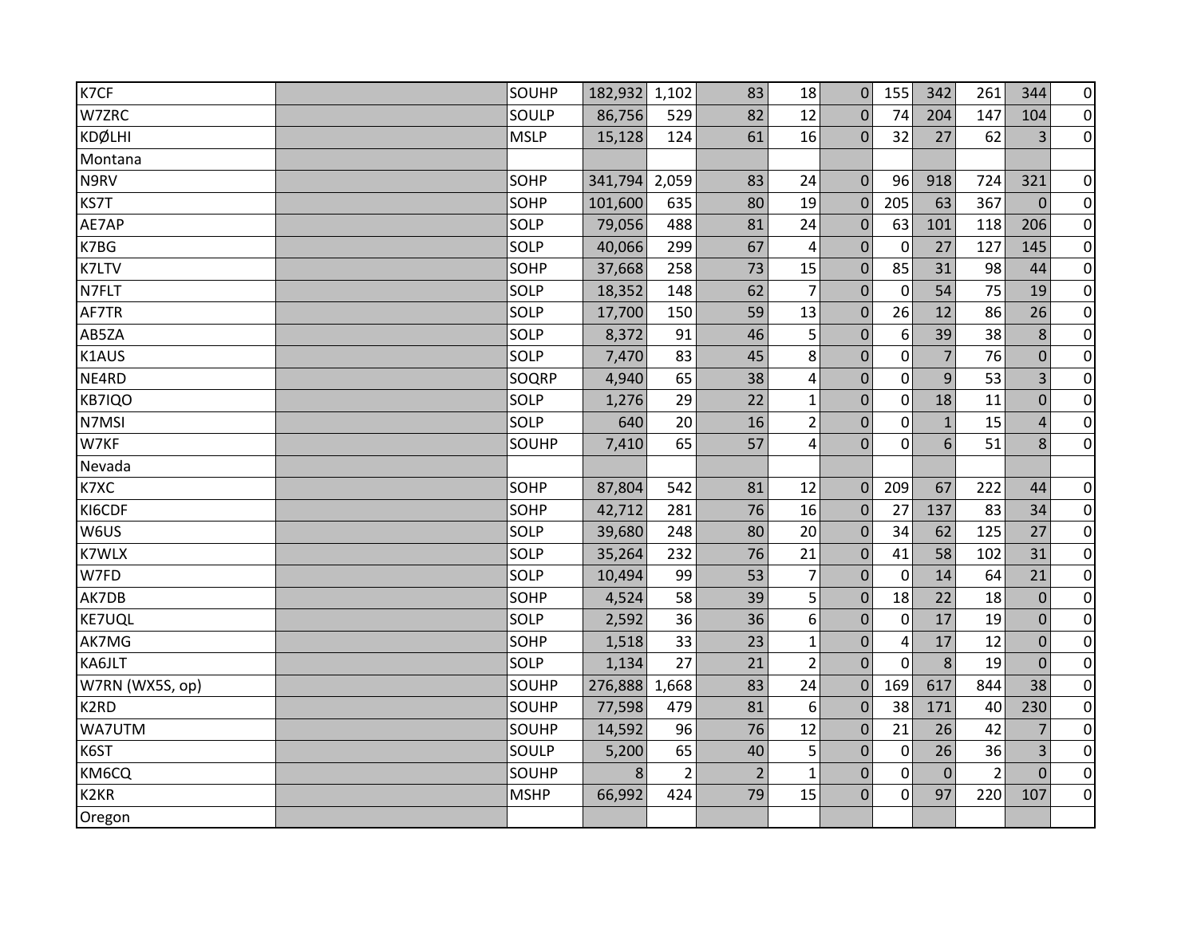| | | | | | | | | | | | | | |
|---|---|---|---|---|---|---|---|---|---|---|---|---|---|
| K7CF | | SOUHP | 182,932 | 1,102 | 83 | 18 | 0 | 155 | 342 | 261 | 344 | 0 |
| W7ZRC | | SOULP | 86,756 | 529 | 82 | 12 | 0 | 74 | 204 | 147 | 104 | 0 |
| KDØLHI | | MSLP | 15,128 | 124 | 61 | 16 | 0 | 32 | 27 | 62 | 3 | 0 |
| Montana | | | | | | | | | | | | |
| N9RV | | SOHP | 341,794 | 2,059 | 83 | 24 | 0 | 96 | 918 | 724 | 321 | 0 |
| KS7T | | SOHP | 101,600 | 635 | 80 | 19 | 0 | 205 | 63 | 367 | 0 | 0 |
| AE7AP | | SOLP | 79,056 | 488 | 81 | 24 | 0 | 63 | 101 | 118 | 206 | 0 |
| K7BG | | SOLP | 40,066 | 299 | 67 | 4 | 0 | 0 | 27 | 127 | 145 | 0 |
| K7LTV | | SOHP | 37,668 | 258 | 73 | 15 | 0 | 85 | 31 | 98 | 44 | 0 |
| N7FLT | | SOLP | 18,352 | 148 | 62 | 7 | 0 | 0 | 54 | 75 | 19 | 0 |
| AF7TR | | SOLP | 17,700 | 150 | 59 | 13 | 0 | 26 | 12 | 86 | 26 | 0 |
| AB5ZA | | SOLP | 8,372 | 91 | 46 | 5 | 0 | 6 | 39 | 38 | 8 | 0 |
| K1AUS | | SOLP | 7,470 | 83 | 45 | 8 | 0 | 0 | 7 | 76 | 0 | 0 |
| NE4RD | | SOQRP | 4,940 | 65 | 38 | 4 | 0 | 0 | 9 | 53 | 3 | 0 |
| KB7IQO | | SOLP | 1,276 | 29 | 22 | 1 | 0 | 0 | 18 | 11 | 0 | 0 |
| N7MSI | | SOLP | 640 | 20 | 16 | 2 | 0 | 0 | 1 | 15 | 4 | 0 |
| W7KF | | SOUHP | 7,410 | 65 | 57 | 4 | 0 | 0 | 6 | 51 | 8 | 0 |
| Nevada | | | | | | | | | | | | |
| K7XC | | SOHP | 87,804 | 542 | 81 | 12 | 0 | 209 | 67 | 222 | 44 | 0 |
| KI6CDF | | SOHP | 42,712 | 281 | 76 | 16 | 0 | 27 | 137 | 83 | 34 | 0 |
| W6US | | SOLP | 39,680 | 248 | 80 | 20 | 0 | 34 | 62 | 125 | 27 | 0 |
| K7WLX | | SOLP | 35,264 | 232 | 76 | 21 | 0 | 41 | 58 | 102 | 31 | 0 |
| W7FD | | SOLP | 10,494 | 99 | 53 | 7 | 0 | 0 | 14 | 64 | 21 | 0 |
| AK7DB | | SOHP | 4,524 | 58 | 39 | 5 | 0 | 18 | 22 | 18 | 0 | 0 |
| KE7UQL | | SOLP | 2,592 | 36 | 36 | 6 | 0 | 0 | 17 | 19 | 0 | 0 |
| AK7MG | | SOHP | 1,518 | 33 | 23 | 1 | 0 | 4 | 17 | 12 | 0 | 0 |
| KA6JLT | | SOLP | 1,134 | 27 | 21 | 2 | 0 | 0 | 8 | 19 | 0 | 0 |
| W7RN (WX5S, op) | | SOUHP | 276,888 | 1,668 | 83 | 24 | 0 | 169 | 617 | 844 | 38 | 0 |
| K2RD | | SOUHP | 77,598 | 479 | 81 | 6 | 0 | 38 | 171 | 40 | 230 | 0 |
| WA7UTM | | SOUHP | 14,592 | 96 | 76 | 12 | 0 | 21 | 26 | 42 | 7 | 0 |
| K6ST | | SOULP | 5,200 | 65 | 40 | 5 | 0 | 0 | 26 | 36 | 3 | 0 |
| KM6CQ | | SOUHP | 8 | 2 | 2 | 1 | 0 | 0 | 0 | 2 | 0 | 0 |
| K2KR | | MSHP | 66,992 | 424 | 79 | 15 | 0 | 0 | 97 | 220 | 107 | 0 |
| Oregon | | | | | | | | | | | | |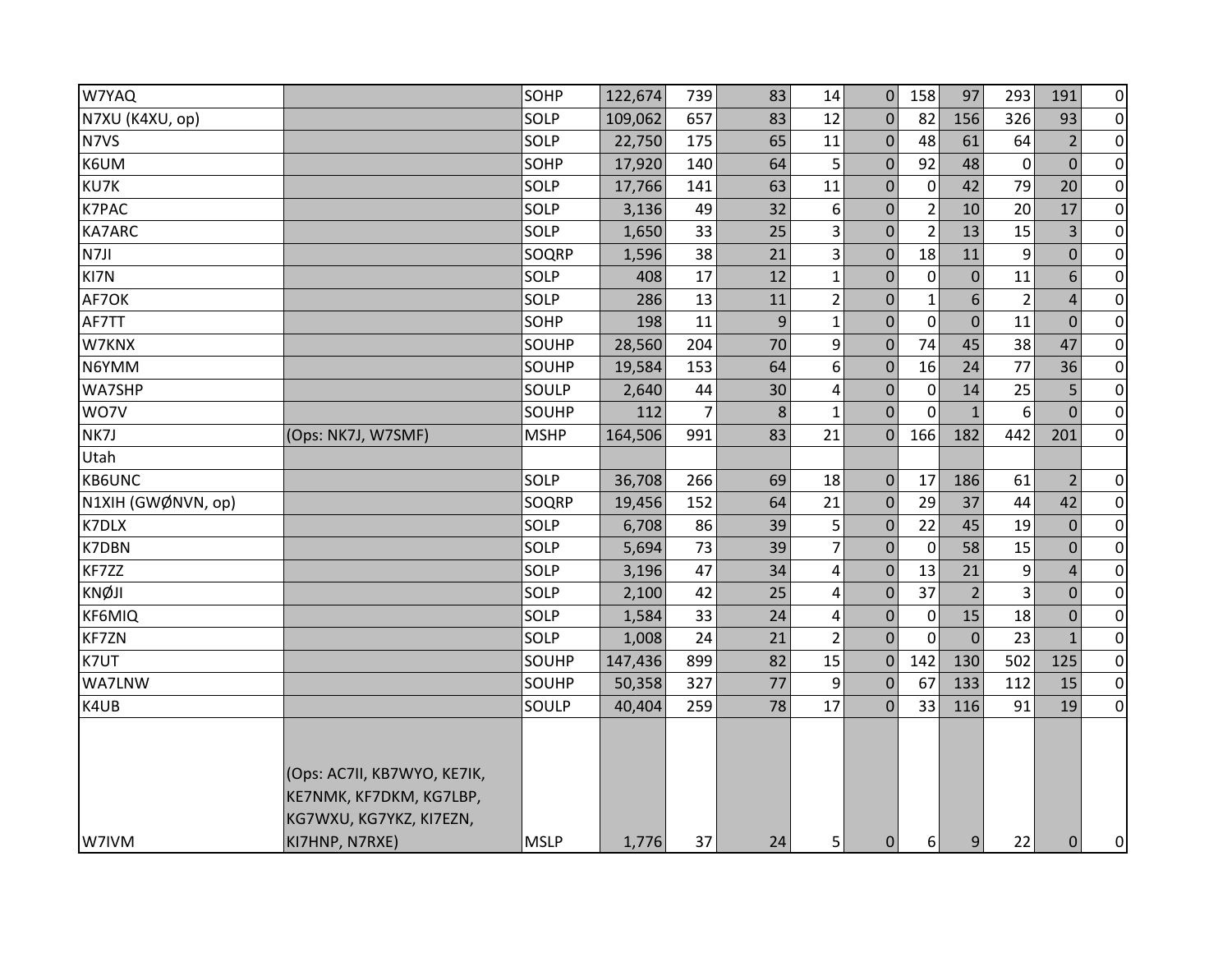| | | | | | | | | | | | | |
|---|---|---|---|---|---|---|---|---|---|---|---|---|
| W7YAQ | | SOHP | 122,674 | 739 | 83 | 14 | 0 | 158 | 97 | 293 | 191 | 0 |
| N7XU (K4XU, op) | | SOLP | 109,062 | 657 | 83 | 12 | 0 | 82 | 156 | 326 | 93 | 0 |
| N7VS | | SOLP | 22,750 | 175 | 65 | 11 | 0 | 48 | 61 | 64 | 2 | 0 |
| K6UM | | SOHP | 17,920 | 140 | 64 | 5 | 0 | 92 | 48 | 0 | 0 | 0 |
| KU7K | | SOLP | 17,766 | 141 | 63 | 11 | 0 | 0 | 42 | 79 | 20 | 0 |
| K7PAC | | SOLP | 3,136 | 49 | 32 | 6 | 0 | 2 | 10 | 20 | 17 | 0 |
| KA7ARC | | SOLP | 1,650 | 33 | 25 | 3 | 0 | 2 | 13 | 15 | 3 | 0 |
| N7JI | | SOQRP | 1,596 | 38 | 21 | 3 | 0 | 18 | 11 | 9 | 0 | 0 |
| KI7N | | SOLP | 408 | 17 | 12 | 1 | 0 | 0 | 0 | 11 | 6 | 0 |
| AF7OK | | SOLP | 286 | 13 | 11 | 2 | 0 | 1 | 6 | 2 | 4 | 0 |
| AF7TT | | SOHP | 198 | 11 | 9 | 1 | 0 | 0 | 0 | 11 | 0 | 0 |
| W7KNX | | SOUHP | 28,560 | 204 | 70 | 9 | 0 | 74 | 45 | 38 | 47 | 0 |
| N6YMM | | SOUHP | 19,584 | 153 | 64 | 6 | 0 | 16 | 24 | 77 | 36 | 0 |
| WA7SHP | | SOULP | 2,640 | 44 | 30 | 4 | 0 | 0 | 14 | 25 | 5 | 0 |
| WO7V | | SOUHP | 112 | 7 | 8 | 1 | 0 | 0 | 1 | 6 | 0 | 0 |
| NK7J | (Ops: NK7J, W7SMF) | MSHP | 164,506 | 991 | 83 | 21 | 0 | 166 | 182 | 442 | 201 | 0 |
| Utah | | | | | | | | | | | | |
| KB6UNC | | SOLP | 36,708 | 266 | 69 | 18 | 0 | 17 | 186 | 61 | 2 | 0 |
| N1XIH (GWØNVN, op) | | SOQRP | 19,456 | 152 | 64 | 21 | 0 | 29 | 37 | 44 | 42 | 0 |
| K7DLX | | SOLP | 6,708 | 86 | 39 | 5 | 0 | 22 | 45 | 19 | 0 | 0 |
| K7DBN | | SOLP | 5,694 | 73 | 39 | 7 | 0 | 0 | 58 | 15 | 0 | 0 |
| KF7ZZ | | SOLP | 3,196 | 47 | 34 | 4 | 0 | 13 | 21 | 9 | 4 | 0 |
| KNØJI | | SOLP | 2,100 | 42 | 25 | 4 | 0 | 37 | 2 | 3 | 0 | 0 |
| KF6MIQ | | SOLP | 1,584 | 33 | 24 | 4 | 0 | 0 | 15 | 18 | 0 | 0 |
| KF7ZN | | SOLP | 1,008 | 24 | 21 | 2 | 0 | 0 | 0 | 23 | 1 | 0 |
| K7UT | | SOUHP | 147,436 | 899 | 82 | 15 | 0 | 142 | 130 | 502 | 125 | 0 |
| WA7LNW | | SOUHP | 50,358 | 327 | 77 | 9 | 0 | 67 | 133 | 112 | 15 | 0 |
| K4UB | | SOULP | 40,404 | 259 | 78 | 17 | 0 | 33 | 116 | 91 | 19 | 0 |
| W7IVM | (Ops: AC7II, KB7WYO, KE7IK, KE7NMK, KF7DKM, KG7LBP, KG7WXU, KG7YKZ, KI7EZN, KI7HNP, N7RXE) | MSLP | 1,776 | 37 | 24 | 5 | 0 | 6 | 9 | 22 | 0 | 0 |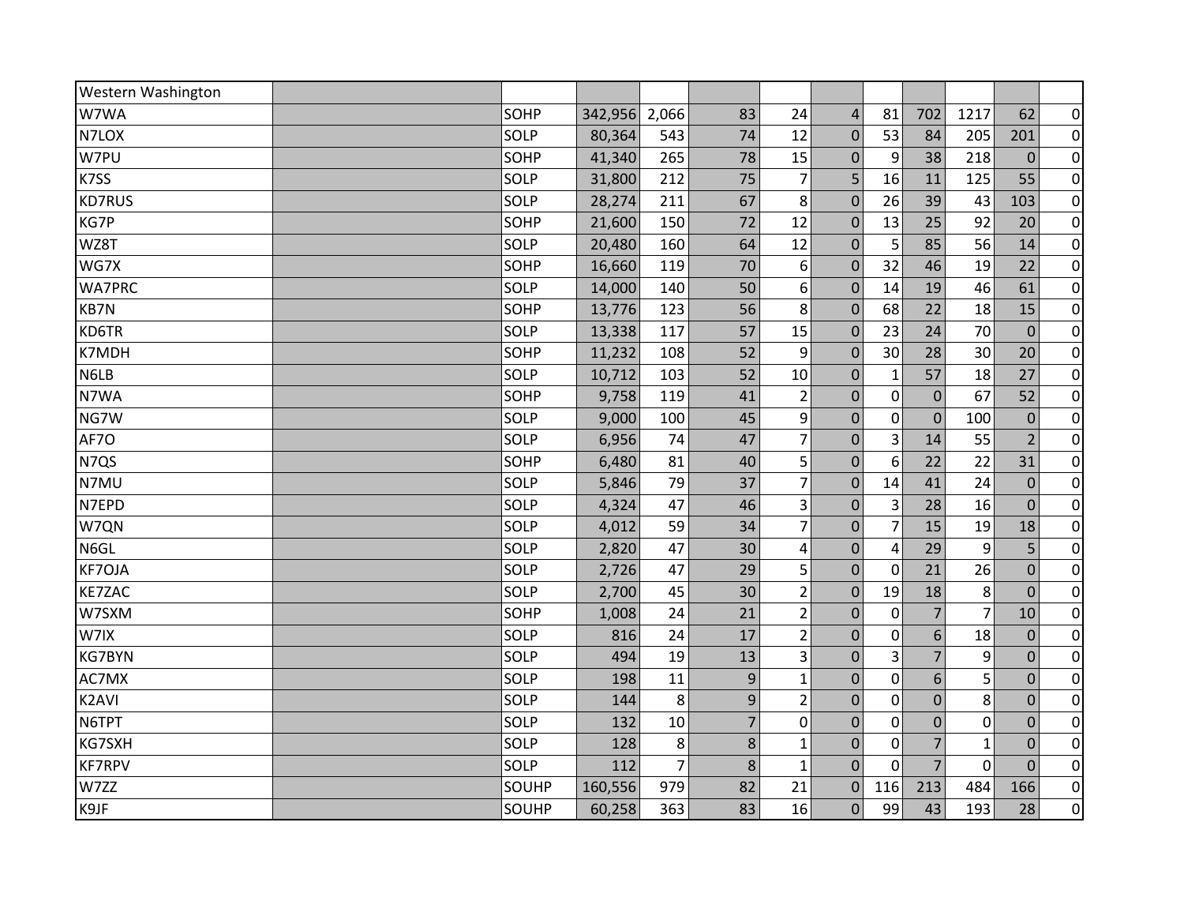| Western Washington | | | | | | | | | | | | |
|---|---|---|---|---|---|---|---|---|---|---|---|---|
| W7WA | | SOHP | 342,956 | 2,066 | 83 | 24 | 4 | 81 | 702 | 1217 | 62 | 0 |
| N7LOX | | SOLP | 80,364 | 543 | 74 | 12 | 0 | 53 | 84 | 205 | 201 | 0 |
| W7PU | | SOHP | 41,340 | 265 | 78 | 15 | 0 | 9 | 38 | 218 | 0 | 0 |
| K7SS | | SOLP | 31,800 | 212 | 75 | 7 | 5 | 16 | 11 | 125 | 55 | 0 |
| KD7RUS | | SOLP | 28,274 | 211 | 67 | 8 | 0 | 26 | 39 | 43 | 103 | 0 |
| KG7P | | SOHP | 21,600 | 150 | 72 | 12 | 0 | 13 | 25 | 92 | 20 | 0 |
| WZ8T | | SOLP | 20,480 | 160 | 64 | 12 | 0 | 5 | 85 | 56 | 14 | 0 |
| WG7X | | SOHP | 16,660 | 119 | 70 | 6 | 0 | 32 | 46 | 19 | 22 | 0 |
| WA7PRC | | SOLP | 14,000 | 140 | 50 | 6 | 0 | 14 | 19 | 46 | 61 | 0 |
| KB7N | | SOHP | 13,776 | 123 | 56 | 8 | 0 | 68 | 22 | 18 | 15 | 0 |
| KD6TR | | SOLP | 13,338 | 117 | 57 | 15 | 0 | 23 | 24 | 70 | 0 | 0 |
| K7MDH | | SOHP | 11,232 | 108 | 52 | 9 | 0 | 30 | 28 | 30 | 20 | 0 |
| N6LB | | SOLP | 10,712 | 103 | 52 | 10 | 0 | 1 | 57 | 18 | 27 | 0 |
| N7WA | | SOHP | 9,758 | 119 | 41 | 2 | 0 | 0 | 0 | 67 | 52 | 0 |
| NG7W | | SOLP | 9,000 | 100 | 45 | 9 | 0 | 0 | 0 | 100 | 0 | 0 |
| AF7O | | SOLP | 6,956 | 74 | 47 | 7 | 0 | 3 | 14 | 55 | 2 | 0 |
| N7QS | | SOHP | 6,480 | 81 | 40 | 5 | 0 | 6 | 22 | 22 | 31 | 0 |
| N7MU | | SOLP | 5,846 | 79 | 37 | 7 | 0 | 14 | 41 | 24 | 0 | 0 |
| N7EPD | | SOLP | 4,324 | 47 | 46 | 3 | 0 | 3 | 28 | 16 | 0 | 0 |
| W7QN | | SOLP | 4,012 | 59 | 34 | 7 | 0 | 7 | 15 | 19 | 18 | 0 |
| N6GL | | SOLP | 2,820 | 47 | 30 | 4 | 0 | 4 | 29 | 9 | 5 | 0 |
| KF7OJA | | SOLP | 2,726 | 47 | 29 | 5 | 0 | 0 | 21 | 26 | 0 | 0 |
| KE7ZAC | | SOLP | 2,700 | 45 | 30 | 2 | 0 | 19 | 18 | 8 | 0 | 0 |
| W7SXM | | SOHP | 1,008 | 24 | 21 | 2 | 0 | 0 | 7 | 7 | 10 | 0 |
| W7IX | | SOLP | 816 | 24 | 17 | 2 | 0 | 0 | 6 | 18 | 0 | 0 |
| KG7BYN | | SOLP | 494 | 19 | 13 | 3 | 0 | 3 | 7 | 9 | 0 | 0 |
| AC7MX | | SOLP | 198 | 11 | 9 | 1 | 0 | 0 | 6 | 5 | 0 | 0 |
| K2AVI | | SOLP | 144 | 8 | 9 | 2 | 0 | 0 | 0 | 8 | 0 | 0 |
| N6TPT | | SOLP | 132 | 10 | 7 | 0 | 0 | 0 | 0 | 0 | 0 | 0 |
| KG7SXH | | SOLP | 128 | 8 | 8 | 1 | 0 | 0 | 7 | 1 | 0 | 0 |
| KF7RPV | | SOLP | 112 | 7 | 8 | 1 | 0 | 0 | 7 | 0 | 0 | 0 |
| W7ZZ | | SOUHP | 160,556 | 979 | 82 | 21 | 0 | 116 | 213 | 484 | 166 | 0 |
| K9JF | | SOUHP | 60,258 | 363 | 83 | 16 | 0 | 99 | 43 | 193 | 28 | 0 |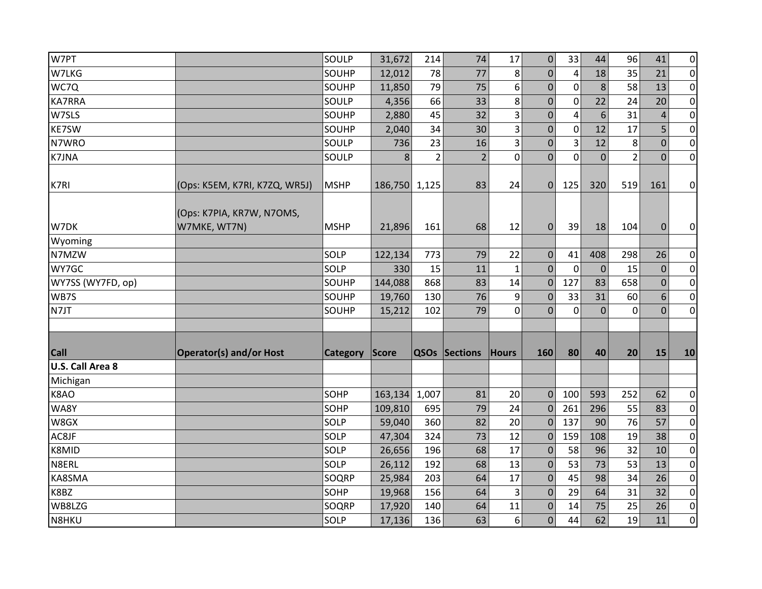| W7PT | | SOULP | 31,672 | 214 | 74 | 17 | 0 | 33 | 44 | 96 | 41 | 0 |
|---|---|---|---|---|---|---|---|---|---|---|---|---|
| W7LKG | | SOUHP | 12,012 | 78 | 77 | 8 | 0 | 4 | 18 | 35 | 21 | 0 |
| WC7Q | | SOUHP | 11,850 | 79 | 75 | 6 | 0 | 0 | 8 | 58 | 13 | 0 |
| KA7RRA | | SOULP | 4,356 | 66 | 33 | 8 | 0 | 0 | 22 | 24 | 20 | 0 |
| W7SLS | | SOUHP | 2,880 | 45 | 32 | 3 | 0 | 4 | 6 | 31 | 4 | 0 |
| KE7SW | | SOUHP | 2,040 | 34 | 30 | 3 | 0 | 0 | 12 | 17 | 5 | 0 |
| N7WRO | | SOULP | 736 | 23 | 16 | 3 | 0 | 3 | 12 | 8 | 0 | 0 |
| K7JNA | | SOULP | 8 | 2 | 2 | 0 | 0 | 0 | 0 | 2 | 0 | 0 |
| K7RI | (Ops: K5EM, K7RI, K7ZQ, WR5J) | MSHP | 186,750 | 1,125 | 83 | 24 | 0 | 125 | 320 | 519 | 161 | 0 |
| W7DK | (Ops: K7PIA, KR7W, N7OMS, W7MKE, WT7N) | MSHP | 21,896 | 161 | 68 | 12 | 0 | 39 | 18 | 104 | 0 | 0 |
| Wyoming | | | | | | | | | | | | |
| N7MZW | | SOLP | 122,134 | 773 | 79 | 22 | 0 | 41 | 408 | 298 | 26 | 0 |
| WY7GC | | SOLP | 330 | 15 | 11 | 1 | 0 | 0 | 0 | 15 | 0 | 0 |
| WY7SS (WY7FD, op) | | SOUHP | 144,088 | 868 | 83 | 14 | 0 | 127 | 83 | 658 | 0 | 0 |
| WB7S | | SOUHP | 19,760 | 130 | 76 | 9 | 0 | 33 | 31 | 60 | 6 | 0 |
| N7JT | | SOUHP | 15,212 | 102 | 79 | 0 | 0 | 0 | 0 | 0 | 0 | 0 |
| | | | | | | | | | | | | |
| **Call** | **Operator(s) and/or Host** | **Category** | **Score** | **QSOs** | **Sections** | **Hours** | **160** | **80** | **40** | **20** | **15** | **10** |
| **U.S. Call Area 8** | | | | | | | | | | | | |
| Michigan | | | | | | | | | | | | |
| K8AO | | SOHP | 163,134 | 1,007 | 81 | 20 | 0 | 100 | 593 | 252 | 62 | 0 |
| WA8Y | | SOHP | 109,810 | 695 | 79 | 24 | 0 | 261 | 296 | 55 | 83 | 0 |
| W8GX | | SOLP | 59,040 | 360 | 82 | 20 | 0 | 137 | 90 | 76 | 57 | 0 |
| AC8JF | | SOLP | 47,304 | 324 | 73 | 12 | 0 | 159 | 108 | 19 | 38 | 0 |
| K8MID | | SOLP | 26,656 | 196 | 68 | 17 | 0 | 58 | 96 | 32 | 10 | 0 |
| N8ERL | | SOLP | 26,112 | 192 | 68 | 13 | 0 | 53 | 73 | 53 | 13 | 0 |
| KA8SMA | | SOQRP | 25,984 | 203 | 64 | 17 | 0 | 45 | 98 | 34 | 26 | 0 |
| K8BZ | | SOHP | 19,968 | 156 | 64 | 3 | 0 | 29 | 64 | 31 | 32 | 0 |
| WB8LZG | | SOQRP | 17,920 | 140 | 64 | 11 | 0 | 14 | 75 | 25 | 26 | 0 |
| N8HKU | | SOLP | 17,136 | 136 | 63 | 6 | 0 | 44 | 62 | 19 | 11 | 0 |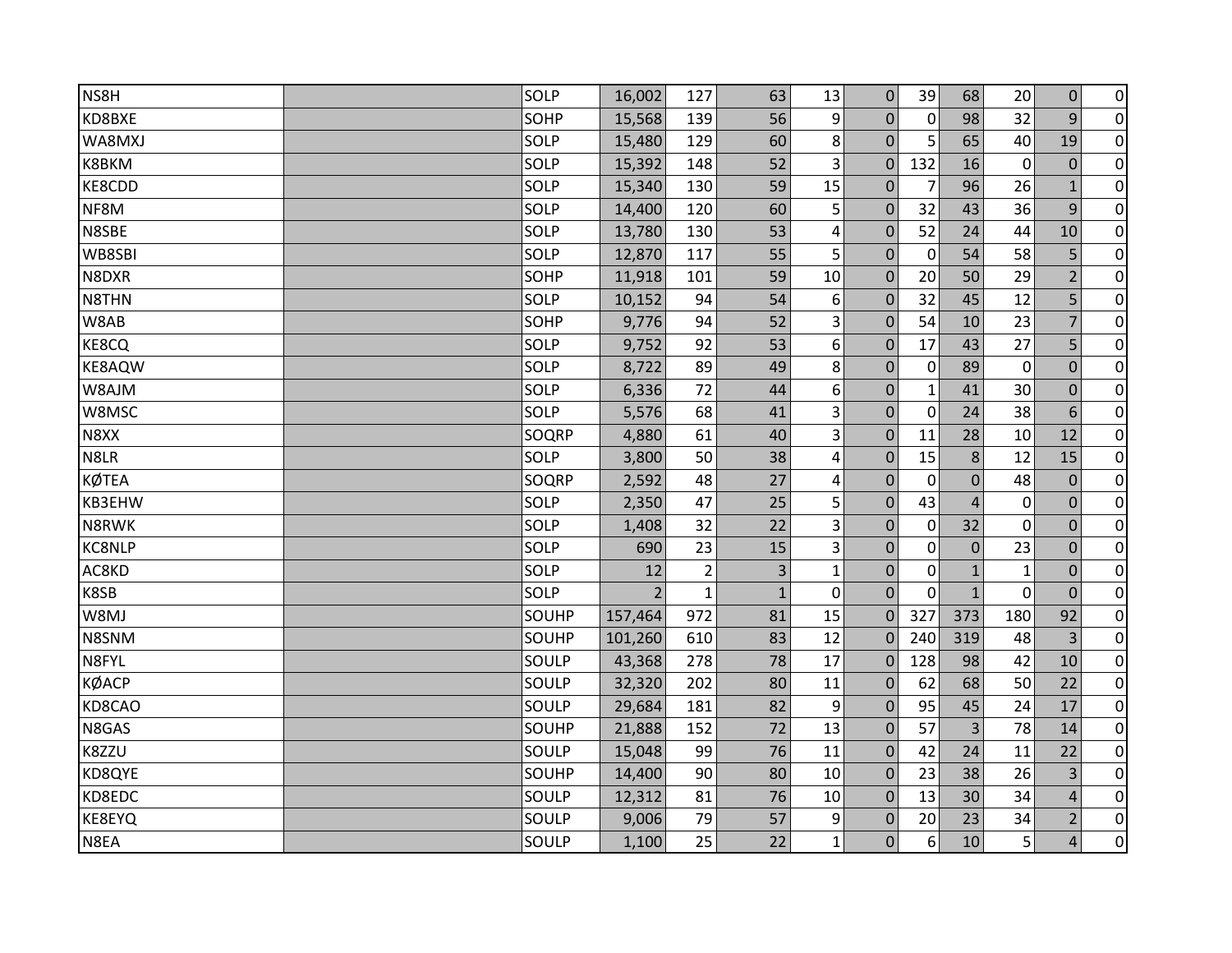| | | | | | | | | | | | | |
|---|---|---|---|---|---|---|---|---|---|---|---|---|
| NS8H | | SOLP | 16,002 | 127 | 63 | 13 | 0 | 39 | 68 | 20 | 0 | 0 |
| KD8BXE | | SOHP | 15,568 | 139 | 56 | 9 | 0 | 0 | 98 | 32 | 9 | 0 |
| WA8MXJ | | SOLP | 15,480 | 129 | 60 | 8 | 0 | 5 | 65 | 40 | 19 | 0 |
| K8BKM | | SOLP | 15,392 | 148 | 52 | 3 | 0 | 132 | 16 | 0 | 0 | 0 |
| KE8CDD | | SOLP | 15,340 | 130 | 59 | 15 | 0 | 7 | 96 | 26 | 1 | 0 |
| NF8M | | SOLP | 14,400 | 120 | 60 | 5 | 0 | 32 | 43 | 36 | 9 | 0 |
| N8SBE | | SOLP | 13,780 | 130 | 53 | 4 | 0 | 52 | 24 | 44 | 10 | 0 |
| WB8SBI | | SOLP | 12,870 | 117 | 55 | 5 | 0 | 0 | 54 | 58 | 5 | 0 |
| N8DXR | | SOHP | 11,918 | 101 | 59 | 10 | 0 | 20 | 50 | 29 | 2 | 0 |
| N8THN | | SOLP | 10,152 | 94 | 54 | 6 | 0 | 32 | 45 | 12 | 5 | 0 |
| W8AB | | SOHP | 9,776 | 94 | 52 | 3 | 0 | 54 | 10 | 23 | 7 | 0 |
| KE8CQ | | SOLP | 9,752 | 92 | 53 | 6 | 0 | 17 | 43 | 27 | 5 | 0 |
| KE8AQW | | SOLP | 8,722 | 89 | 49 | 8 | 0 | 0 | 89 | 0 | 0 | 0 |
| W8AJM | | SOLP | 6,336 | 72 | 44 | 6 | 0 | 1 | 41 | 30 | 0 | 0 |
| W8MSC | | SOLP | 5,576 | 68 | 41 | 3 | 0 | 0 | 24 | 38 | 6 | 0 |
| N8XX | | SOQRP | 4,880 | 61 | 40 | 3 | 0 | 11 | 28 | 10 | 12 | 0 |
| N8LR | | SOLP | 3,800 | 50 | 38 | 4 | 0 | 15 | 8 | 12 | 15 | 0 |
| KØTEA | | SOQRP | 2,592 | 48 | 27 | 4 | 0 | 0 | 0 | 48 | 0 | 0 |
| KB3EHW | | SOLP | 2,350 | 47 | 25 | 5 | 0 | 43 | 4 | 0 | 0 | 0 |
| N8RWK | | SOLP | 1,408 | 32 | 22 | 3 | 0 | 0 | 32 | 0 | 0 | 0 |
| KC8NLP | | SOLP | 690 | 23 | 15 | 3 | 0 | 0 | 0 | 23 | 0 | 0 |
| AC8KD | | SOLP | 12 | 2 | 3 | 1 | 0 | 0 | 1 | 1 | 0 | 0 |
| K8SB | | SOLP | 2 | 1 | 1 | 0 | 0 | 0 | 1 | 0 | 0 | 0 |
| W8MJ | | SOUHP | 157,464 | 972 | 81 | 15 | 0 | 327 | 373 | 180 | 92 | 0 |
| N8SNM | | SOUHP | 101,260 | 610 | 83 | 12 | 0 | 240 | 319 | 48 | 3 | 0 |
| N8FYL | | SOULP | 43,368 | 278 | 78 | 17 | 0 | 128 | 98 | 42 | 10 | 0 |
| KØACP | | SOULP | 32,320 | 202 | 80 | 11 | 0 | 62 | 68 | 50 | 22 | 0 |
| KD8CAO | | SOULP | 29,684 | 181 | 82 | 9 | 0 | 95 | 45 | 24 | 17 | 0 |
| N8GAS | | SOUHP | 21,888 | 152 | 72 | 13 | 0 | 57 | 3 | 78 | 14 | 0 |
| K8ZZU | | SOULP | 15,048 | 99 | 76 | 11 | 0 | 42 | 24 | 11 | 22 | 0 |
| KD8QYE | | SOUHP | 14,400 | 90 | 80 | 10 | 0 | 23 | 38 | 26 | 3 | 0 |
| KD8EDC | | SOULP | 12,312 | 81 | 76 | 10 | 0 | 13 | 30 | 34 | 4 | 0 |
| KE8EYQ | | SOULP | 9,006 | 79 | 57 | 9 | 0 | 20 | 23 | 34 | 2 | 0 |
| N8EA | | SOULP | 1,100 | 25 | 22 | 1 | 0 | 6 | 10 | 5 | 4 | 0 |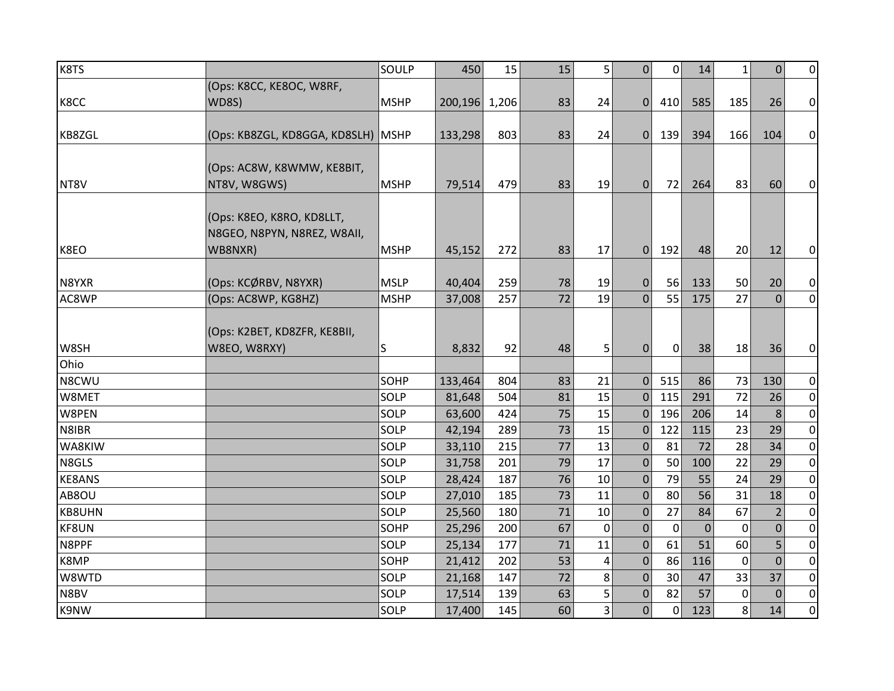| | | | | | | | | | | | | |
|---|---|---|---|---|---|---|---|---|---|---|---|---|
| K8TS | | SOULP | 450 | 15 | 15 | 5 | 0 | 0 | 14 | 1 | 0 | 0 |
| K8CC | (Ops: K8CC, KE8OC, W8RF, WD8S) | MSHP | 200,196 | 1,206 | 83 | 24 | 0 | 410 | 585 | 185 | 26 | 0 |
| KB8ZGL | (Ops: KB8ZGL, KD8GGA, KD8SLH) | MSHP | 133,298 | 803 | 83 | 24 | 0 | 139 | 394 | 166 | 104 | 0 |
| NT8V | (Ops: AC8W, K8WMW, KE8BIT, NT8V, W8GWS) | MSHP | 79,514 | 479 | 83 | 19 | 0 | 72 | 264 | 83 | 60 | 0 |
| K8EO | (Ops: K8EO, K8RO, KD8LLT, N8GEO, N8PYN, N8REZ, W8AII, WB8NXR) | MSHP | 45,152 | 272 | 83 | 17 | 0 | 192 | 48 | 20 | 12 | 0 |
| N8YXR | (Ops: KCØRBV, N8YXR) | MSLP | 40,404 | 259 | 78 | 19 | 0 | 56 | 133 | 50 | 20 | 0 |
| AC8WP | (Ops: AC8WP, KG8HZ) | MSHP | 37,008 | 257 | 72 | 19 | 0 | 55 | 175 | 27 | 0 | 0 |
| W8SH | (Ops: K2BET, KD8ZFR, KE8BII, W8EO, W8RXY) | S | 8,832 | 92 | 48 | 5 | 0 | 0 | 38 | 18 | 36 | 0 |
| Ohio | | | | | | | | | | | | |
| N8CWU | | SOHP | 133,464 | 804 | 83 | 21 | 0 | 515 | 86 | 73 | 130 | 0 |
| W8MET | | SOLP | 81,648 | 504 | 81 | 15 | 0 | 115 | 291 | 72 | 26 | 0 |
| W8PEN | | SOLP | 63,600 | 424 | 75 | 15 | 0 | 196 | 206 | 14 | 8 | 0 |
| N8IBR | | SOLP | 42,194 | 289 | 73 | 15 | 0 | 122 | 115 | 23 | 29 | 0 |
| WA8KIW | | SOLP | 33,110 | 215 | 77 | 13 | 0 | 81 | 72 | 28 | 34 | 0 |
| N8GLS | | SOLP | 31,758 | 201 | 79 | 17 | 0 | 50 | 100 | 22 | 29 | 0 |
| KE8ANS | | SOLP | 28,424 | 187 | 76 | 10 | 0 | 79 | 55 | 24 | 29 | 0 |
| AB8OU | | SOLP | 27,010 | 185 | 73 | 11 | 0 | 80 | 56 | 31 | 18 | 0 |
| KB8UHN | | SOLP | 25,560 | 180 | 71 | 10 | 0 | 27 | 84 | 67 | 2 | 0 |
| KF8UN | | SOHP | 25,296 | 200 | 67 | 0 | 0 | 0 | 0 | 0 | 0 | 0 |
| N8PPF | | SOLP | 25,134 | 177 | 71 | 11 | 0 | 61 | 51 | 60 | 5 | 0 |
| K8MP | | SOHP | 21,412 | 202 | 53 | 4 | 0 | 86 | 116 | 0 | 0 | 0 |
| W8WTD | | SOLP | 21,168 | 147 | 72 | 8 | 0 | 30 | 47 | 33 | 37 | 0 |
| N8BV | | SOLP | 17,514 | 139 | 63 | 5 | 0 | 82 | 57 | 0 | 0 | 0 |
| K9NW | | SOLP | 17,400 | 145 | 60 | 3 | 0 | 0 | 123 | 8 | 14 | 0 |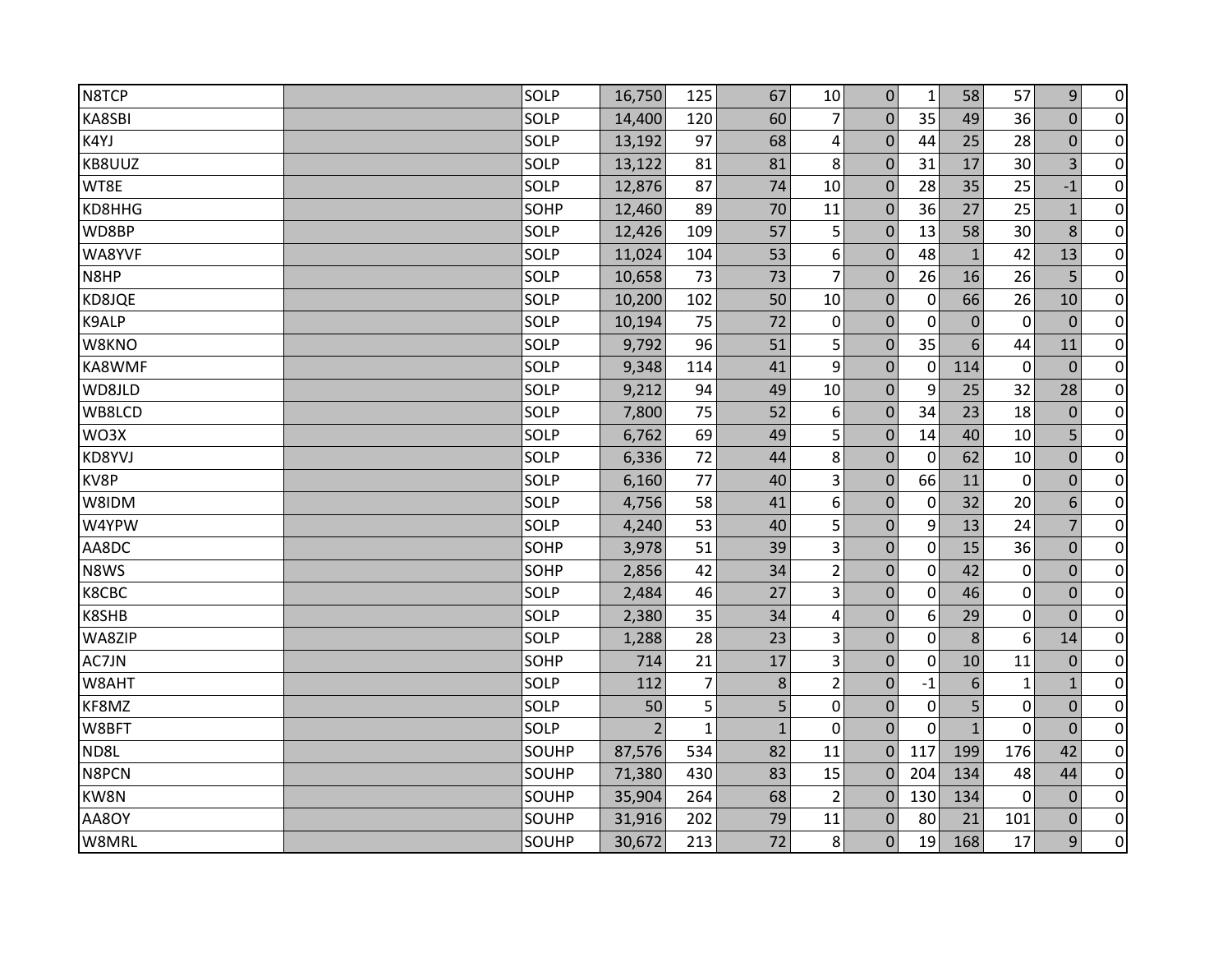| N8TCP | | SOLP | 16,750 | 125 | 67 | 10 | 0 | 1 | 58 | 57 | 9 | 0 |
|---|---|---|---|---|---|---|---|---|---|---|---|---|
| KA8SBI | | SOLP | 14,400 | 120 | 60 | 7 | 0 | 35 | 49 | 36 | 0 | 0 |
| K4YJ | | SOLP | 13,192 | 97 | 68 | 4 | 0 | 44 | 25 | 28 | 0 | 0 |
| KB8UUZ | | SOLP | 13,122 | 81 | 81 | 8 | 0 | 31 | 17 | 30 | 3 | 0 |
| WT8E | | SOLP | 12,876 | 87 | 74 | 10 | 0 | 28 | 35 | 25 | -1 | 0 |
| KD8HHG | | SOHP | 12,460 | 89 | 70 | 11 | 0 | 36 | 27 | 25 | 1 | 0 |
| WD8BP | | SOLP | 12,426 | 109 | 57 | 5 | 0 | 13 | 58 | 30 | 8 | 0 |
| WA8YVF | | SOLP | 11,024 | 104 | 53 | 6 | 0 | 48 | 1 | 42 | 13 | 0 |
| N8HP | | SOLP | 10,658 | 73 | 73 | 7 | 0 | 26 | 16 | 26 | 5 | 0 |
| KD8JQE | | SOLP | 10,200 | 102 | 50 | 10 | 0 | 0 | 66 | 26 | 10 | 0 |
| K9ALP | | SOLP | 10,194 | 75 | 72 | 0 | 0 | 0 | 0 | 0 | 0 | 0 |
| W8KNO | | SOLP | 9,792 | 96 | 51 | 5 | 0 | 35 | 6 | 44 | 11 | 0 |
| KA8WMF | | SOLP | 9,348 | 114 | 41 | 9 | 0 | 0 | 114 | 0 | 0 | 0 |
| WD8JLD | | SOLP | 9,212 | 94 | 49 | 10 | 0 | 9 | 25 | 32 | 28 | 0 |
| WB8LCD | | SOLP | 7,800 | 75 | 52 | 6 | 0 | 34 | 23 | 18 | 0 | 0 |
| WO3X | | SOLP | 6,762 | 69 | 49 | 5 | 0 | 14 | 40 | 10 | 5 | 0 |
| KD8YVJ | | SOLP | 6,336 | 72 | 44 | 8 | 0 | 0 | 62 | 10 | 0 | 0 |
| KV8P | | SOLP | 6,160 | 77 | 40 | 3 | 0 | 66 | 11 | 0 | 0 | 0 |
| W8IDM | | SOLP | 4,756 | 58 | 41 | 6 | 0 | 0 | 32 | 20 | 6 | 0 |
| W4YPW | | SOLP | 4,240 | 53 | 40 | 5 | 0 | 9 | 13 | 24 | 7 | 0 |
| AA8DC | | SOHP | 3,978 | 51 | 39 | 3 | 0 | 0 | 15 | 36 | 0 | 0 |
| N8WS | | SOHP | 2,856 | 42 | 34 | 2 | 0 | 0 | 42 | 0 | 0 | 0 |
| K8CBC | | SOLP | 2,484 | 46 | 27 | 3 | 0 | 0 | 46 | 0 | 0 | 0 |
| K8SHB | | SOLP | 2,380 | 35 | 34 | 4 | 0 | 6 | 29 | 0 | 0 | 0 |
| WA8ZIP | | SOLP | 1,288 | 28 | 23 | 3 | 0 | 0 | 8 | 6 | 14 | 0 |
| AC7JN | | SOHP | 714 | 21 | 17 | 3 | 0 | 0 | 10 | 11 | 0 | 0 |
| W8AHT | | SOLP | 112 | 7 | 8 | 2 | 0 | -1 | 6 | 1 | 1 | 0 |
| KF8MZ | | SOLP | 50 | 5 | 5 | 0 | 0 | 0 | 5 | 0 | 0 | 0 |
| W8BFT | | SOLP | 2 | 1 | 1 | 0 | 0 | 0 | 1 | 0 | 0 | 0 |
| ND8L | | SOUHP | 87,576 | 534 | 82 | 11 | 0 | 117 | 199 | 176 | 42 | 0 |
| N8PCN | | SOUHP | 71,380 | 430 | 83 | 15 | 0 | 204 | 134 | 48 | 44 | 0 |
| KW8N | | SOUHP | 35,904 | 264 | 68 | 2 | 0 | 130 | 134 | 0 | 0 | 0 |
| AA8OY | | SOUHP | 31,916 | 202 | 79 | 11 | 0 | 80 | 21 | 101 | 0 | 0 |
| W8MRL | | SOUHP | 30,672 | 213 | 72 | 8 | 0 | 19 | 168 | 17 | 9 | 0 |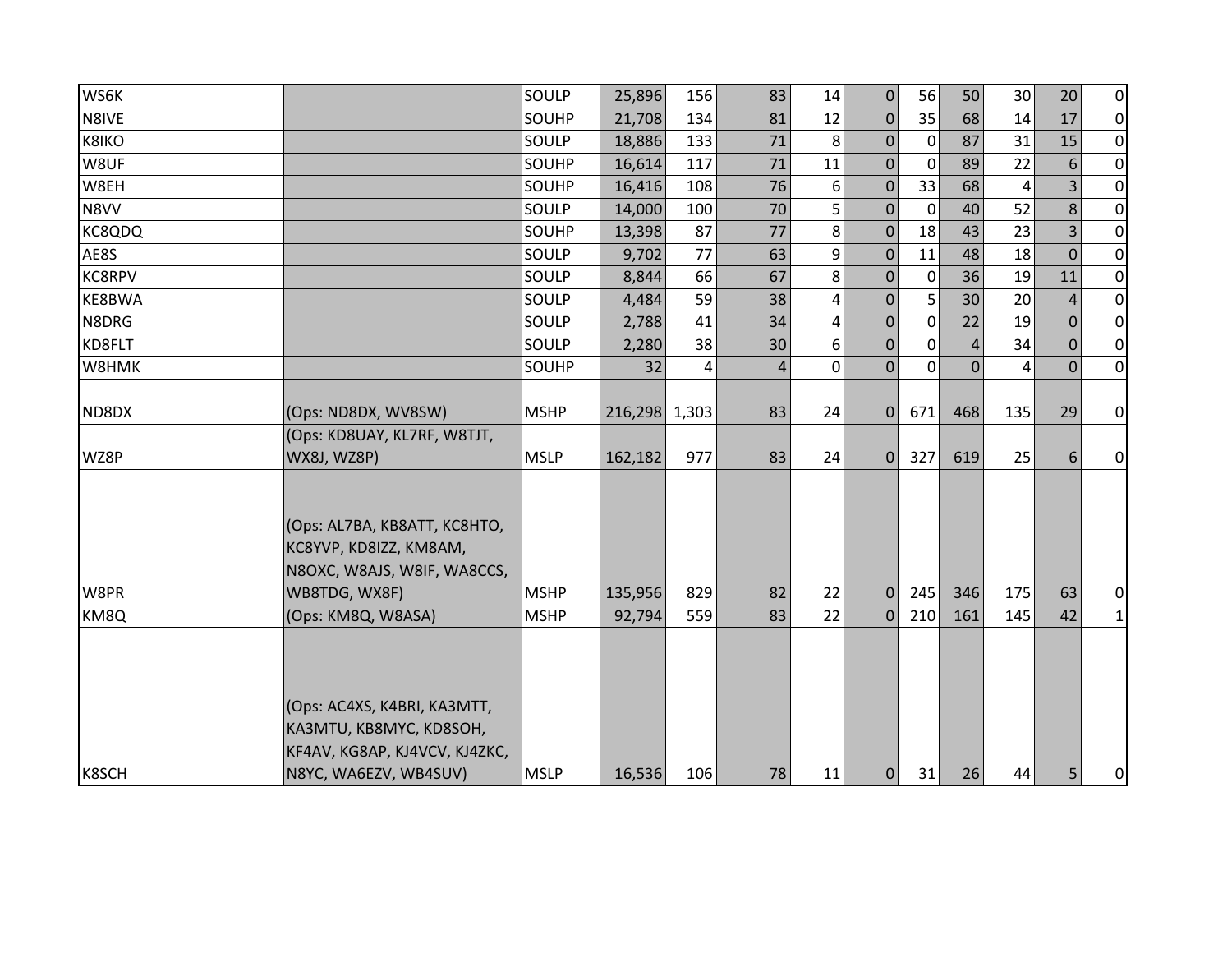| | | | | | | | | | | | | |
|---|---|---|---|---|---|---|---|---|---|---|---|---|
| WS6K | | SOULP | 25,896 | 156 | 83 | 14 | 0 | 56 | 50 | 30 | 20 | 0 |
| N8IVE | | SOUHP | 21,708 | 134 | 81 | 12 | 0 | 35 | 68 | 14 | 17 | 0 |
| K8IKO | | SOULP | 18,886 | 133 | 71 | 8 | 0 | 0 | 87 | 31 | 15 | 0 |
| W8UF | | SOUHP | 16,614 | 117 | 71 | 11 | 0 | 0 | 89 | 22 | 6 | 0 |
| W8EH | | SOUHP | 16,416 | 108 | 76 | 6 | 0 | 33 | 68 | 4 | 3 | 0 |
| N8VV | | SOULP | 14,000 | 100 | 70 | 5 | 0 | 0 | 40 | 52 | 8 | 0 |
| KC8QDQ | | SOUHP | 13,398 | 87 | 77 | 8 | 0 | 18 | 43 | 23 | 3 | 0 |
| AE8S | | SOULP | 9,702 | 77 | 63 | 9 | 0 | 11 | 48 | 18 | 0 | 0 |
| KC8RPV | | SOULP | 8,844 | 66 | 67 | 8 | 0 | 0 | 36 | 19 | 11 | 0 |
| KE8BWA | | SOULP | 4,484 | 59 | 38 | 4 | 0 | 5 | 30 | 20 | 4 | 0 |
| N8DRG | | SOULP | 2,788 | 41 | 34 | 4 | 0 | 0 | 22 | 19 | 0 | 0 |
| KD8FLT | | SOULP | 2,280 | 38 | 30 | 6 | 0 | 0 | 4 | 34 | 0 | 0 |
| W8HMK | | SOUHP | 32 | 4 | 4 | 0 | 0 | 0 | 0 | 4 | 0 | 0 |
| ND8DX | (Ops: ND8DX, WV8SW) | MSHP | 216,298 | 1,303 | 83 | 24 | 0 | 671 | 468 | 135 | 29 | 0 |
| WZ8P | (Ops: KD8UAY, KL7RF, W8TJT, WX8J, WZ8P) | MSLP | 162,182 | 977 | 83 | 24 | 0 | 327 | 619 | 25 | 6 | 0 |
| W8PR | (Ops: AL7BA, KB8ATT, KC8HTO, KC8YVP, KD8IZZ, KM8AM, N8OXC, W8AJS, W8IF, WA8CCS, WB8TDG, WX8F) | MSHP | 135,956 | 829 | 82 | 22 | 0 | 245 | 346 | 175 | 63 | 0 |
| KM8Q | (Ops: KM8Q, W8ASA) | MSHP | 92,794 | 559 | 83 | 22 | 0 | 210 | 161 | 145 | 42 | 1 |
| K8SCH | (Ops: AC4XS, K4BRI, KA3MTT, KA3MTU, KB8MYC, KD8SOH, KF4AV, KG8AP, KJ4VCV, KJ4ZKC, N8YC, WA6EZV, WB4SUV) | MSLP | 16,536 | 106 | 78 | 11 | 0 | 31 | 26 | 44 | 5 | 0 |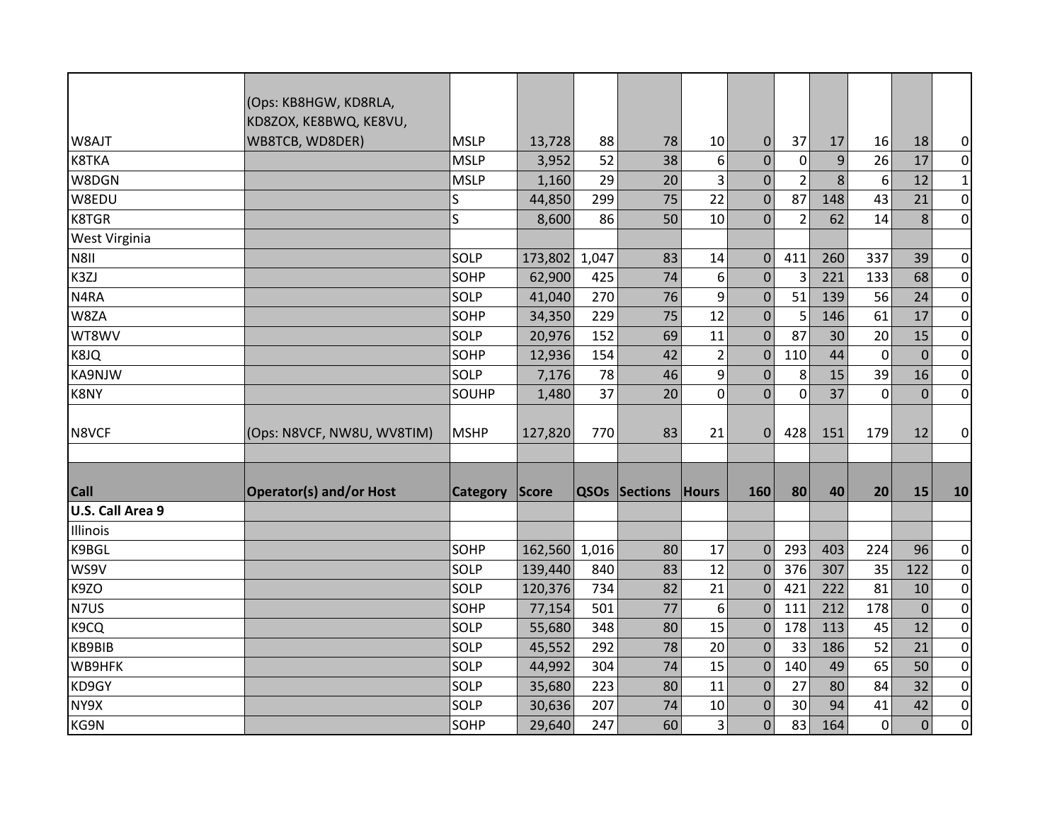| | | | | | | | | | | | |
|---|---|---|---|---|---|---|---|---|---|---|---|
| W8AJT | (Ops: KB8HGW, KD8RLA, KD8ZOX, KE8BWQ, KE8VU, WB8TCB, WD8DER) | MSLP | 13,728 | 88 | 78 | 10 | 0 | 37 | 17 | 16 | 18 | 0 |
| K8TKA | | MSLP | 3,952 | 52 | 38 | 6 | 0 | 0 | 9 | 26 | 17 | 0 |
| W8DGN | | MSLP | 1,160 | 29 | 20 | 3 | 0 | 2 | 8 | 6 | 12 | 1 |
| W8EDU | | S | 44,850 | 299 | 75 | 22 | 0 | 87 | 148 | 43 | 21 | 0 |
| K8TGR | | S | 8,600 | 86 | 50 | 10 | 0 | 2 | 62 | 14 | 8 | 0 |
| West Virginia | | | | | | | | | | | | |
| N8II | | SOLP | 173,802 | 1,047 | 83 | 14 | 0 | 411 | 260 | 337 | 39 | 0 |
| K3ZJ | | SOHP | 62,900 | 425 | 74 | 6 | 0 | 3 | 221 | 133 | 68 | 0 |
| N4RA | | SOLP | 41,040 | 270 | 76 | 9 | 0 | 51 | 139 | 56 | 24 | 0 |
| W8ZA | | SOHP | 34,350 | 229 | 75 | 12 | 0 | 5 | 146 | 61 | 17 | 0 |
| WT8WV | | SOLP | 20,976 | 152 | 69 | 11 | 0 | 87 | 30 | 20 | 15 | 0 |
| K8JQ | | SOHP | 12,936 | 154 | 42 | 2 | 0 | 110 | 44 | 0 | 0 | 0 |
| KA9NJW | | SOLP | 7,176 | 78 | 46 | 9 | 0 | 8 | 15 | 39 | 16 | 0 |
| K8NY | | SOUHP | 1,480 | 37 | 20 | 0 | 0 | 0 | 37 | 0 | 0 | 0 |
| N8VCF | (Ops: N8VCF, NW8U, WV8TIM) | MSHP | 127,820 | 770 | 83 | 21 | 0 | 428 | 151 | 179 | 12 | 0 |

| Call | Operator(s) and/or Host | Category | Score | QSOs | Sections | Hours | 160 | 80 | 40 | 20 | 15 | 10 |
|---|---|---|---|---|---|---|---|---|---|---|---|---|
| **U.S. Call Area 9** | | | | | | | | | | | | |
| Illinois | | | | | | | | | | | | |
| K9BGL | | SOHP | 162,560 | 1,016 | 80 | 17 | 0 | 293 | 403 | 224 | 96 | 0 |
| WS9V | | SOLP | 139,440 | 840 | 83 | 12 | 0 | 376 | 307 | 35 | 122 | 0 |
| K9ZO | | SOLP | 120,376 | 734 | 82 | 21 | 0 | 421 | 222 | 81 | 10 | 0 |
| N7US | | SOHP | 77,154 | 501 | 77 | 6 | 0 | 111 | 212 | 178 | 0 | 0 |
| K9CQ | | SOLP | 55,680 | 348 | 80 | 15 | 0 | 178 | 113 | 45 | 12 | 0 |
| KB9BIB | | SOLP | 45,552 | 292 | 78 | 20 | 0 | 33 | 186 | 52 | 21 | 0 |
| WB9HFK | | SOLP | 44,992 | 304 | 74 | 15 | 0 | 140 | 49 | 65 | 50 | 0 |
| KD9GY | | SOLP | 35,680 | 223 | 80 | 11 | 0 | 27 | 80 | 84 | 32 | 0 |
| NY9X | | SOLP | 30,636 | 207 | 74 | 10 | 0 | 30 | 94 | 41 | 42 | 0 |
| KG9N | | SOHP | 29,640 | 247 | 60 | 3 | 0 | 83 | 164 | 0 | 0 | 0 |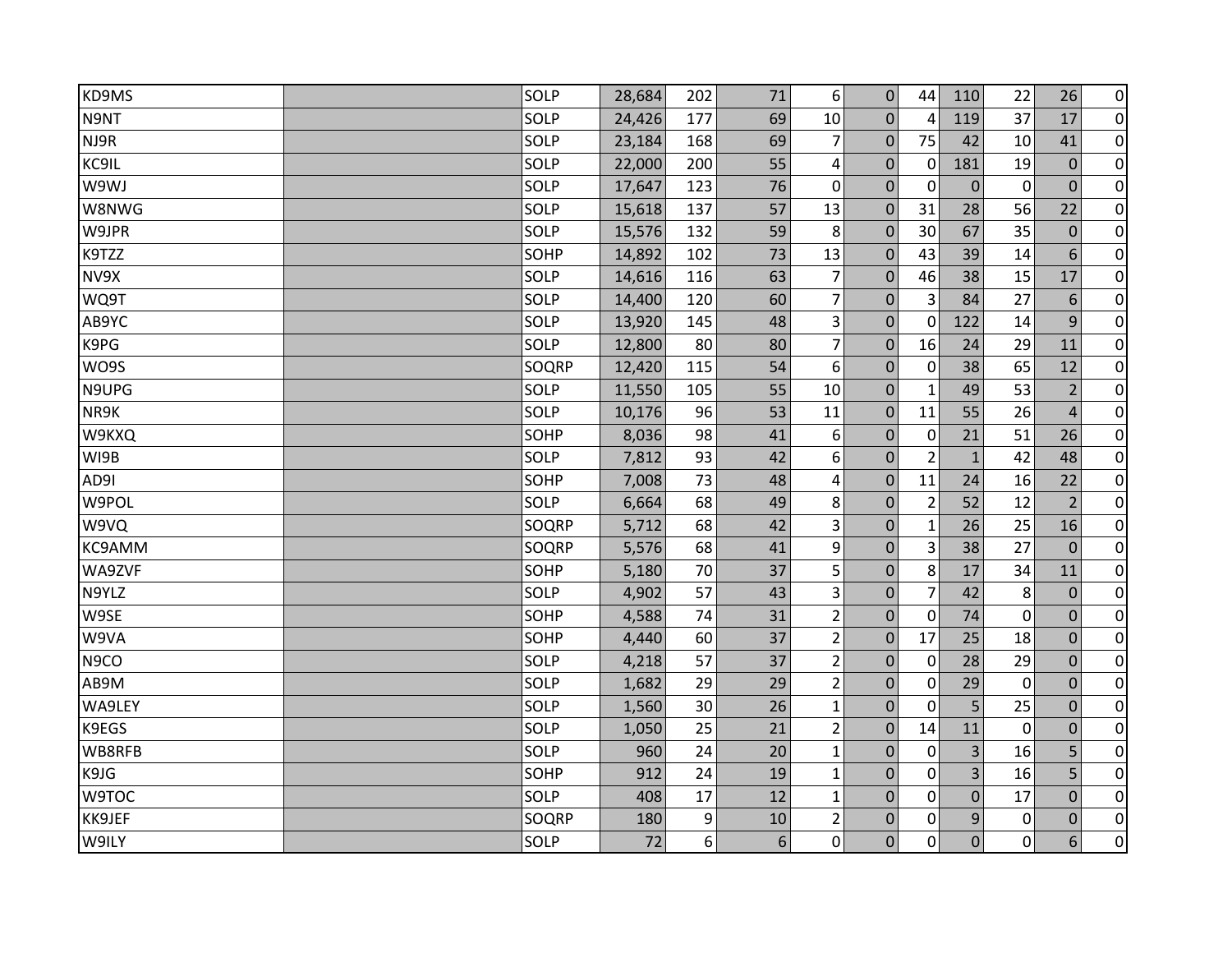| | | | | | | | | | | | | |
|---|---|---|---|---|---|---|---|---|---|---|---|---|
| KD9MS | | SOLP | 28,684 | 202 | 71 | 6 | 0 | 44 | 110 | 22 | 26 | 0 |
| N9NT | | SOLP | 24,426 | 177 | 69 | 10 | 0 | 4 | 119 | 37 | 17 | 0 |
| NJ9R | | SOLP | 23,184 | 168 | 69 | 7 | 0 | 75 | 42 | 10 | 41 | 0 |
| KC9IL | | SOLP | 22,000 | 200 | 55 | 4 | 0 | 0 | 181 | 19 | 0 | 0 |
| W9WJ | | SOLP | 17,647 | 123 | 76 | 0 | 0 | 0 | 0 | 0 | 0 | 0 |
| W8NWG | | SOLP | 15,618 | 137 | 57 | 13 | 0 | 31 | 28 | 56 | 22 | 0 |
| W9JPR | | SOLP | 15,576 | 132 | 59 | 8 | 0 | 30 | 67 | 35 | 0 | 0 |
| K9TZZ | | SOHP | 14,892 | 102 | 73 | 13 | 0 | 43 | 39 | 14 | 6 | 0 |
| NV9X | | SOLP | 14,616 | 116 | 63 | 7 | 0 | 46 | 38 | 15 | 17 | 0 |
| WQ9T | | SOLP | 14,400 | 120 | 60 | 7 | 0 | 3 | 84 | 27 | 6 | 0 |
| AB9YC | | SOLP | 13,920 | 145 | 48 | 3 | 0 | 0 | 122 | 14 | 9 | 0 |
| K9PG | | SOLP | 12,800 | 80 | 80 | 7 | 0 | 16 | 24 | 29 | 11 | 0 |
| WO9S | | SOQRP | 12,420 | 115 | 54 | 6 | 0 | 0 | 38 | 65 | 12 | 0 |
| N9UPG | | SOLP | 11,550 | 105 | 55 | 10 | 0 | 1 | 49 | 53 | 2 | 0 |
| NR9K | | SOLP | 10,176 | 96 | 53 | 11 | 0 | 11 | 55 | 26 | 4 | 0 |
| W9KXQ | | SOHP | 8,036 | 98 | 41 | 6 | 0 | 0 | 21 | 51 | 26 | 0 |
| WI9B | | SOLP | 7,812 | 93 | 42 | 6 | 0 | 2 | 1 | 42 | 48 | 0 |
| AD9I | | SOHP | 7,008 | 73 | 48 | 4 | 0 | 11 | 24 | 16 | 22 | 0 |
| W9POL | | SOLP | 6,664 | 68 | 49 | 8 | 0 | 2 | 52 | 12 | 2 | 0 |
| W9VQ | | SOQRP | 5,712 | 68 | 42 | 3 | 0 | 1 | 26 | 25 | 16 | 0 |
| KC9AMM | | SOQRP | 5,576 | 68 | 41 | 9 | 0 | 3 | 38 | 27 | 0 | 0 |
| WA9ZVF | | SOHP | 5,180 | 70 | 37 | 5 | 0 | 8 | 17 | 34 | 11 | 0 |
| N9YLZ | | SOLP | 4,902 | 57 | 43 | 3 | 0 | 7 | 42 | 8 | 0 | 0 |
| W9SE | | SOHP | 4,588 | 74 | 31 | 2 | 0 | 0 | 74 | 0 | 0 | 0 |
| W9VA | | SOHP | 4,440 | 60 | 37 | 2 | 0 | 17 | 25 | 18 | 0 | 0 |
| N9CO | | SOLP | 4,218 | 57 | 37 | 2 | 0 | 0 | 28 | 29 | 0 | 0 |
| AB9M | | SOLP | 1,682 | 29 | 29 | 2 | 0 | 0 | 29 | 0 | 0 | 0 |
| WA9LEY | | SOLP | 1,560 | 30 | 26 | 1 | 0 | 0 | 5 | 25 | 0 | 0 |
| K9EGS | | SOLP | 1,050 | 25 | 21 | 2 | 0 | 14 | 11 | 0 | 0 | 0 |
| WB8RFB | | SOLP | 960 | 24 | 20 | 1 | 0 | 0 | 3 | 16 | 5 | 0 |
| K9JG | | SOHP | 912 | 24 | 19 | 1 | 0 | 0 | 3 | 16 | 5 | 0 |
| W9TOC | | SOLP | 408 | 17 | 12 | 1 | 0 | 0 | 0 | 17 | 0 | 0 |
| KK9JEF | | SOQRP | 180 | 9 | 10 | 2 | 0 | 0 | 9 | 0 | 0 | 0 |
| W9ILY | | SOLP | 72 | 6 | 6 | 0 | 0 | 0 | 0 | 0 | 6 | 0 |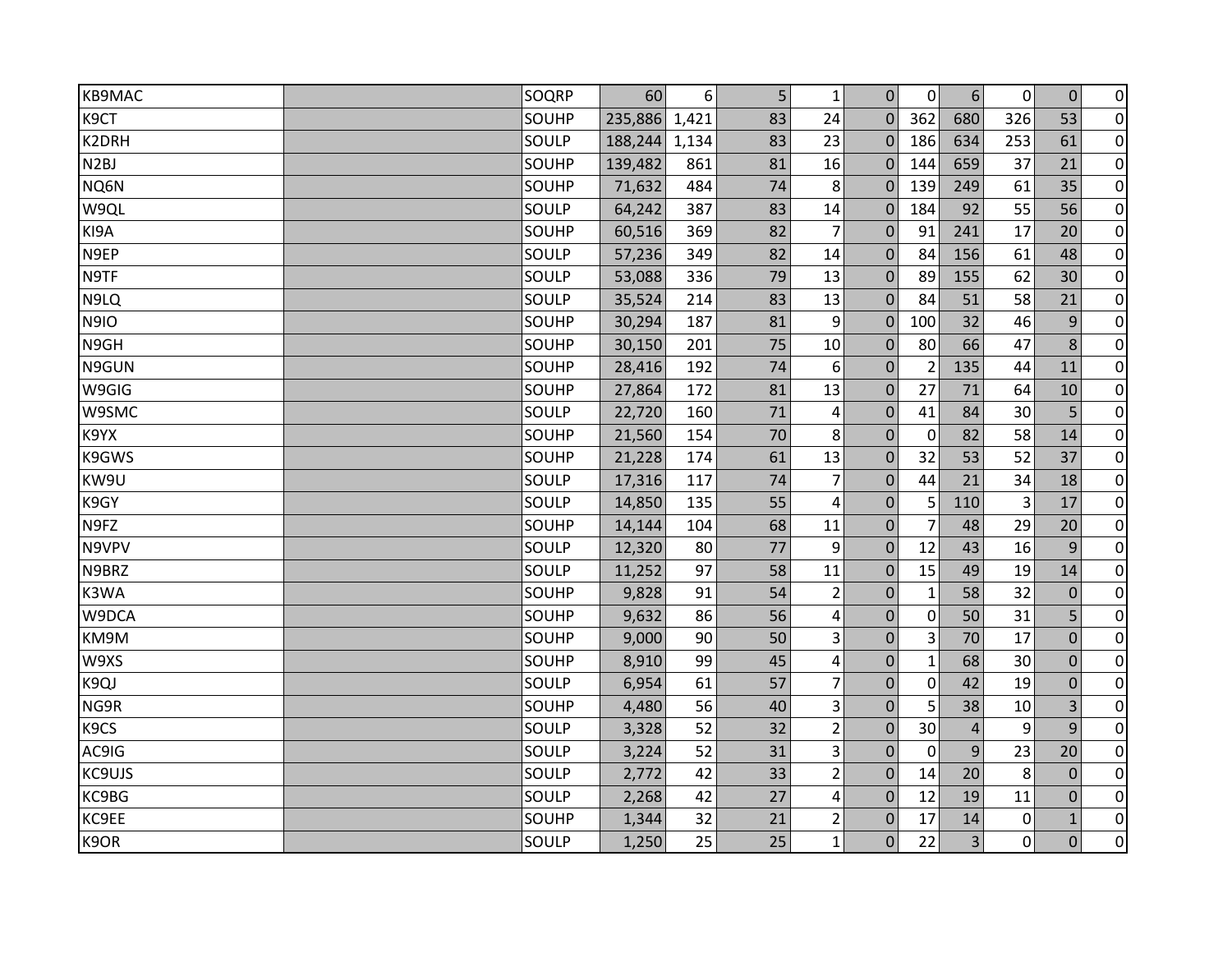| | | | | | | | | | | | | | |
|---|---|---|---|---|---|---|---|---|---|---|---|---|---|
| KB9MAC | | SOQRP | 60 | 6 | 5 | 1 | 0 | 0 | 6 | 0 | 0 | 0 |
| K9CT | | SOUHP | 235,886 | 1,421 | 83 | 24 | 0 | 362 | 680 | 326 | 53 | 0 |
| K2DRH | | SOULP | 188,244 | 1,134 | 83 | 23 | 0 | 186 | 634 | 253 | 61 | 0 |
| N2BJ | | SOUHP | 139,482 | 861 | 81 | 16 | 0 | 144 | 659 | 37 | 21 | 0 |
| NQ6N | | SOUHP | 71,632 | 484 | 74 | 8 | 0 | 139 | 249 | 61 | 35 | 0 |
| W9QL | | SOULP | 64,242 | 387 | 83 | 14 | 0 | 184 | 92 | 55 | 56 | 0 |
| KI9A | | SOUHP | 60,516 | 369 | 82 | 7 | 0 | 91 | 241 | 17 | 20 | 0 |
| N9EP | | SOULP | 57,236 | 349 | 82 | 14 | 0 | 84 | 156 | 61 | 48 | 0 |
| N9TF | | SOULP | 53,088 | 336 | 79 | 13 | 0 | 89 | 155 | 62 | 30 | 0 |
| N9LQ | | SOULP | 35,524 | 214 | 83 | 13 | 0 | 84 | 51 | 58 | 21 | 0 |
| N9IO | | SOUHP | 30,294 | 187 | 81 | 9 | 0 | 100 | 32 | 46 | 9 | 0 |
| N9GH | | SOUHP | 30,150 | 201 | 75 | 10 | 0 | 80 | 66 | 47 | 8 | 0 |
| N9GUN | | SOUHP | 28,416 | 192 | 74 | 6 | 0 | 2 | 135 | 44 | 11 | 0 |
| W9GIG | | SOUHP | 27,864 | 172 | 81 | 13 | 0 | 27 | 71 | 64 | 10 | 0 |
| W9SMC | | SOULP | 22,720 | 160 | 71 | 4 | 0 | 41 | 84 | 30 | 5 | 0 |
| K9YX | | SOUHP | 21,560 | 154 | 70 | 8 | 0 | 0 | 82 | 58 | 14 | 0 |
| K9GWS | | SOUHP | 21,228 | 174 | 61 | 13 | 0 | 32 | 53 | 52 | 37 | 0 |
| KW9U | | SOULP | 17,316 | 117 | 74 | 7 | 0 | 44 | 21 | 34 | 18 | 0 |
| K9GY | | SOULP | 14,850 | 135 | 55 | 4 | 0 | 5 | 110 | 3 | 17 | 0 |
| N9FZ | | SOUHP | 14,144 | 104 | 68 | 11 | 0 | 7 | 48 | 29 | 20 | 0 |
| N9VPV | | SOULP | 12,320 | 80 | 77 | 9 | 0 | 12 | 43 | 16 | 9 | 0 |
| N9BRZ | | SOULP | 11,252 | 97 | 58 | 11 | 0 | 15 | 49 | 19 | 14 | 0 |
| K3WA | | SOUHP | 9,828 | 91 | 54 | 2 | 0 | 1 | 58 | 32 | 0 | 0 |
| W9DCA | | SOUHP | 9,632 | 86 | 56 | 4 | 0 | 0 | 50 | 31 | 5 | 0 |
| KM9M | | SOUHP | 9,000 | 90 | 50 | 3 | 0 | 3 | 70 | 17 | 0 | 0 |
| W9XS | | SOUHP | 8,910 | 99 | 45 | 4 | 0 | 1 | 68 | 30 | 0 | 0 |
| K9QJ | | SOULP | 6,954 | 61 | 57 | 7 | 0 | 0 | 42 | 19 | 0 | 0 |
| NG9R | | SOUHP | 4,480 | 56 | 40 | 3 | 0 | 5 | 38 | 10 | 3 | 0 |
| K9CS | | SOULP | 3,328 | 52 | 32 | 2 | 0 | 30 | 4 | 9 | 9 | 0 |
| AC9IG | | SOULP | 3,224 | 52 | 31 | 3 | 0 | 0 | 9 | 23 | 20 | 0 |
| KC9UJS | | SOULP | 2,772 | 42 | 33 | 2 | 0 | 14 | 20 | 8 | 0 | 0 |
| KC9BG | | SOULP | 2,268 | 42 | 27 | 4 | 0 | 12 | 19 | 11 | 0 | 0 |
| KC9EE | | SOUHP | 1,344 | 32 | 21 | 2 | 0 | 17 | 14 | 0 | 1 | 0 |
| K9OR | | SOULP | 1,250 | 25 | 25 | 1 | 0 | 22 | 3 | 0 | 0 | 0 |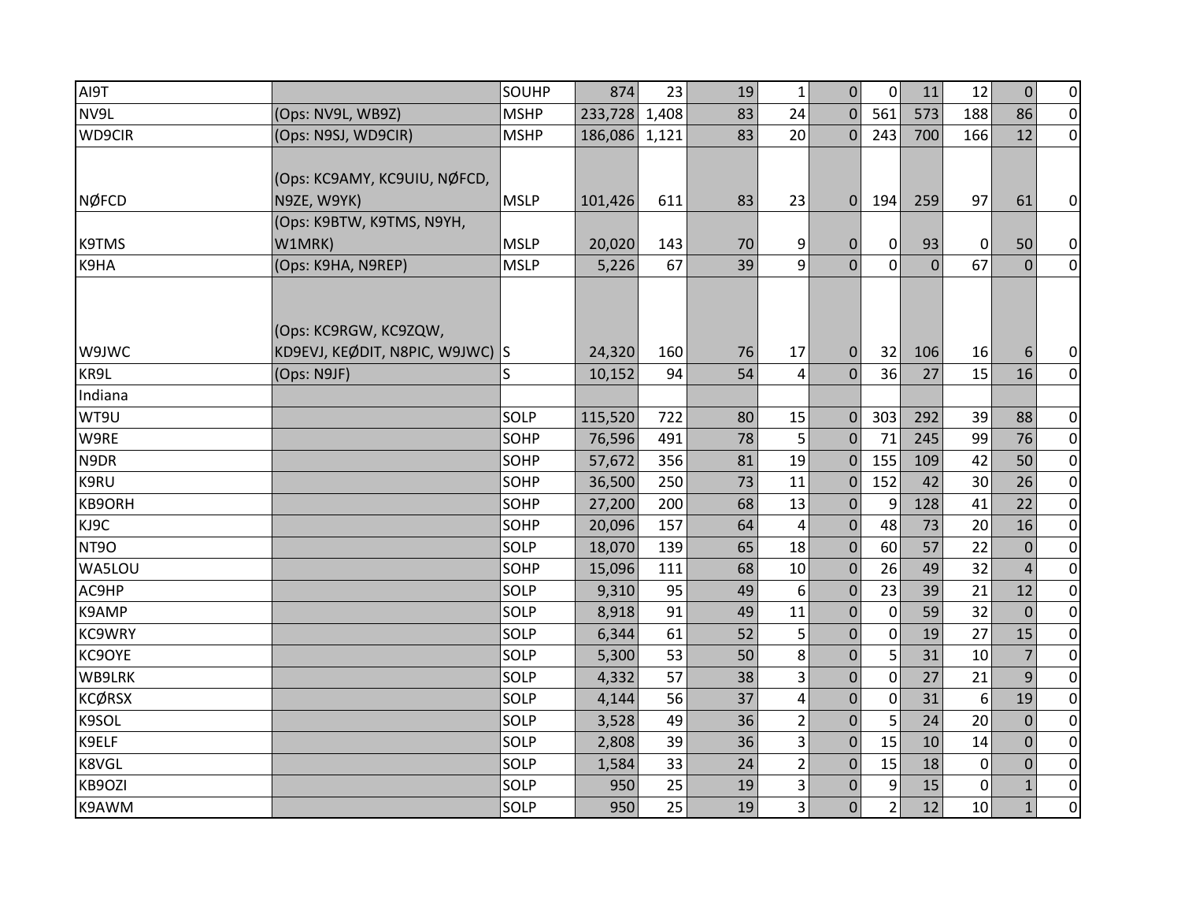| AI9T | | SOUHP | 874 | 23 | 19 | 1 | 0 | 0 | 11 | 12 | 0 | 0 |
|---|---|---|---|---|---|---|---|---|---|---|---|---|
| NV9L | (Ops: NV9L, WB9Z) | MSHP | 233,728 | 1,408 | 83 | 24 | 0 | 561 | 573 | 188 | 86 | 0 |
| WD9CIR | (Ops: N9SJ, WD9CIR) | MSHP | 186,086 | 1,121 | 83 | 20 | 0 | 243 | 700 | 166 | 12 | 0 |
| NØFCD | (Ops: KC9AMY, KC9UIU, NØFCD, N9ZE, W9YK) | MSLP | 101,426 | 611 | 83 | 23 | 0 | 194 | 259 | 97 | 61 | 0 |
| K9TMS | (Ops: K9BTW, K9TMS, N9YH, W1MRK) | MSLP | 20,020 | 143 | 70 | 9 | 0 | 0 | 93 | 0 | 50 | 0 |
| K9HA | (Ops: K9HA, N9REP) | MSLP | 5,226 | 67 | 39 | 9 | 0 | 0 | 0 | 67 | 0 | 0 |
| W9JWC | (Ops: KC9RGW, KC9ZQW, KD9EVJ, KEØDIT, N8PIC, W9JWC) | S | 24,320 | 160 | 76 | 17 | 0 | 32 | 106 | 16 | 6 | 0 |
| KR9L | (Ops: N9JF) | S | 10,152 | 94 | 54 | 4 | 0 | 36 | 27 | 15 | 16 | 0 |
| Indiana | | | | | | | | | | | | |
| WT9U | | SOLP | 115,520 | 722 | 80 | 15 | 0 | 303 | 292 | 39 | 88 | 0 |
| W9RE | | SOHP | 76,596 | 491 | 78 | 5 | 0 | 71 | 245 | 99 | 76 | 0 |
| N9DR | | SOHP | 57,672 | 356 | 81 | 19 | 0 | 155 | 109 | 42 | 50 | 0 |
| K9RU | | SOHP | 36,500 | 250 | 73 | 11 | 0 | 152 | 42 | 30 | 26 | 0 |
| KB9ORH | | SOHP | 27,200 | 200 | 68 | 13 | 0 | 9 | 128 | 41 | 22 | 0 |
| KJ9C | | SOHP | 20,096 | 157 | 64 | 4 | 0 | 48 | 73 | 20 | 16 | 0 |
| NT9O | | SOLP | 18,070 | 139 | 65 | 18 | 0 | 60 | 57 | 22 | 0 | 0 |
| WA5LOU | | SOHP | 15,096 | 111 | 68 | 10 | 0 | 26 | 49 | 32 | 4 | 0 |
| AC9HP | | SOLP | 9,310 | 95 | 49 | 6 | 0 | 23 | 39 | 21 | 12 | 0 |
| K9AMP | | SOLP | 8,918 | 91 | 49 | 11 | 0 | 0 | 59 | 32 | 0 | 0 |
| KC9WRY | | SOLP | 6,344 | 61 | 52 | 5 | 0 | 0 | 19 | 27 | 15 | 0 |
| KC9OYE | | SOLP | 5,300 | 53 | 50 | 8 | 0 | 5 | 31 | 10 | 7 | 0 |
| WB9LRK | | SOLP | 4,332 | 57 | 38 | 3 | 0 | 0 | 27 | 21 | 9 | 0 |
| KCØRSX | | SOLP | 4,144 | 56 | 37 | 4 | 0 | 0 | 31 | 6 | 19 | 0 |
| K9SOL | | SOLP | 3,528 | 49 | 36 | 2 | 0 | 5 | 24 | 20 | 0 | 0 |
| K9ELF | | SOLP | 2,808 | 39 | 36 | 3 | 0 | 15 | 10 | 14 | 0 | 0 |
| K8VGL | | SOLP | 1,584 | 33 | 24 | 2 | 0 | 15 | 18 | 0 | 0 | 0 |
| KB9OZI | | SOLP | 950 | 25 | 19 | 3 | 0 | 9 | 15 | 0 | 1 | 0 |
| K9AWM | | SOLP | 950 | 25 | 19 | 3 | 0 | 2 | 12 | 10 | 1 | 0 |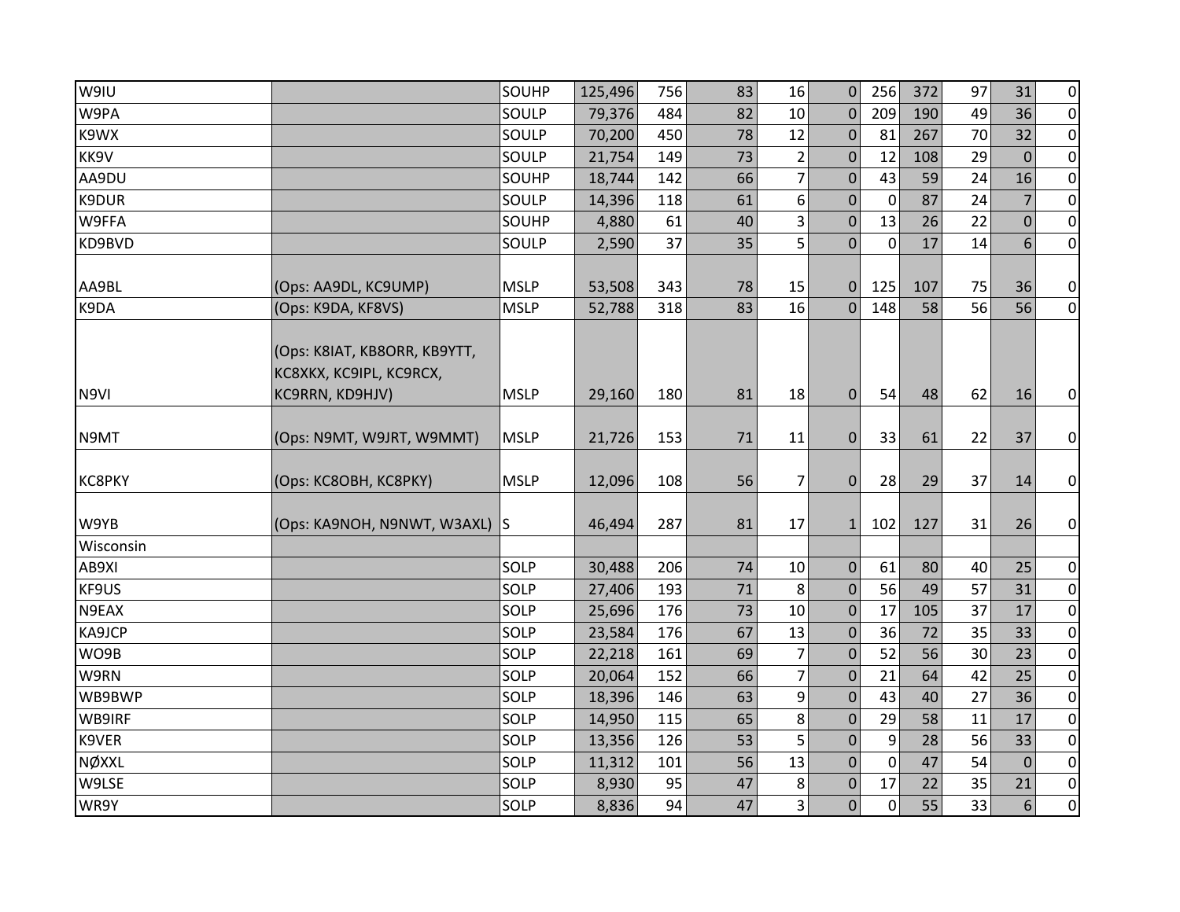| | | | | | | | | | | | | |
|---|---|---|---|---|---|---|---|---|---|---|---|---|
| W9IU | | SOUHP | 125,496 | 756 | 83 | 16 | 0 | 256 | 372 | 97 | 31 | 0 |
| W9PA | | SOULP | 79,376 | 484 | 82 | 10 | 0 | 209 | 190 | 49 | 36 | 0 |
| K9WX | | SOULP | 70,200 | 450 | 78 | 12 | 0 | 81 | 267 | 70 | 32 | 0 |
| KK9V | | SOULP | 21,754 | 149 | 73 | 2 | 0 | 12 | 108 | 29 | 0 | 0 |
| AA9DU | | SOUHP | 18,744 | 142 | 66 | 7 | 0 | 43 | 59 | 24 | 16 | 0 |
| K9DUR | | SOULP | 14,396 | 118 | 61 | 6 | 0 | 0 | 87 | 24 | 7 | 0 |
| W9FFA | | SOUHP | 4,880 | 61 | 40 | 3 | 0 | 13 | 26 | 22 | 0 | 0 |
| KD9BVD | | SOULP | 2,590 | 37 | 35 | 5 | 0 | 0 | 17 | 14 | 6 | 0 |
| AA9BL | (Ops: AA9DL, KC9UMP) | MSLP | 53,508 | 343 | 78 | 15 | 0 | 125 | 107 | 75 | 36 | 0 |
| K9DA | (Ops: K9DA, KF8VS) | MSLP | 52,788 | 318 | 83 | 16 | 0 | 148 | 58 | 56 | 56 | 0 |
| N9VI | (Ops: K8IAT, KB8ORR, KB9YTT, KC8XKX, KC9IPL, KC9RCX, KC9RRN, KD9HJV) | MSLP | 29,160 | 180 | 81 | 18 | 0 | 54 | 48 | 62 | 16 | 0 |
| N9MT | (Ops: N9MT, W9JRT, W9MMT) | MSLP | 21,726 | 153 | 71 | 11 | 0 | 33 | 61 | 22 | 37 | 0 |
| KC8PKY | (Ops: KC8OBH, KC8PKY) | MSLP | 12,096 | 108 | 56 | 7 | 0 | 28 | 29 | 37 | 14 | 0 |
| W9YB | (Ops: KA9NOH, N9NWT, W3AXL) | S | 46,494 | 287 | 81 | 17 | 1 | 102 | 127 | 31 | 26 | 0 |
| Wisconsin | | | | | | | | | | | | |
| AB9XI | | SOLP | 30,488 | 206 | 74 | 10 | 0 | 61 | 80 | 40 | 25 | 0 |
| KF9US | | SOLP | 27,406 | 193 | 71 | 8 | 0 | 56 | 49 | 57 | 31 | 0 |
| N9EAX | | SOLP | 25,696 | 176 | 73 | 10 | 0 | 17 | 105 | 37 | 17 | 0 |
| KA9JCP | | SOLP | 23,584 | 176 | 67 | 13 | 0 | 36 | 72 | 35 | 33 | 0 |
| WO9B | | SOLP | 22,218 | 161 | 69 | 7 | 0 | 52 | 56 | 30 | 23 | 0 |
| W9RN | | SOLP | 20,064 | 152 | 66 | 7 | 0 | 21 | 64 | 42 | 25 | 0 |
| WB9BWP | | SOLP | 18,396 | 146 | 63 | 9 | 0 | 43 | 40 | 27 | 36 | 0 |
| WB9IRF | | SOLP | 14,950 | 115 | 65 | 8 | 0 | 29 | 58 | 11 | 17 | 0 |
| K9VER | | SOLP | 13,356 | 126 | 53 | 5 | 0 | 9 | 28 | 56 | 33 | 0 |
| NØXXL | | SOLP | 11,312 | 101 | 56 | 13 | 0 | 0 | 47 | 54 | 0 | 0 |
| W9LSE | | SOLP | 8,930 | 95 | 47 | 8 | 0 | 17 | 22 | 35 | 21 | 0 |
| WR9Y | | SOLP | 8,836 | 94 | 47 | 3 | 0 | 0 | 55 | 33 | 6 | 0 |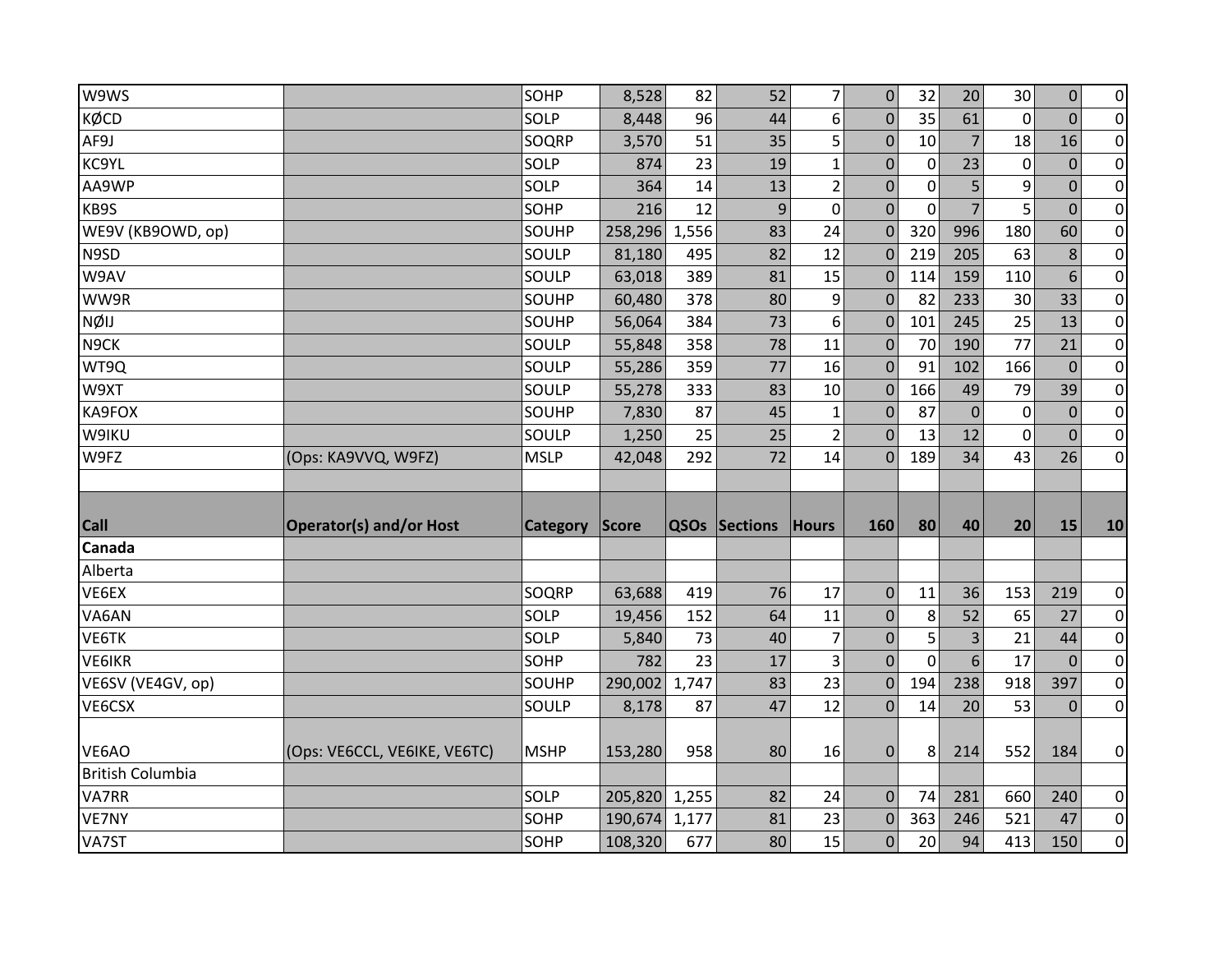| | | | | | | | | | | | |
|---|---|---|---|---|---|---|---|---|---|---|---|
| W9WS | | SOHP | 8,528 | 82 | 52 | 7 | 0 | 32 | 20 | 30 | 0 | 0 |
| KØCD | | SOLP | 8,448 | 96 | 44 | 6 | 0 | 35 | 61 | 0 | 0 | 0 |
| AF9J | | SOQRP | 3,570 | 51 | 35 | 5 | 0 | 10 | 7 | 18 | 16 | 0 |
| KC9YL | | SOLP | 874 | 23 | 19 | 1 | 0 | 0 | 23 | 0 | 0 | 0 |
| AA9WP | | SOLP | 364 | 14 | 13 | 2 | 0 | 0 | 5 | 9 | 0 | 0 |
| KB9S | | SOHP | 216 | 12 | 9 | 0 | 0 | 0 | 7 | 5 | 0 | 0 |
| WE9V (KB9OWD, op) | | SOUHP | 258,296 | 1,556 | 83 | 24 | 0 | 320 | 996 | 180 | 60 | 0 |
| N9SD | | SOULP | 81,180 | 495 | 82 | 12 | 0 | 219 | 205 | 63 | 8 | 0 |
| W9AV | | SOULP | 63,018 | 389 | 81 | 15 | 0 | 114 | 159 | 110 | 6 | 0 |
| WW9R | | SOUHP | 60,480 | 378 | 80 | 9 | 0 | 82 | 233 | 30 | 33 | 0 |
| NØIJ | | SOUHP | 56,064 | 384 | 73 | 6 | 0 | 101 | 245 | 25 | 13 | 0 |
| N9CK | | SOULP | 55,848 | 358 | 78 | 11 | 0 | 70 | 190 | 77 | 21 | 0 |
| WT9Q | | SOULP | 55,286 | 359 | 77 | 16 | 0 | 91 | 102 | 166 | 0 | 0 |
| W9XT | | SOULP | 55,278 | 333 | 83 | 10 | 0 | 166 | 49 | 79 | 39 | 0 |
| KA9FOX | | SOUHP | 7,830 | 87 | 45 | 1 | 0 | 87 | 0 | 0 | 0 | 0 |
| W9IKU | | SOULP | 1,250 | 25 | 25 | 2 | 0 | 13 | 12 | 0 | 0 | 0 |
| W9FZ | (Ops: KA9VVQ, W9FZ) | MSLP | 42,048 | 292 | 72 | 14 | 0 | 189 | 34 | 43 | 26 | 0 |

| Call | Operator(s) and/or Host | Category | Score | QSOs | Sections | Hours | 160 | 80 | 40 | 20 | 15 | 10 |
|---|---|---|---|---|---|---|---|---|---|---|---|---|
| **Canada** | | | | | | | | | | | | |
| Alberta | | | | | | | | | | | | |
| VE6EX | | SOQRP | 63,688 | 419 | 76 | 17 | 0 | 11 | 36 | 153 | 219 | 0 |
| VA6AN | | SOLP | 19,456 | 152 | 64 | 11 | 0 | 8 | 52 | 65 | 27 | 0 |
| VE6TK | | SOLP | 5,840 | 73 | 40 | 7 | 0 | 5 | 3 | 21 | 44 | 0 |
| VE6IKR | | SOHP | 782 | 23 | 17 | 3 | 0 | 0 | 6 | 17 | 0 | 0 |
| VE6SV (VE4GV, op) | | SOUHP | 290,002 | 1,747 | 83 | 23 | 0 | 194 | 238 | 918 | 397 | 0 |
| VE6CSX | | SOULP | 8,178 | 87 | 47 | 12 | 0 | 14 | 20 | 53 | 0 | 0 |
| VE6AO | (Ops: VE6CCL, VE6IKE, VE6TC) | MSHP | 153,280 | 958 | 80 | 16 | 0 | 8 | 214 | 552 | 184 | 0 |
| British Columbia | | | | | | | | | | | | |
| VA7RR | | SOLP | 205,820 | 1,255 | 82 | 24 | 0 | 74 | 281 | 660 | 240 | 0 |
| VE7NY | | SOHP | 190,674 | 1,177 | 81 | 23 | 0 | 363 | 246 | 521 | 47 | 0 |
| VA7ST | | SOHP | 108,320 | 677 | 80 | 15 | 0 | 20 | 94 | 413 | 150 | 0 |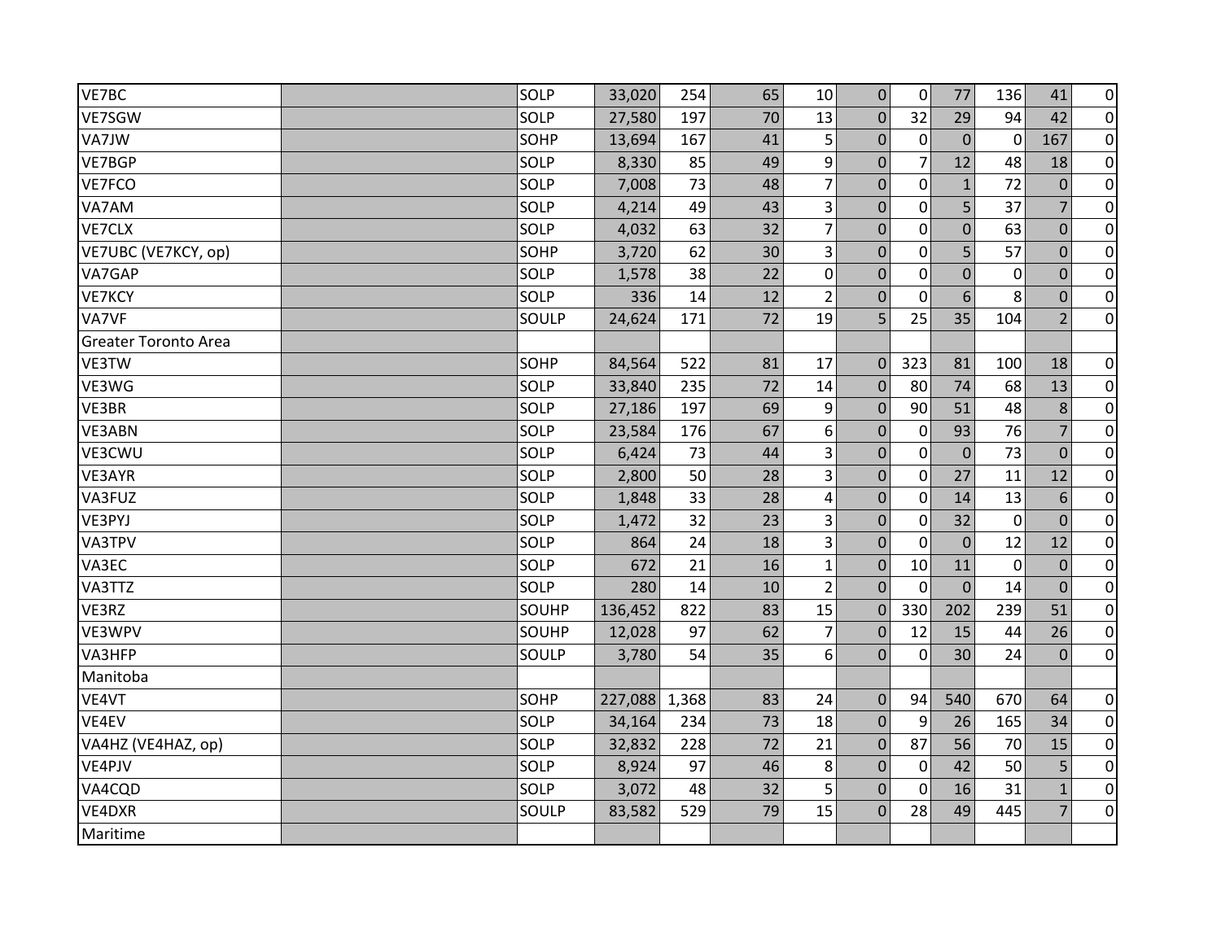| | | | | | | | | | | | | |
|---|---|---|---|---|---|---|---|---|---|---|---|---|
| VE7BC | | SOLP | 33,020 | 254 | 65 | 10 | 0 | 0 | 77 | 136 | 41 | 0 |
| VE7SGW | | SOLP | 27,580 | 197 | 70 | 13 | 0 | 32 | 29 | 94 | 42 | 0 |
| VA7JW | | SOHP | 13,694 | 167 | 41 | 5 | 0 | 0 | 0 | 0 | 167 | 0 |
| VE7BGP | | SOLP | 8,330 | 85 | 49 | 9 | 0 | 7 | 12 | 48 | 18 | 0 |
| VE7FCO | | SOLP | 7,008 | 73 | 48 | 7 | 0 | 0 | 1 | 72 | 0 | 0 |
| VA7AM | | SOLP | 4,214 | 49 | 43 | 3 | 0 | 0 | 5 | 37 | 7 | 0 |
| VE7CLX | | SOLP | 4,032 | 63 | 32 | 7 | 0 | 0 | 0 | 63 | 0 | 0 |
| VE7UBC (VE7KCY, op) | | SOHP | 3,720 | 62 | 30 | 3 | 0 | 0 | 5 | 57 | 0 | 0 |
| VA7GAP | | SOLP | 1,578 | 38 | 22 | 0 | 0 | 0 | 0 | 0 | 0 | 0 |
| VE7KCY | | SOLP | 336 | 14 | 12 | 2 | 0 | 0 | 6 | 8 | 0 | 0 |
| VA7VF | | SOULP | 24,624 | 171 | 72 | 19 | 5 | 25 | 35 | 104 | 2 | 0 |
| Greater Toronto Area | | | | | | | | | | | | |
| VE3TW | | SOHP | 84,564 | 522 | 81 | 17 | 0 | 323 | 81 | 100 | 18 | 0 |
| VE3WG | | SOLP | 33,840 | 235 | 72 | 14 | 0 | 80 | 74 | 68 | 13 | 0 |
| VE3BR | | SOLP | 27,186 | 197 | 69 | 9 | 0 | 90 | 51 | 48 | 8 | 0 |
| VE3ABN | | SOLP | 23,584 | 176 | 67 | 6 | 0 | 0 | 93 | 76 | 7 | 0 |
| VE3CWU | | SOLP | 6,424 | 73 | 44 | 3 | 0 | 0 | 0 | 73 | 0 | 0 |
| VE3AYR | | SOLP | 2,800 | 50 | 28 | 3 | 0 | 0 | 27 | 11 | 12 | 0 |
| VA3FUZ | | SOLP | 1,848 | 33 | 28 | 4 | 0 | 0 | 14 | 13 | 6 | 0 |
| VE3PYJ | | SOLP | 1,472 | 32 | 23 | 3 | 0 | 0 | 32 | 0 | 0 | 0 |
| VA3TPV | | SOLP | 864 | 24 | 18 | 3 | 0 | 0 | 0 | 12 | 12 | 0 |
| VA3EC | | SOLP | 672 | 21 | 16 | 1 | 0 | 10 | 11 | 0 | 0 | 0 |
| VA3TTZ | | SOLP | 280 | 14 | 10 | 2 | 0 | 0 | 0 | 14 | 0 | 0 |
| VE3RZ | | SOUHP | 136,452 | 822 | 83 | 15 | 0 | 330 | 202 | 239 | 51 | 0 |
| VE3WPV | | SOUHP | 12,028 | 97 | 62 | 7 | 0 | 12 | 15 | 44 | 26 | 0 |
| VA3HFP | | SOULP | 3,780 | 54 | 35 | 6 | 0 | 0 | 30 | 24 | 0 | 0 |
| Manitoba | | | | | | | | | | | | |
| VE4VT | | SOHP | 227,088 | 1,368 | 83 | 24 | 0 | 94 | 540 | 670 | 64 | 0 |
| VE4EV | | SOLP | 34,164 | 234 | 73 | 18 | 0 | 9 | 26 | 165 | 34 | 0 |
| VA4HZ (VE4HAZ, op) | | SOLP | 32,832 | 228 | 72 | 21 | 0 | 87 | 56 | 70 | 15 | 0 |
| VE4PJV | | SOLP | 8,924 | 97 | 46 | 8 | 0 | 0 | 42 | 50 | 5 | 0 |
| VA4CQD | | SOLP | 3,072 | 48 | 32 | 5 | 0 | 0 | 16 | 31 | 1 | 0 |
| VE4DXR | | SOULP | 83,582 | 529 | 79 | 15 | 0 | 28 | 49 | 445 | 7 | 0 |
| Maritime | | | | | | | | | | | | |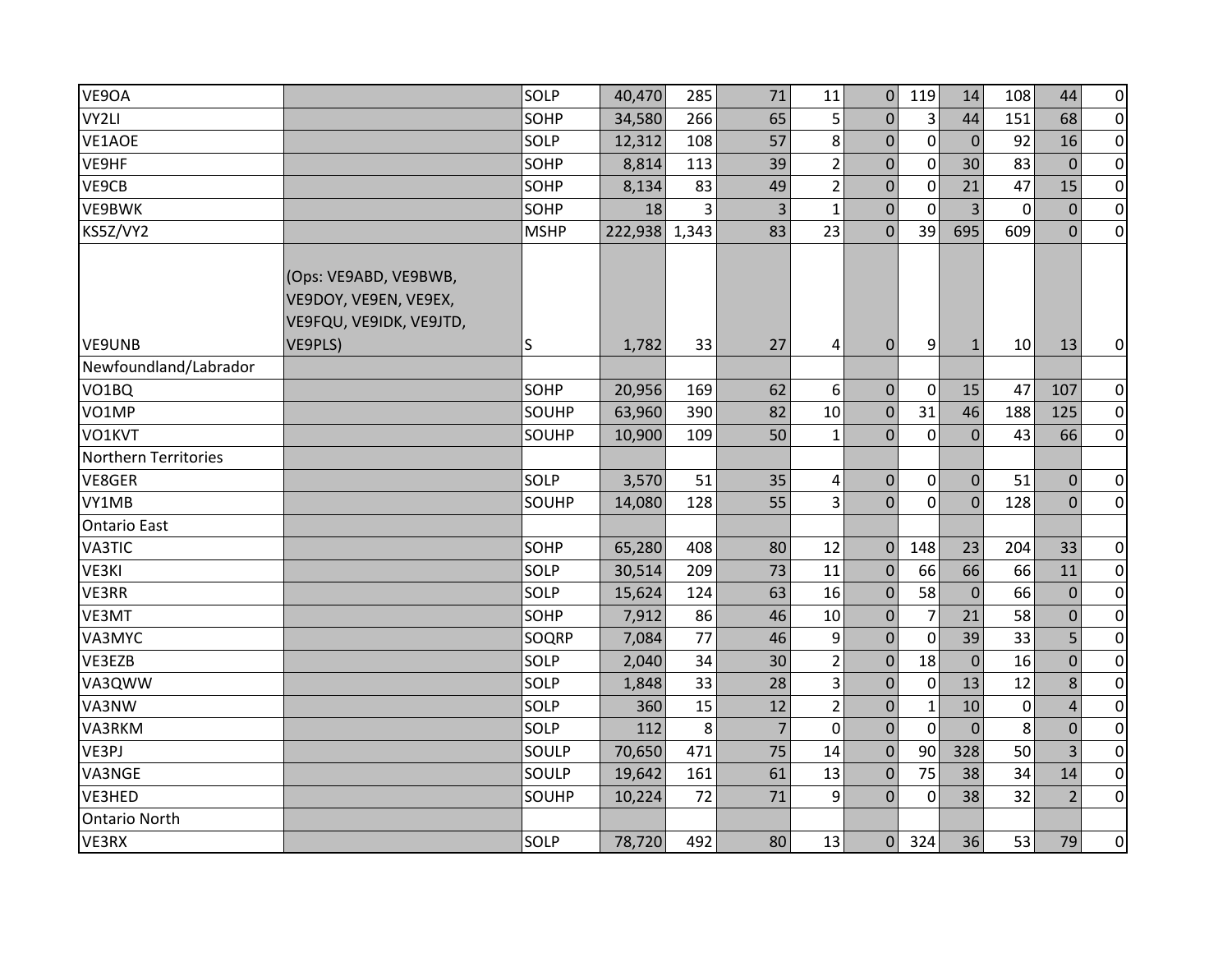| | | | | | | | | | | | | |
|---|---|---|---|---|---|---|---|---|---|---|---|---|
| VE9OA | | SOLP | 40,470 | 285 | 71 | 11 | 0 | 119 | 14 | 108 | 44 | 0 |
| VY2LI | | SOHP | 34,580 | 266 | 65 | 5 | 0 | 3 | 44 | 151 | 68 | 0 |
| VE1AOE | | SOLP | 12,312 | 108 | 57 | 8 | 0 | 0 | 0 | 92 | 16 | 0 |
| VE9HF | | SOHP | 8,814 | 113 | 39 | 2 | 0 | 0 | 30 | 83 | 0 | 0 |
| VE9CB | | SOHP | 8,134 | 83 | 49 | 2 | 0 | 0 | 21 | 47 | 15 | 0 |
| VE9BWK | | SOHP | 18 | 3 | 3 | 1 | 0 | 0 | 3 | 0 | 0 | 0 |
| KS5Z/VY2 | | MSHP | 222,938 | 1,343 | 83 | 23 | 0 | 39 | 695 | 609 | 0 | 0 |
| VE9UNB | (Ops: VE9ABD, VE9BWB, VE9DOY, VE9EN, VE9EX, VE9FQU, VE9IDK, VE9JTD, VE9PLS) | S | 1,782 | 33 | 27 | 4 | 0 | 9 | 1 | 10 | 13 | 0 |
| Newfoundland/Labrador | | | | | | | | | | | | |
| VO1BQ | | SOHP | 20,956 | 169 | 62 | 6 | 0 | 0 | 15 | 47 | 107 | 0 |
| VO1MP | | SOUHP | 63,960 | 390 | 82 | 10 | 0 | 31 | 46 | 188 | 125 | 0 |
| VO1KVT | | SOUHP | 10,900 | 109 | 50 | 1 | 0 | 0 | 0 | 43 | 66 | 0 |
| Northern Territories | | | | | | | | | | | | |
| VE8GER | | SOLP | 3,570 | 51 | 35 | 4 | 0 | 0 | 0 | 51 | 0 | 0 |
| VY1MB | | SOUHP | 14,080 | 128 | 55 | 3 | 0 | 0 | 0 | 128 | 0 | 0 |
| Ontario East | | | | | | | | | | | | |
| VA3TIC | | SOHP | 65,280 | 408 | 80 | 12 | 0 | 148 | 23 | 204 | 33 | 0 |
| VE3KI | | SOLP | 30,514 | 209 | 73 | 11 | 0 | 66 | 66 | 66 | 11 | 0 |
| VE3RR | | SOLP | 15,624 | 124 | 63 | 16 | 0 | 58 | 0 | 66 | 0 | 0 |
| VE3MT | | SOHP | 7,912 | 86 | 46 | 10 | 0 | 7 | 21 | 58 | 0 | 0 |
| VA3MYC | | SOQRP | 7,084 | 77 | 46 | 9 | 0 | 0 | 39 | 33 | 5 | 0 |
| VE3EZB | | SOLP | 2,040 | 34 | 30 | 2 | 0 | 18 | 0 | 16 | 0 | 0 |
| VA3QWW | | SOLP | 1,848 | 33 | 28 | 3 | 0 | 0 | 13 | 12 | 8 | 0 |
| VA3NW | | SOLP | 360 | 15 | 12 | 2 | 0 | 1 | 10 | 0 | 4 | 0 |
| VA3RKM | | SOLP | 112 | 8 | 7 | 0 | 0 | 0 | 0 | 8 | 0 | 0 |
| VE3PJ | | SOULP | 70,650 | 471 | 75 | 14 | 0 | 90 | 328 | 50 | 3 | 0 |
| VA3NGE | | SOULP | 19,642 | 161 | 61 | 13 | 0 | 75 | 38 | 34 | 14 | 0 |
| VE3HED | | SOUHP | 10,224 | 72 | 71 | 9 | 0 | 0 | 38 | 32 | 2 | 0 |
| Ontario North | | | | | | | | | | | | |
| VE3RX | | SOLP | 78,720 | 492 | 80 | 13 | 0 | 324 | 36 | 53 | 79 | 0 |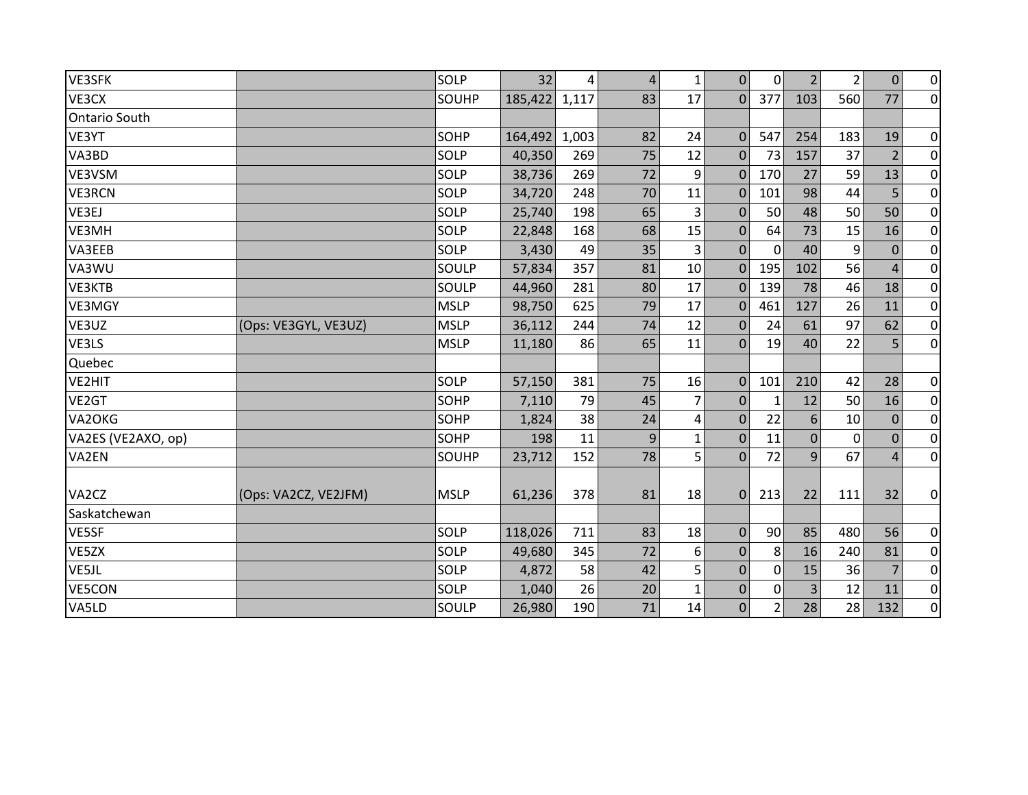| | | | | | | | | | | | | |
|---|---|---|---|---|---|---|---|---|---|---|---|---|
| VE3SFK | | SOLP | 32 | 4 | 4 | 1 | 0 | 0 | 2 | 2 | 0 | 0 |
| VE3CX | | SOUHP | 185,422 | 1,117 | 83 | 17 | 0 | 377 | 103 | 560 | 77 | 0 |
| Ontario South | | | | | | | | | | | | |
| VE3YT | | SOHP | 164,492 | 1,003 | 82 | 24 | 0 | 547 | 254 | 183 | 19 | 0 |
| VA3BD | | SOLP | 40,350 | 269 | 75 | 12 | 0 | 73 | 157 | 37 | 2 | 0 |
| VE3VSM | | SOLP | 38,736 | 269 | 72 | 9 | 0 | 170 | 27 | 59 | 13 | 0 |
| VE3RCN | | SOLP | 34,720 | 248 | 70 | 11 | 0 | 101 | 98 | 44 | 5 | 0 |
| VE3EJ | | SOLP | 25,740 | 198 | 65 | 3 | 0 | 50 | 48 | 50 | 50 | 0 |
| VE3MH | | SOLP | 22,848 | 168 | 68 | 15 | 0 | 64 | 73 | 15 | 16 | 0 |
| VA3EEB | | SOLP | 3,430 | 49 | 35 | 3 | 0 | 0 | 40 | 9 | 0 | 0 |
| VA3WU | | SOULP | 57,834 | 357 | 81 | 10 | 0 | 195 | 102 | 56 | 4 | 0 |
| VE3KTB | | SOULP | 44,960 | 281 | 80 | 17 | 0 | 139 | 78 | 46 | 18 | 0 |
| VE3MGY | | MSLP | 98,750 | 625 | 79 | 17 | 0 | 461 | 127 | 26 | 11 | 0 |
| VE3UZ | (Ops: VE3GYL, VE3UZ) | MSLP | 36,112 | 244 | 74 | 12 | 0 | 24 | 61 | 97 | 62 | 0 |
| VE3LS | | MSLP | 11,180 | 86 | 65 | 11 | 0 | 19 | 40 | 22 | 5 | 0 |
| Quebec | | | | | | | | | | | | |
| VE2HIT | | SOLP | 57,150 | 381 | 75 | 16 | 0 | 101 | 210 | 42 | 28 | 0 |
| VE2GT | | SOHP | 7,110 | 79 | 45 | 7 | 0 | 1 | 12 | 50 | 16 | 0 |
| VA2OKG | | SOHP | 1,824 | 38 | 24 | 4 | 0 | 22 | 6 | 10 | 0 | 0 |
| VA2ES (VE2AXO, op) | | SOHP | 198 | 11 | 9 | 1 | 0 | 11 | 0 | 0 | 0 | 0 |
| VA2EN | | SOUHP | 23,712 | 152 | 78 | 5 | 0 | 72 | 9 | 67 | 4 | 0 |
| VA2CZ | (Ops: VA2CZ, VE2JFM) | MSLP | 61,236 | 378 | 81 | 18 | 0 | 213 | 22 | 111 | 32 | 0 |
| Saskatchewan | | | | | | | | | | | | |
| VE5SF | | SOLP | 118,026 | 711 | 83 | 18 | 0 | 90 | 85 | 480 | 56 | 0 |
| VE5ZX | | SOLP | 49,680 | 345 | 72 | 6 | 0 | 8 | 16 | 240 | 81 | 0 |
| VE5JL | | SOLP | 4,872 | 58 | 42 | 5 | 0 | 0 | 15 | 36 | 7 | 0 |
| VE5CON | | SOLP | 1,040 | 26 | 20 | 1 | 0 | 0 | 3 | 12 | 11 | 0 |
| VA5LD | | SOULP | 26,980 | 190 | 71 | 14 | 0 | 2 | 28 | 28 | 132 | 0 |